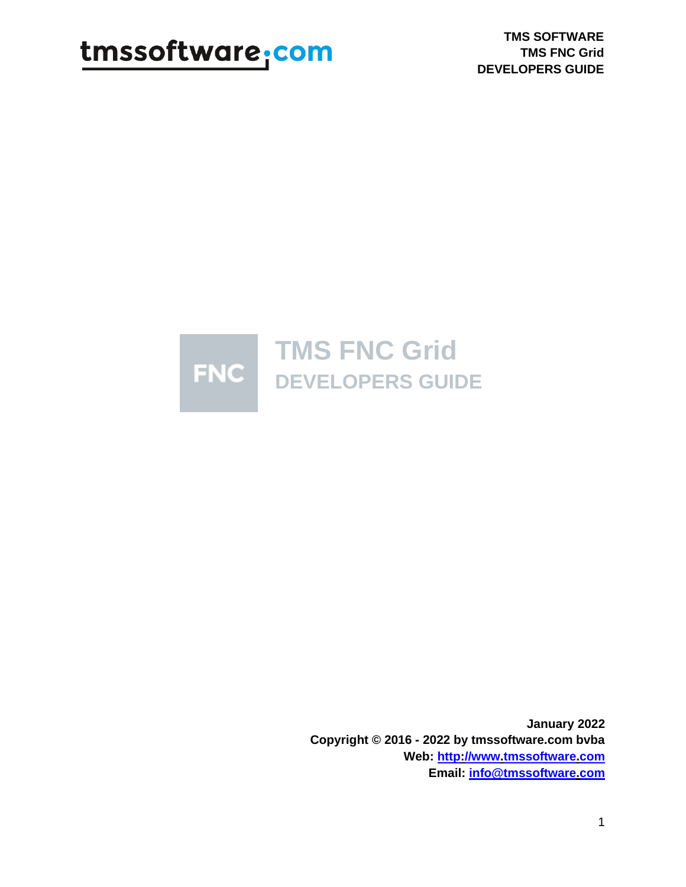tmssoftware.com

**TMS SOFTWARE**
**TMS FNC Grid**
**DEVELOPERS GUIDE**

FNC

# TMS FNC Grid

## DEVELOPERS GUIDE

**January 2022**
**Copyright © 2016 - 2022 by tmssoftware.com bvba**
**Web: [http://www.tmssoftware.com](http://www.tmssoftware.com)**
**Email: [info@tmssoftware.com](mailto:info@tmssoftware.com)**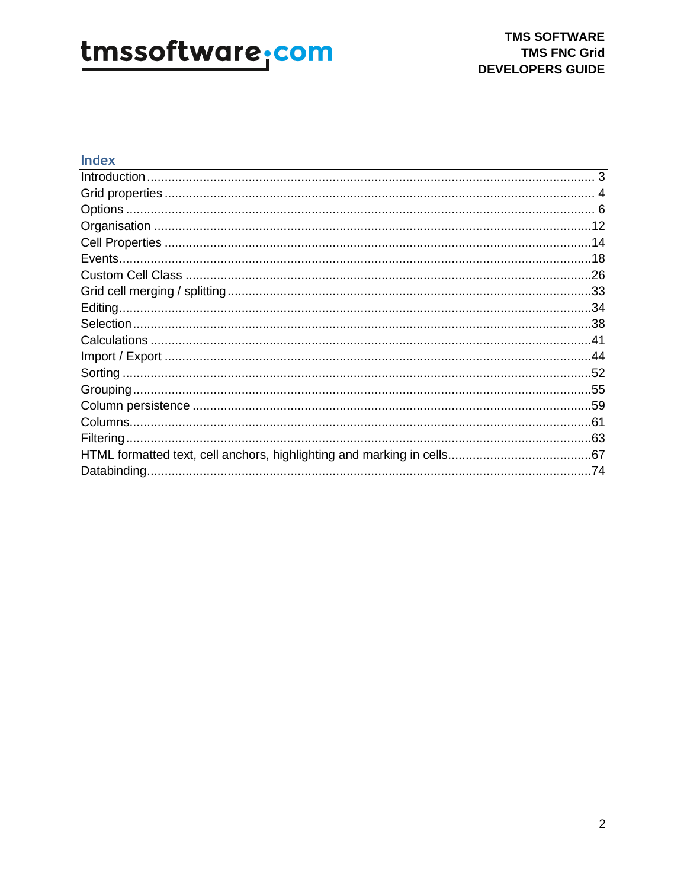## Index

| | |
|---|---|
| Introduction | 3 |
| Grid properties | 4 |
| Options | 6 |
| Organisation | 12 |
| Cell Properties | 14 |
| Events | 18 |
| Custom Cell Class | 26 |
| Grid cell merging / splitting | 33 |
| Editing | 34 |
| Selection | 38 |
| Calculations | 41 |
| Import / Export | 44 |
| Sorting | 52 |
| Grouping | 55 |
| Column persistence | 59 |
| Columns | 61 |
| Filtering | 63 |
| HTML formatted text, cell anchors, highlighting and marking in cells | 67 |
| Databinding | 74 |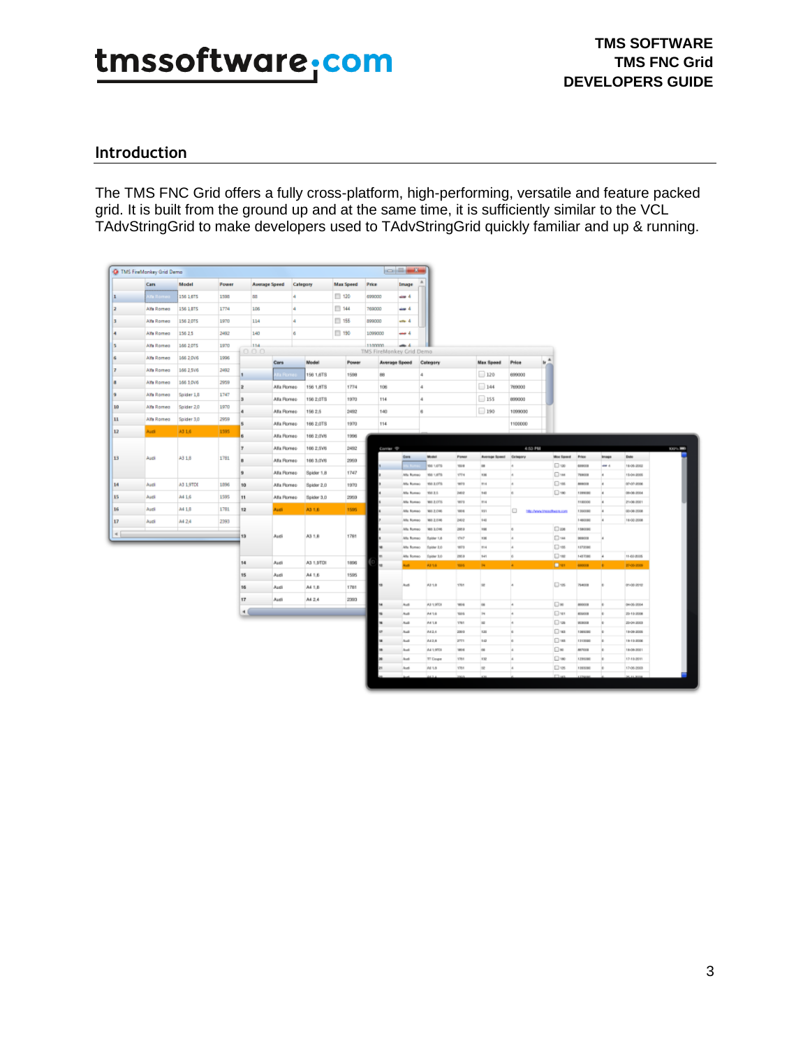## Introduction

The TMS FNC Grid offers a fully cross-platform, high-performing, versatile and feature packed grid. It is built from the ground up and at the same time, it is sufficiently similar to the VCL TAdvStringGrid to make developers used to TAdvStringGrid quickly familiar and up & running.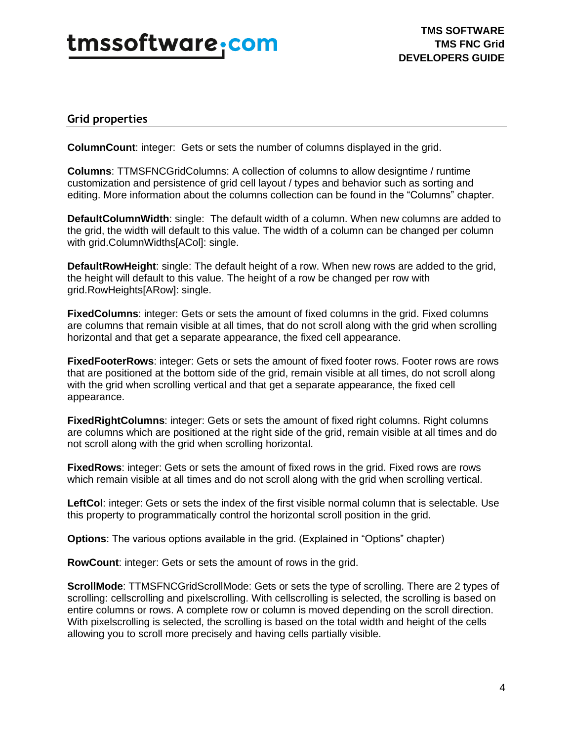## Grid properties

**ColumnCount**: integer:  Gets or sets the number of columns displayed in the grid.

**Columns**: TTMSFNCGridColumns: A collection of columns to allow designtime / runtime customization and persistence of grid cell layout / types and behavior such as sorting and editing. More information about the columns collection can be found in the “Columns” chapter.

**DefaultColumnWidth**: single:  The default width of a column. When new columns are added to the grid, the width will default to this value. The width of a column can be changed per column with grid.ColumnWidths[ACol]: single.

**DefaultRowHeight**: single: The default height of a row. When new rows are added to the grid, the height will default to this value. The height of a row be changed per row with grid.RowHeights[ARow]: single.

**FixedColumns**: integer: Gets or sets the amount of fixed columns in the grid. Fixed columns are columns that remain visible at all times, that do not scroll along with the grid when scrolling horizontal and that get a separate appearance, the fixed cell appearance.

**FixedFooterRows**: integer: Gets or sets the amount of fixed footer rows. Footer rows are rows that are positioned at the bottom side of the grid, remain visible at all times, do not scroll along with the grid when scrolling vertical and that get a separate appearance, the fixed cell appearance.

**FixedRightColumns**: integer: Gets or sets the amount of fixed right columns. Right columns are columns which are positioned at the right side of the grid, remain visible at all times and do not scroll along with the grid when scrolling horizontal.

**FixedRows**: integer: Gets or sets the amount of fixed rows in the grid. Fixed rows are rows which remain visible at all times and do not scroll along with the grid when scrolling vertical.

**LeftCol**: integer: Gets or sets the index of the first visible normal column that is selectable. Use this property to programmatically control the horizontal scroll position in the grid.

**Options**: The various options available in the grid. (Explained in “Options” chapter)

**RowCount**: integer: Gets or sets the amount of rows in the grid.

**ScrollMode**: TTMSFNCGridScrollMode: Gets or sets the type of scrolling. There are 2 types of scrolling: cellscrolling and pixelscrolling. With cellscrolling is selected, the scrolling is based on entire columns or rows. A complete row or column is moved depending on the scroll direction. With pixelscrolling is selected, the scrolling is based on the total width and height of the cells allowing you to scroll more precisely and having cells partially visible.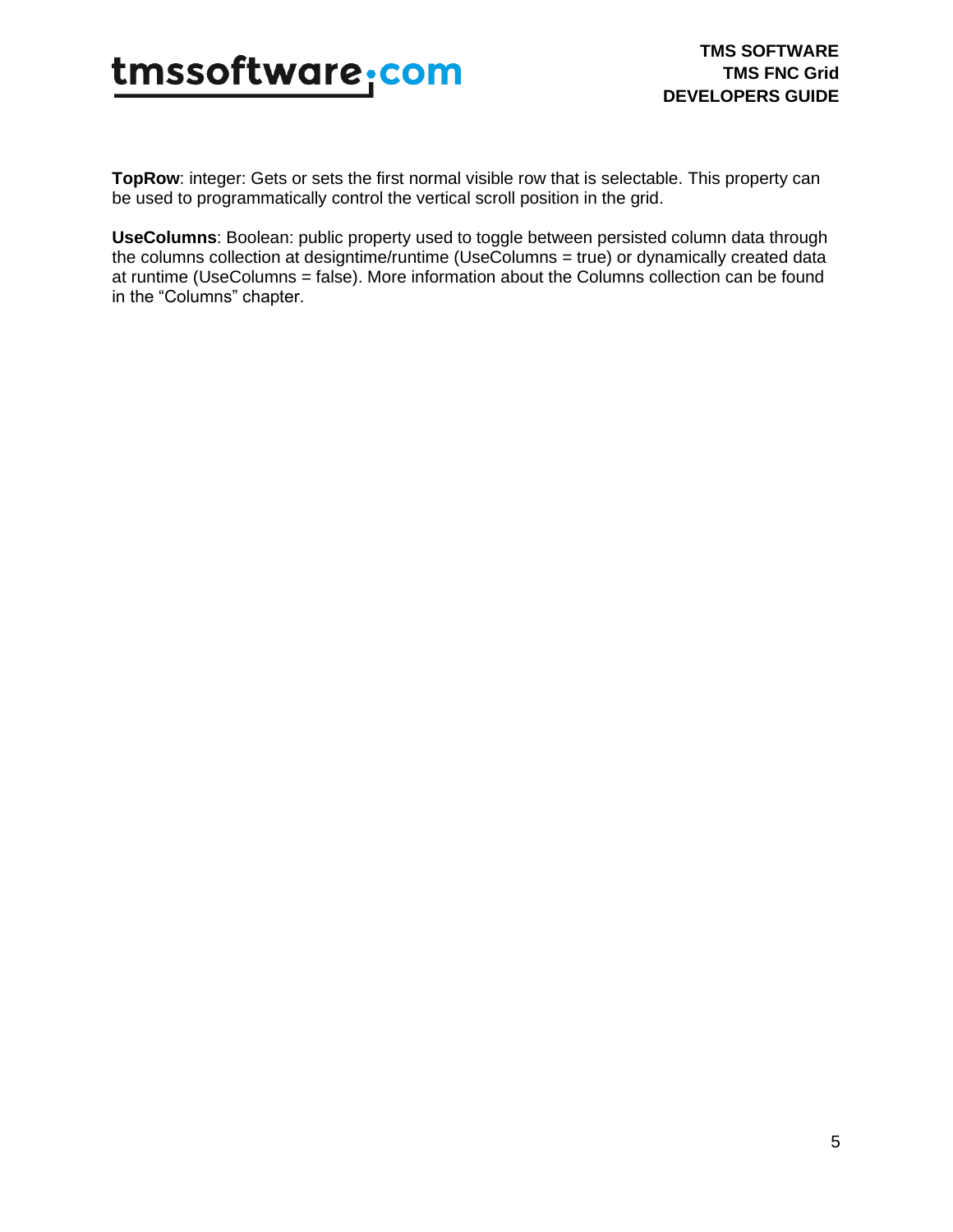**TopRow**: integer: Gets or sets the first normal visible row that is selectable. This property can be used to programmatically control the vertical scroll position in the grid.

**UseColumns**: Boolean: public property used to toggle between persisted column data through the columns collection at designtime/runtime (UseColumns = true) or dynamically created data at runtime (UseColumns = false). More information about the Columns collection can be found in the "Columns" chapter.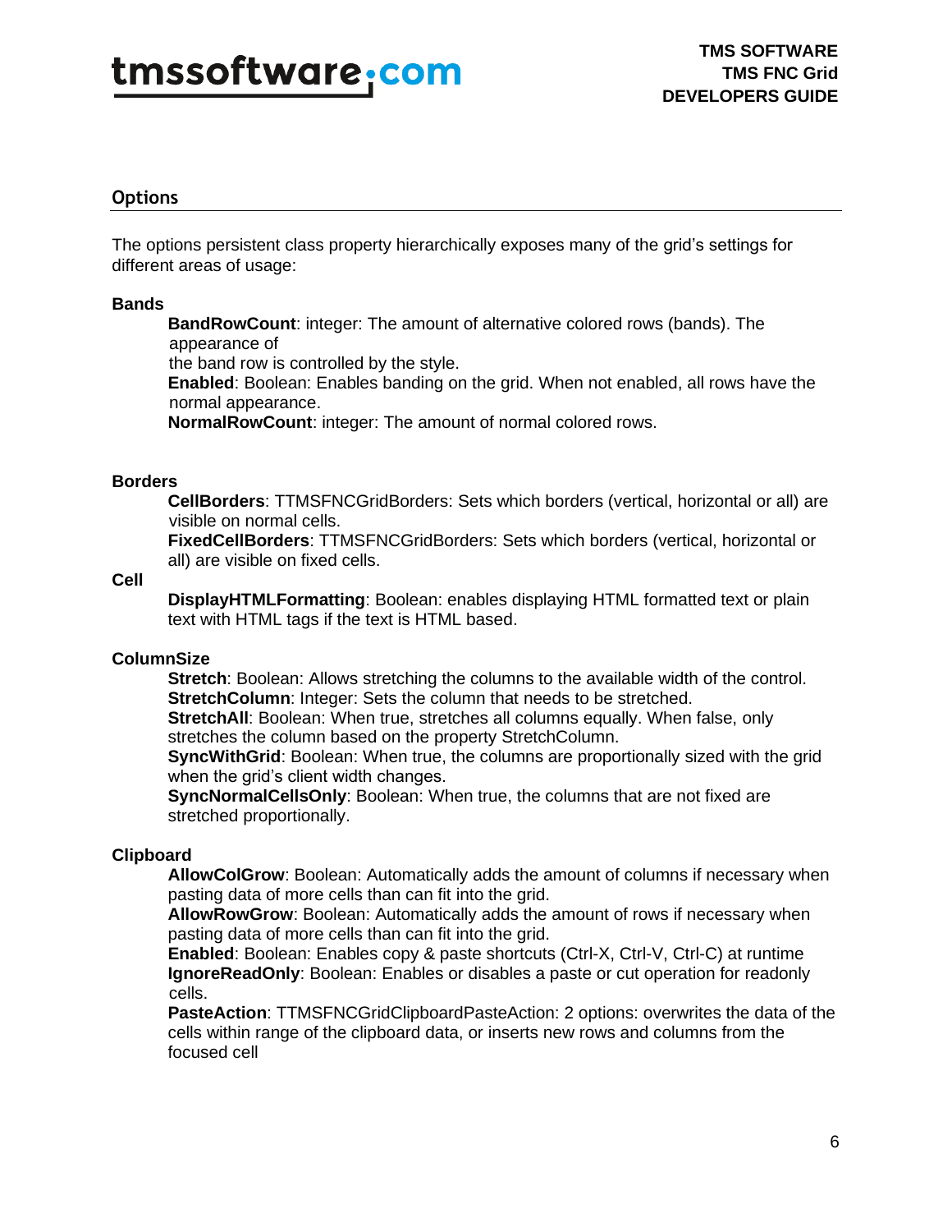## Options

The options persistent class property hierarchically exposes many of the grid's settings for different areas of usage:

**Bands**

**BandRowCount**: integer: The amount of alternative colored rows (bands). The appearance of the band row is controlled by the style.
**Enabled**: Boolean: Enables banding on the grid. When not enabled, all rows have the normal appearance.
**NormalRowCount**: integer: The amount of normal colored rows.

**Borders**

**CellBorders**: TTMSFNCGridBorders: Sets which borders (vertical, horizontal or all) are visible on normal cells.
**FixedCellBorders**: TTMSFNCGridBorders: Sets which borders (vertical, horizontal or all) are visible on fixed cells.

**Cell**

**DisplayHTMLFormatting**: Boolean: enables displaying HTML formatted text or plain text with HTML tags if the text is HTML based.

**ColumnSize**

**Stretch**: Boolean: Allows stretching the columns to the available width of the control.
**StretchColumn**: Integer: Sets the column that needs to be stretched.
**StretchAll**: Boolean: When true, stretches all columns equally. When false, only stretches the column based on the property StretchColumn.
**SyncWithGrid**: Boolean: When true, the columns are proportionally sized with the grid when the grid's client width changes.
**SyncNormalCellsOnly**: Boolean: When true, the columns that are not fixed are stretched proportionally.

**Clipboard**

**AllowColGrow**: Boolean: Automatically adds the amount of columns if necessary when pasting data of more cells than can fit into the grid.
**AllowRowGrow**: Boolean: Automatically adds the amount of rows if necessary when pasting data of more cells than can fit into the grid.
**Enabled**: Boolean: Enables copy & paste shortcuts (Ctrl-X, Ctrl-V, Ctrl-C) at runtime
**IgnoreReadOnly**: Boolean: Enables or disables a paste or cut operation for readonly cells.
**PasteAction**: TTMSFNCGridClipboardPasteAction: 2 options: overwrites the data of the cells within range of the clipboard data, or inserts new rows and columns from the focused cell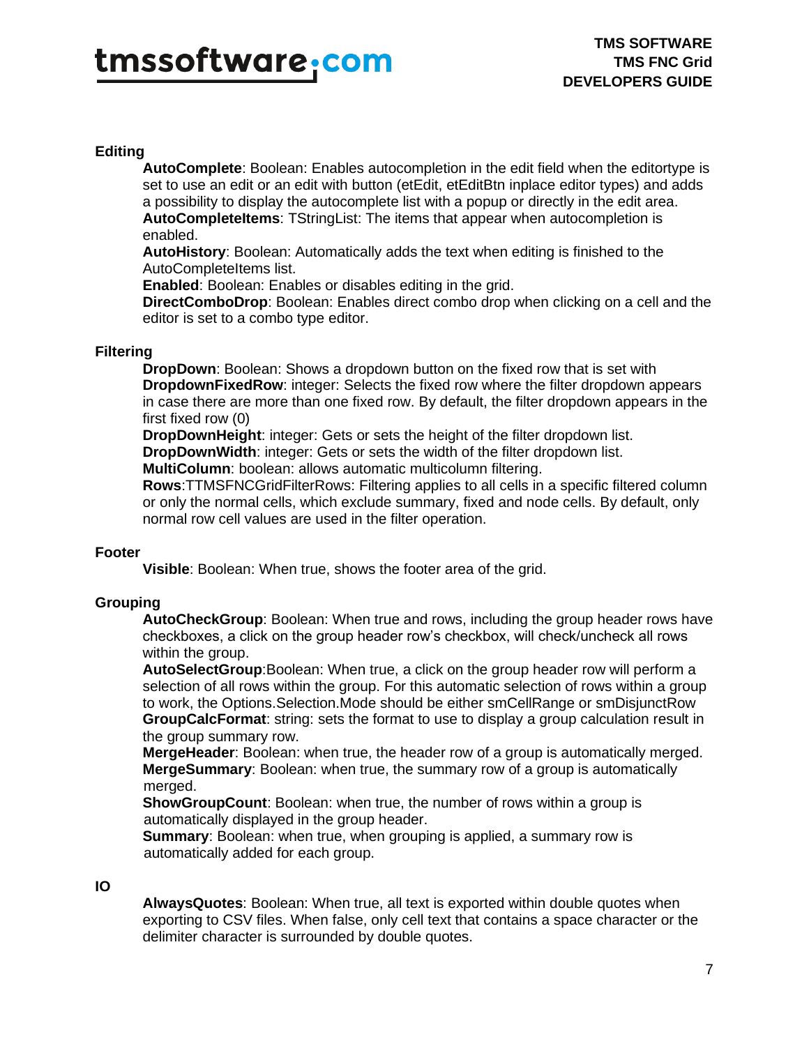**Editing**

**AutoComplete**: Boolean: Enables autocompletion in the edit field when the editortype is set to use an edit or an edit with button (etEdit, etEditBtn inplace editor types) and adds a possibility to display the autocomplete list with a popup or directly in the edit area.
**AutoCompleteItems**: TStringList: The items that appear when autocompletion is enabled.
**AutoHistory**: Boolean: Automatically adds the text when editing is finished to the AutoCompleteItems list.
**Enabled**: Boolean: Enables or disables editing in the grid.
**DirectComboDrop**: Boolean: Enables direct combo drop when clicking on a cell and the editor is set to a combo type editor.

**Filtering**

**DropDown**: Boolean: Shows a dropdown button on the fixed row that is set with
**DropdownFixedRow**: integer: Selects the fixed row where the filter dropdown appears in case there are more than one fixed row. By default, the filter dropdown appears in the first fixed row (0)
**DropDownHeight**: integer: Gets or sets the height of the filter dropdown list.
**DropDownWidth**: integer: Gets or sets the width of the filter dropdown list.
**MultiColumn**: boolean: allows automatic multicolumn filtering.
**Rows**:TTMSFNCGridFilterRows: Filtering applies to all cells in a specific filtered column or only the normal cells, which exclude summary, fixed and node cells. By default, only normal row cell values are used in the filter operation.

**Footer**

**Visible**: Boolean: When true, shows the footer area of the grid.

**Grouping**

**AutoCheckGroup**: Boolean: When true and rows, including the group header rows have checkboxes, a click on the group header row's checkbox, will check/uncheck all rows within the group.
**AutoSelectGroup**:Boolean: When true, a click on the group header row will perform a selection of all rows within the group. For this automatic selection of rows within a group to work, the Options.Selection.Mode should be either smCellRange or smDisjunctRow
**GroupCalcFormat**: string: sets the format to use to display a group calculation result in the group summary row.
**MergeHeader**: Boolean: when true, the header row of a group is automatically merged.
**MergeSummary**: Boolean: when true, the summary row of a group is automatically merged.
**ShowGroupCount**: Boolean: when true, the number of rows within a group is automatically displayed in the group header.
**Summary**: Boolean: when true, when grouping is applied, a summary row is automatically added for each group.

**IO**

**AlwaysQuotes**: Boolean: When true, all text is exported within double quotes when exporting to CSV files. When false, only cell text that contains a space character or the delimiter character is surrounded by double quotes.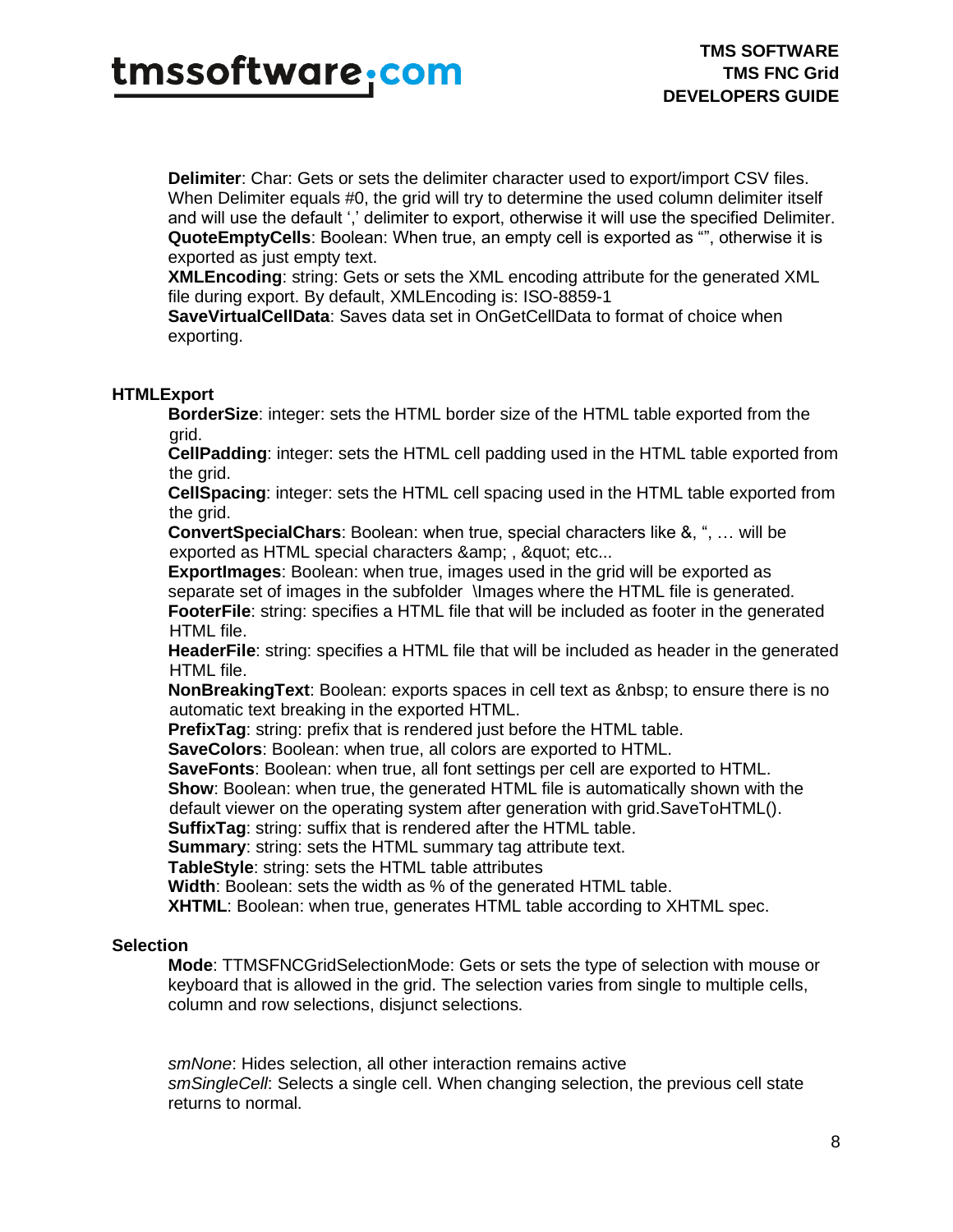**Delimiter**: Char: Gets or sets the delimiter character used to export/import CSV files. When Delimiter equals #0, the grid will try to determine the used column delimiter itself and will use the default ',' delimiter to export, otherwise it will use the specified Delimiter.
**QuoteEmptyCells**: Boolean: When true, an empty cell is exported as "", otherwise it is exported as just empty text.
**XMLEncoding**: string: Gets or sets the XML encoding attribute for the generated XML file during export. By default, XMLEncoding is: ISO-8859-1
**SaveVirtualCellData**: Saves data set in OnGetCellData to format of choice when exporting.

**HTMLExport**

**BorderSize**: integer: sets the HTML border size of the HTML table exported from the grid.
**CellPadding**: integer: sets the HTML cell padding used in the HTML table exported from the grid.
**CellSpacing**: integer: sets the HTML cell spacing used in the HTML table exported from the grid.
**ConvertSpecialChars**: Boolean: when true, special characters like &, ", … will be exported as HTML special characters &amp; , &quot; etc...
**ExportImages**: Boolean: when true, images used in the grid will be exported as separate set of images in the subfolder \Images where the HTML file is generated.
**FooterFile**: string: specifies a HTML file that will be included as footer in the generated HTML file.
**HeaderFile**: string: specifies a HTML file that will be included as header in the generated HTML file.
**NonBreakingText**: Boolean: exports spaces in cell text as &nbsp; to ensure there is no automatic text breaking in the exported HTML.
**PrefixTag**: string: prefix that is rendered just before the HTML table.
**SaveColors**: Boolean: when true, all colors are exported to HTML.
**SaveFonts**: Boolean: when true, all font settings per cell are exported to HTML.
**Show**: Boolean: when true, the generated HTML file is automatically shown with the default viewer on the operating system after generation with grid.SaveToHTML().
**SuffixTag**: string: suffix that is rendered after the HTML table.
**Summary**: string: sets the HTML summary tag attribute text.
**TableStyle**: string: sets the HTML table attributes
**Width**: Boolean: sets the width as % of the generated HTML table.
**XHTML**: Boolean: when true, generates HTML table according to XHTML spec.

**Selection**

**Mode**: TTMSFNCGridSelectionMode: Gets or sets the type of selection with mouse or keyboard that is allowed in the grid. The selection varies from single to multiple cells, column and row selections, disjunct selections.

*smNone*: Hides selection, all other interaction remains active
*smSingleCell*: Selects a single cell. When changing selection, the previous cell state returns to normal.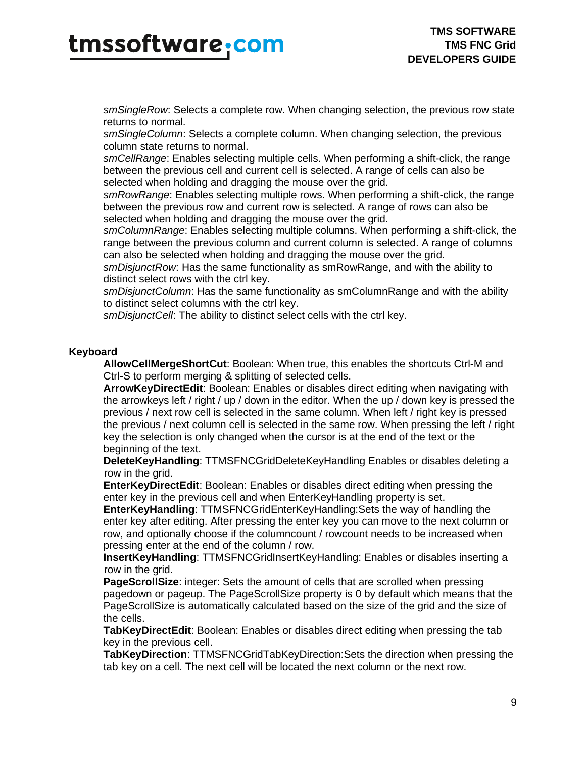*smSingleRow*: Selects a complete row. When changing selection, the previous row state returns to normal.
*smSingleColumn*: Selects a complete column. When changing selection, the previous column state returns to normal.
*smCellRange*: Enables selecting multiple cells. When performing a shift-click, the range between the previous cell and current cell is selected. A range of cells can also be selected when holding and dragging the mouse over the grid.
*smRowRange*: Enables selecting multiple rows. When performing a shift-click, the range between the previous row and current row is selected. A range of rows can also be selected when holding and dragging the mouse over the grid.
*smColumnRange*: Enables selecting multiple columns. When performing a shift-click, the range between the previous column and current column is selected. A range of columns can also be selected when holding and dragging the mouse over the grid.
*smDisjunctRow*: Has the same functionality as smRowRange, and with the ability to distinct select rows with the ctrl key.
*smDisjunctColumn*: Has the same functionality as smColumnRange and with the ability to distinct select columns with the ctrl key.
*smDisjunctCell*: The ability to distinct select cells with the ctrl key.

**Keyboard**

**AllowCellMergeShortCut**: Boolean: When true, this enables the shortcuts Ctrl-M and Ctrl-S to perform merging & splitting of selected cells.
**ArrowKeyDirectEdit**: Boolean: Enables or disables direct editing when navigating with the arrowkeys left / right / up / down in the editor. When the up / down key is pressed the previous / next row cell is selected in the same column. When left / right key is pressed the previous / next column cell is selected in the same row. When pressing the left / right key the selection is only changed when the cursor is at the end of the text or the beginning of the text.
**DeleteKeyHandling**: TTMSFNCGridDeleteKeyHandling Enables or disables deleting a row in the grid.
**EnterKeyDirectEdit**: Boolean: Enables or disables direct editing when pressing the enter key in the previous cell and when EnterKeyHandling property is set.
**EnterKeyHandling**: TTMSFNCGridEnterKeyHandling:Sets the way of handling the enter key after editing. After pressing the enter key you can move to the next column or row, and optionally choose if the columncount / rowcount needs to be increased when pressing enter at the end of the column / row.
**InsertKeyHandling**: TTMSFNCGridInsertKeyHandling: Enables or disables inserting a row in the grid.
**PageScrollSize**: integer: Sets the amount of cells that are scrolled when pressing pagedown or pageup. The PageScrollSize property is 0 by default which means that the PageScrollSize is automatically calculated based on the size of the grid and the size of the cells.
**TabKeyDirectEdit**: Boolean: Enables or disables direct editing when pressing the tab key in the previous cell.
**TabKeyDirection**: TTMSFNCGridTabKeyDirection:Sets the direction when pressing the tab key on a cell. The next cell will be located the next column or the next row.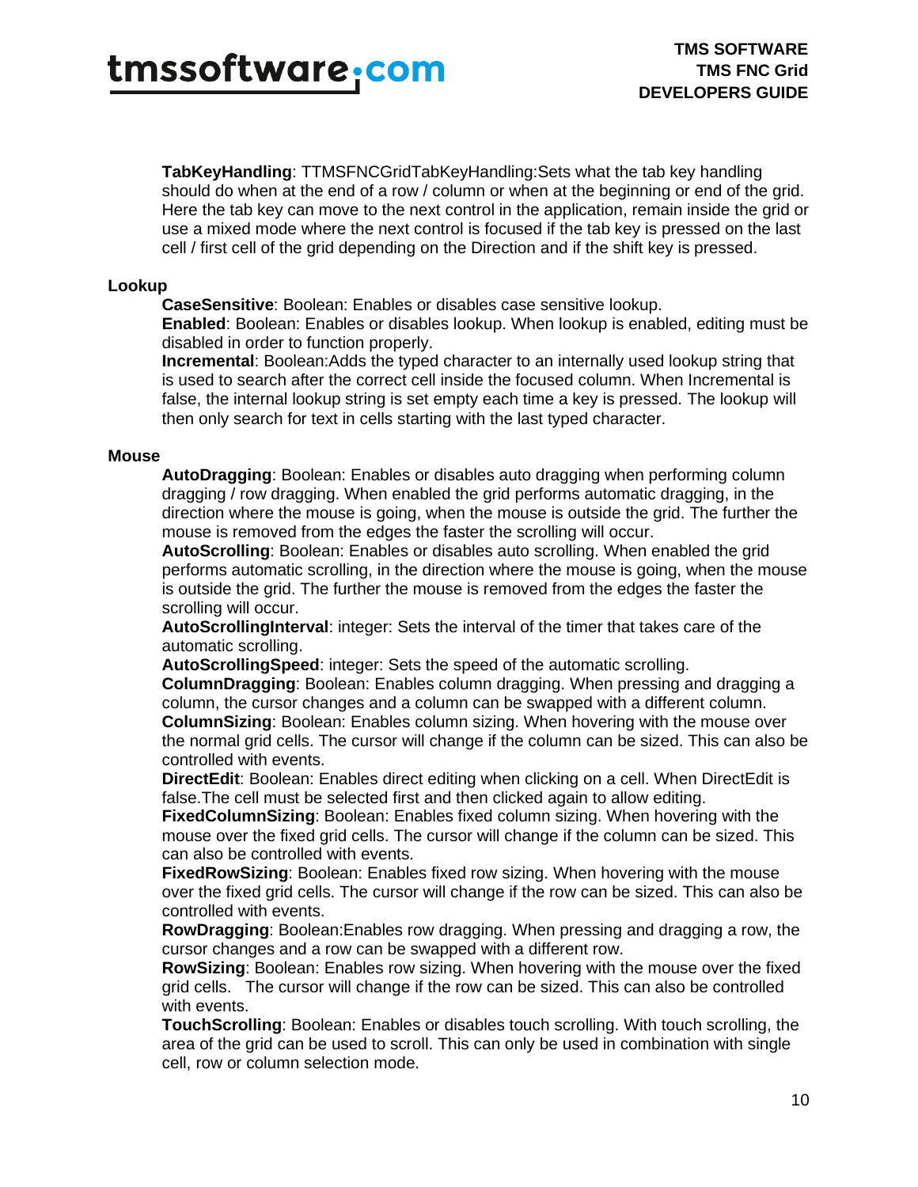**TabKeyHandling**: TTMSFNCGridTabKeyHandling:Sets what the tab key handling should do when at the end of a row / column or when at the beginning or end of the grid. Here the tab key can move to the next control in the application, remain inside the grid or use a mixed mode where the next control is focused if the tab key is pressed on the last cell / first cell of the grid depending on the Direction and if the shift key is pressed.

**Lookup**

**CaseSensitive**: Boolean: Enables or disables case sensitive lookup.
**Enabled**: Boolean: Enables or disables lookup. When lookup is enabled, editing must be disabled in order to function properly.
**Incremental**: Boolean:Adds the typed character to an internally used lookup string that is used to search after the correct cell inside the focused column. When Incremental is false, the internal lookup string is set empty each time a key is pressed. The lookup will then only search for text in cells starting with the last typed character.

**Mouse**

**AutoDragging**: Boolean: Enables or disables auto dragging when performing column dragging / row dragging. When enabled the grid performs automatic dragging, in the direction where the mouse is going, when the mouse is outside the grid. The further the mouse is removed from the edges the faster the scrolling will occur.
**AutoScrolling**: Boolean: Enables or disables auto scrolling. When enabled the grid performs automatic scrolling, in the direction where the mouse is going, when the mouse is outside the grid. The further the mouse is removed from the edges the faster the scrolling will occur.
**AutoScrollingInterval**: integer: Sets the interval of the timer that takes care of the automatic scrolling.
**AutoScrollingSpeed**: integer: Sets the speed of the automatic scrolling.
**ColumnDragging**: Boolean: Enables column dragging. When pressing and dragging a column, the cursor changes and a column can be swapped with a different column.
**ColumnSizing**: Boolean: Enables column sizing. When hovering with the mouse over the normal grid cells. The cursor will change if the column can be sized. This can also be controlled with events.
**DirectEdit**: Boolean: Enables direct editing when clicking on a cell. When DirectEdit is false.The cell must be selected first and then clicked again to allow editing.
**FixedColumnSizing**: Boolean: Enables fixed column sizing. When hovering with the mouse over the fixed grid cells. The cursor will change if the column can be sized. This can also be controlled with events.
**FixedRowSizing**: Boolean: Enables fixed row sizing. When hovering with the mouse over the fixed grid cells. The cursor will change if the row can be sized. This can also be controlled with events.
**RowDragging**: Boolean:Enables row dragging. When pressing and dragging a row, the cursor changes and a row can be swapped with a different row.
**RowSizing**: Boolean: Enables row sizing. When hovering with the mouse over the fixed grid cells. The cursor will change if the row can be sized. This can also be controlled with events.
**TouchScrolling**: Boolean: Enables or disables touch scrolling. With touch scrolling, the area of the grid can be used to scroll. This can only be used in combination with single cell, row or column selection mode.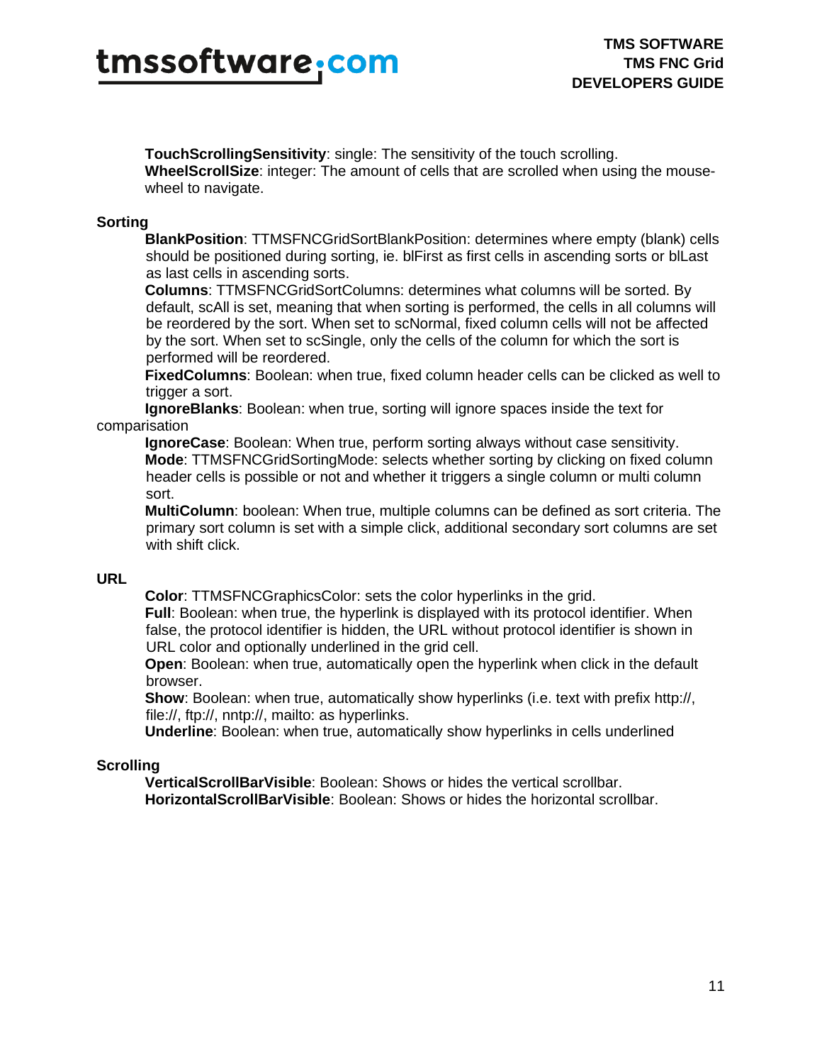**TouchScrollingSensitivity**: single: The sensitivity of the touch scrolling.
**WheelScrollSize**: integer: The amount of cells that are scrolled when using the mouse-wheel to navigate.

**Sorting**

**BlankPosition**: TTMSFNCGridSortBlankPosition: determines where empty (blank) cells should be positioned during sorting, ie. blFirst as first cells in ascending sorts or blLast as last cells in ascending sorts.
**Columns**: TTMSFNCGridSortColumns: determines what columns will be sorted. By default, scAll is set, meaning that when sorting is performed, the cells in all columns will be reordered by the sort. When set to scNormal, fixed column cells will not be affected by the sort. When set to scSingle, only the cells of the column for which the sort is performed will be reordered.
**FixedColumns**: Boolean: when true, fixed column header cells can be clicked as well to trigger a sort.
**IgnoreBlanks**: Boolean: when true, sorting will ignore spaces inside the text for comparisation
**IgnoreCase**: Boolean: When true, perform sorting always without case sensitivity.
**Mode**: TTMSFNCGridSortingMode: selects whether sorting by clicking on fixed column header cells is possible or not and whether it triggers a single column or multi column sort.
**MultiColumn**: boolean: When true, multiple columns can be defined as sort criteria. The primary sort column is set with a simple click, additional secondary sort columns are set with shift click.

**URL**

**Color**: TTMSFNCGraphicsColor: sets the color hyperlinks in the grid.
**Full**: Boolean: when true, the hyperlink is displayed with its protocol identifier. When false, the protocol identifier is hidden, the URL without protocol identifier is shown in URL color and optionally underlined in the grid cell.
**Open**: Boolean: when true, automatically open the hyperlink when click in the default browser.
**Show**: Boolean: when true, automatically show hyperlinks (i.e. text with prefix http://, file://, ftp://, nntp://, mailto: as hyperlinks.
**Underline**: Boolean: when true, automatically show hyperlinks in cells underlined

**Scrolling**

**VerticalScrollBarVisible**: Boolean: Shows or hides the vertical scrollbar.
**HorizontalScrollBarVisible**: Boolean: Shows or hides the horizontal scrollbar.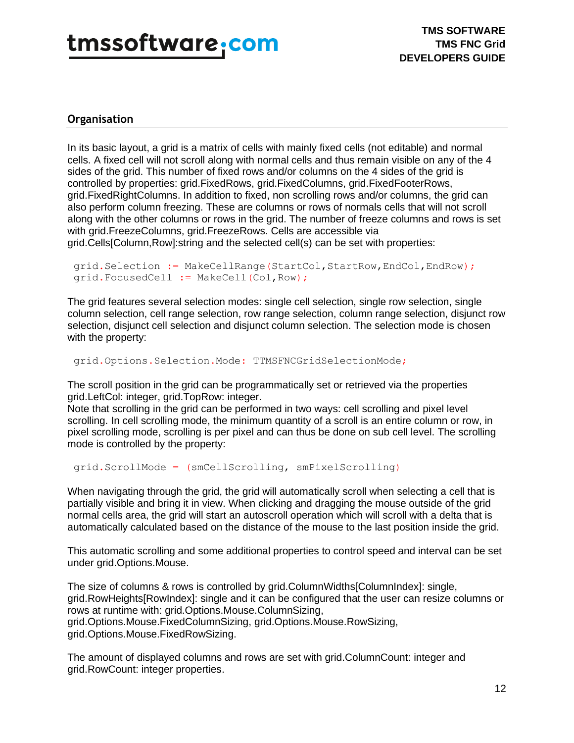## Organisation

In its basic layout, a grid is a matrix of cells with mainly fixed cells (not editable) and normal cells. A fixed cell will not scroll along with normal cells and thus remain visible on any of the 4 sides of the grid. This number of fixed rows and/or columns on the 4 sides of the grid is controlled by properties: grid.FixedRows, grid.FixedColumns, grid.FixedFooterRows, grid.FixedRightColumns. In addition to fixed, non scrolling rows and/or columns, the grid can also perform column freezing. These are columns or rows of normals cells that will not scroll along with the other columns or rows in the grid. The number of freeze columns and rows is set with grid.FreezeColumns, grid.FreezeRows. Cells are accessible via grid.Cells[Column,Row]:string and the selected cell(s) can be set with properties:

```
grid.Selection := MakeCellRange(StartCol,StartRow,EndCol,EndRow);
grid.FocusedCell := MakeCell(Col,Row);
```

The grid features several selection modes: single cell selection, single row selection, single column selection, cell range selection, row range selection, column range selection, disjunct row selection, disjunct cell selection and disjunct column selection. The selection mode is chosen with the property:

```
grid.Options.Selection.Mode: TTMSFNCGridSelectionMode;
```

The scroll position in the grid can be programmatically set or retrieved via the properties grid.LeftCol: integer, grid.TopRow: integer.
Note that scrolling in the grid can be performed in two ways: cell scrolling and pixel level scrolling. In cell scrolling mode, the minimum quantity of a scroll is an entire column or row, in pixel scrolling mode, scrolling is per pixel and can thus be done on sub cell level. The scrolling mode is controlled by the property:

```
grid.ScrollMode = (smCellScrolling, smPixelScrolling)
```

When navigating through the grid, the grid will automatically scroll when selecting a cell that is partially visible and bring it in view. When clicking and dragging the mouse outside of the grid normal cells area, the grid will start an autoscroll operation which will scroll with a delta that is automatically calculated based on the distance of the mouse to the last position inside the grid.

This automatic scrolling and some additional properties to control speed and interval can be set under grid.Options.Mouse.

The size of columns & rows is controlled by grid.ColumnWidths[ColumnIndex]: single, grid.RowHeights[RowIndex]: single and it can be configured that the user can resize columns or rows at runtime with: grid.Options.Mouse.ColumnSizing, grid.Options.Mouse.FixedColumnSizing, grid.Options.Mouse.RowSizing, grid.Options.Mouse.FixedRowSizing.

The amount of displayed columns and rows are set with grid.ColumnCount: integer and grid.RowCount: integer properties.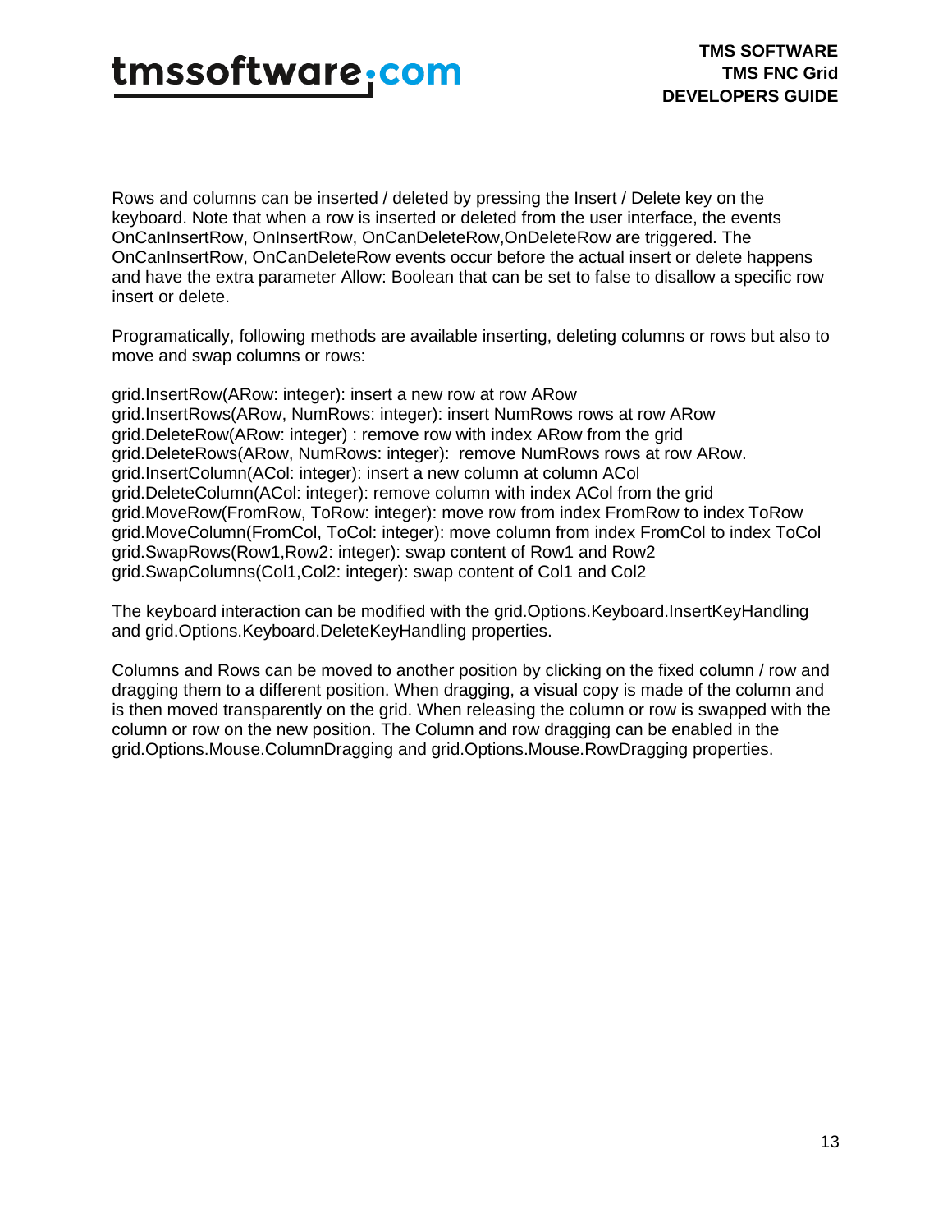Rows and columns can be inserted / deleted by pressing the Insert / Delete key on the keyboard. Note that when a row is inserted or deleted from the user interface, the events OnCanInsertRow, OnInsertRow, OnCanDeleteRow,OnDeleteRow are triggered. The OnCanInsertRow, OnCanDeleteRow events occur before the actual insert or delete happens and have the extra parameter Allow: Boolean that can be set to false to disallow a specific row insert or delete.

Programatically, following methods are available inserting, deleting columns or rows but also to move and swap columns or rows:

grid.InsertRow(ARow: integer): insert a new row at row ARow
grid.InsertRows(ARow, NumRows: integer): insert NumRows rows at row ARow
grid.DeleteRow(ARow: integer) : remove row with index ARow from the grid
grid.DeleteRows(ARow, NumRows: integer): remove NumRows rows at row ARow.
grid.InsertColumn(ACol: integer): insert a new column at column ACol
grid.DeleteColumn(ACol: integer): remove column with index ACol from the grid
grid.MoveRow(FromRow, ToRow: integer): move row from index FromRow to index ToRow
grid.MoveColumn(FromCol, ToCol: integer): move column from index FromCol to index ToCol
grid.SwapRows(Row1,Row2: integer): swap content of Row1 and Row2
grid.SwapColumns(Col1,Col2: integer): swap content of Col1 and Col2

The keyboard interaction can be modified with the grid.Options.Keyboard.InsertKeyHandling and grid.Options.Keyboard.DeleteKeyHandling properties.

Columns and Rows can be moved to another position by clicking on the fixed column / row and dragging them to a different position. When dragging, a visual copy is made of the column and is then moved transparently on the grid. When releasing the column or row is swapped with the column or row on the new position. The Column and row dragging can be enabled in the grid.Options.Mouse.ColumnDragging and grid.Options.Mouse.RowDragging properties.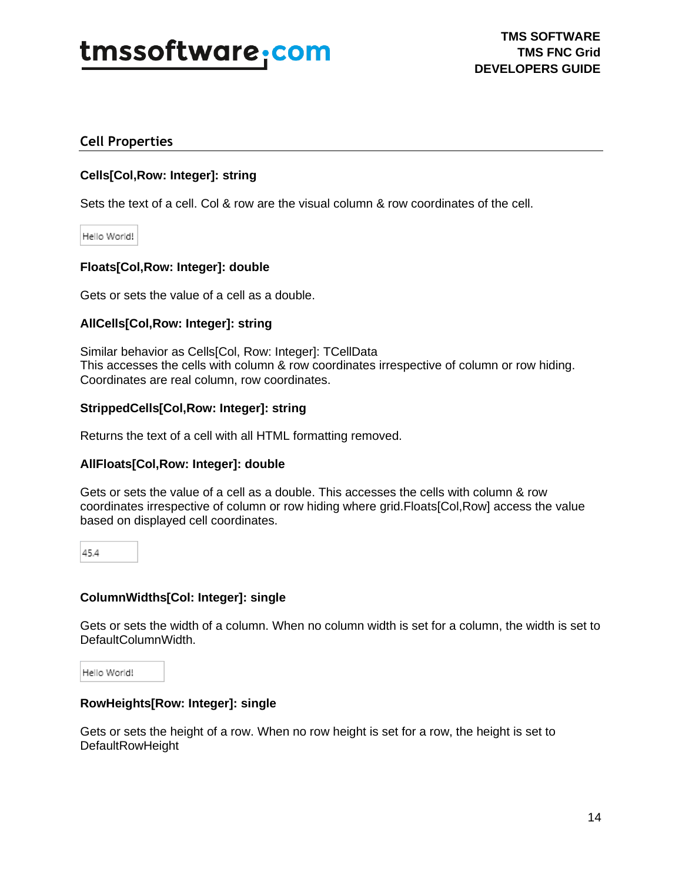## Cell Properties

**Cells[Col,Row: Integer]: string**

Sets the text of a cell. Col & row are the visual column & row coordinates of the cell.

Hello World!

**Floats[Col,Row: Integer]: double**

Gets or sets the value of a cell as a double.

**AllCells[Col,Row: Integer]: string**

Similar behavior as Cells[Col, Row: Integer]: TCellData
This accesses the cells with column & row coordinates irrespective of column or row hiding. Coordinates are real column, row coordinates.

**StrippedCells[Col,Row: Integer]: string**

Returns the text of a cell with all HTML formatting removed.

**AllFloats[Col,Row: Integer]: double**

Gets or sets the value of a cell as a double. This accesses the cells with column & row coordinates irrespective of column or row hiding where grid.Floats[Col,Row] access the value based on displayed cell coordinates.

45.4

**ColumnWidths[Col: Integer]: single**

Gets or sets the width of a column. When no column width is set for a column, the width is set to DefaultColumnWidth.

Hello World!

**RowHeights[Row: Integer]: single**

Gets or sets the height of a row. When no row height is set for a row, the height is set to DefaultRowHeight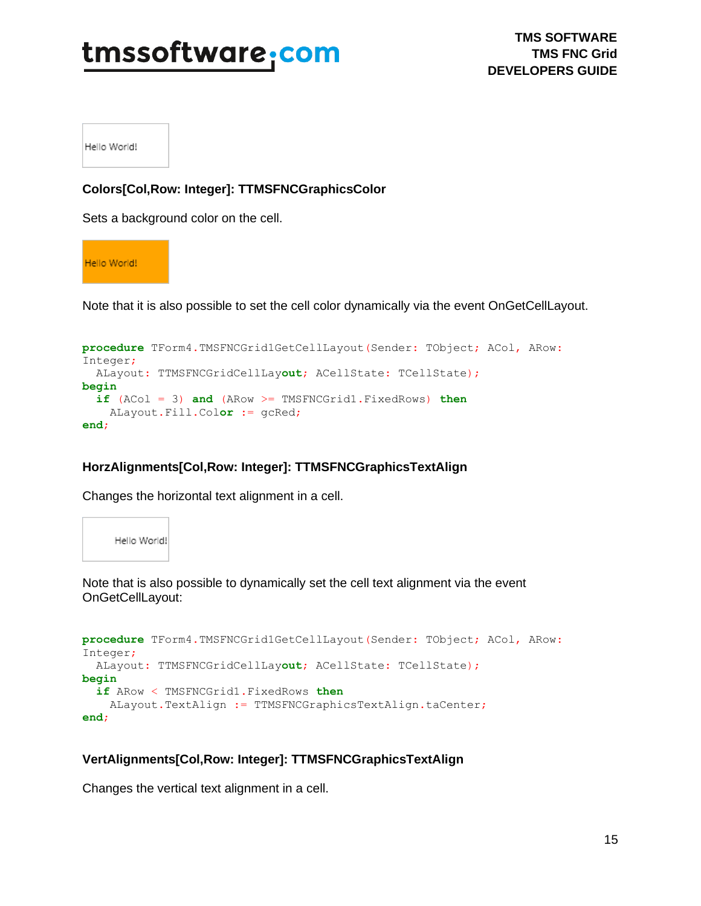Hello World!

**Colors[Col,Row: Integer]: TTMSFNCGraphicsColor**

Sets a background color on the cell.

Hello World!

Note that it is also possible to set the cell color dynamically via the event OnGetCellLayout.

```
procedure TForm4.TMSFNCGrid1GetCellLayout(Sender: TObject; ACol, ARow:
Integer;
  ALayout: TTMSFNCGridCellLayout; ACellState: TCellState);
begin
  if (ACol = 3) and (ARow >= TMSFNCGrid1.FixedRows) then
    ALayout.Fill.Color := gcRed;
end;
```

**HorzAlignments[Col,Row: Integer]: TTMSFNCGraphicsTextAlign**

Changes the horizontal text alignment in a cell.

Hello World!

Note that is also possible to dynamically set the cell text alignment via the event OnGetCellLayout:

```
procedure TForm4.TMSFNCGrid1GetCellLayout(Sender: TObject; ACol, ARow:
Integer;
  ALayout: TTMSFNCGridCellLayout; ACellState: TCellState);
begin
  if ARow < TMSFNCGrid1.FixedRows then
    ALayout.TextAlign := TTMSFNCGraphicsTextAlign.taCenter;
end;
```

**VertAlignments[Col,Row: Integer]: TTMSFNCGraphicsTextAlign**

Changes the vertical text alignment in a cell.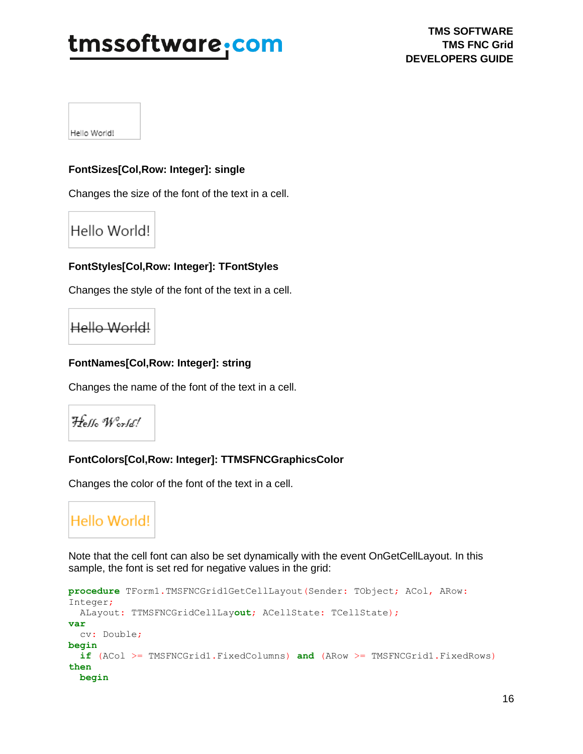Hello World!

**FontSizes[Col,Row: Integer]: single**

Changes the size of the font of the text in a cell.

Hello World!

**FontStyles[Col,Row: Integer]: TFontStyles**

Changes the style of the font of the text in a cell.

Hello World!

**FontNames[Col,Row: Integer]: string**

Changes the name of the font of the text in a cell.

Hello World!

**FontColors[Col,Row: Integer]: TTMSFNCGraphicsColor**

Changes the color of the font of the text in a cell.

Hello World!

Note that the cell font can also be set dynamically with the event OnGetCellLayout. In this sample, the font is set red for negative values in the grid:

```
procedure TForm1.TMSFNCGrid1GetCellLayout(Sender: TObject; ACol, ARow: Integer;
  ALayout: TTMSFNCGridCellLayout; ACellState: TCellState);
var
  cv: Double;
begin
  if (ACol >= TMSFNCGrid1.FixedColumns) and (ARow >= TMSFNCGrid1.FixedRows) then
  begin
```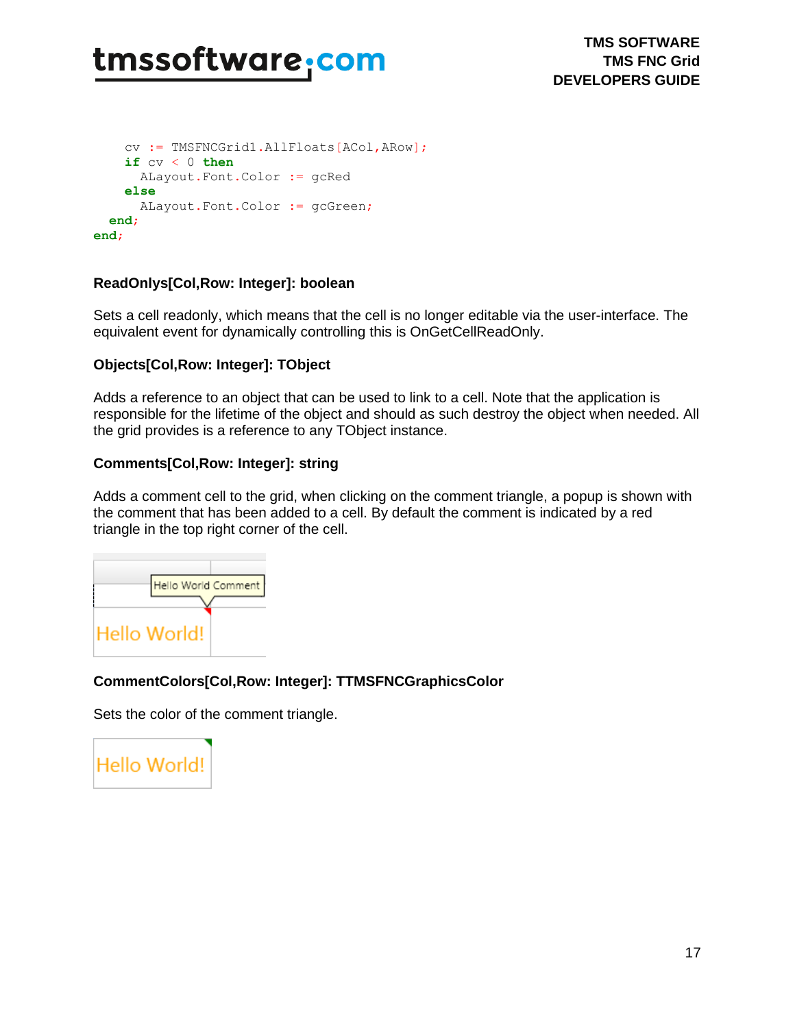```
    cv := TMSFNCGrid1.AllFloats[ACol,ARow];
    if cv < 0 then
      ALayout.Font.Color := gcRed
    else
      ALayout.Font.Color := gcGreen;
  end;
end;
```

**ReadOnlys[Col,Row: Integer]: boolean**

Sets a cell readonly, which means that the cell is no longer editable via the user-interface. The equivalent event for dynamically controlling this is OnGetCellReadOnly.

**Objects[Col,Row: Integer]: TObject**

Adds a reference to an object that can be used to link to a cell. Note that the application is responsible for the lifetime of the object and should as such destroy the object when needed. All the grid provides is a reference to any TObject instance.

**Comments[Col,Row: Integer]: string**

Adds a comment cell to the grid, when clicking on the comment triangle, a popup is shown with the comment that has been added to a cell. By default the comment is indicated by a red triangle in the top right corner of the cell.

**CommentColors[Col,Row: Integer]: TTMSFNCGraphicsColor**

Sets the color of the comment triangle.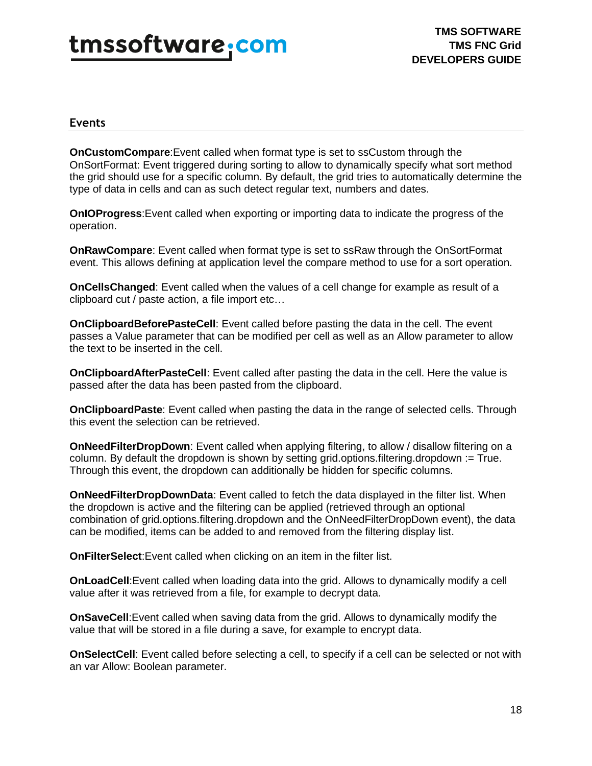## Events

**OnCustomCompare**:Event called when format type is set to ssCustom through the OnSortFormat: Event triggered during sorting to allow to dynamically specify what sort method the grid should use for a specific column. By default, the grid tries to automatically determine the type of data in cells and can as such detect regular text, numbers and dates.

**OnIOProgress**:Event called when exporting or importing data to indicate the progress of the operation.

**OnRawCompare**: Event called when format type is set to ssRaw through the OnSortFormat event. This allows defining at application level the compare method to use for a sort operation.

**OnCellsChanged**: Event called when the values of a cell change for example as result of a clipboard cut / paste action, a file import etc…

**OnClipboardBeforePasteCell**: Event called before pasting the data in the cell. The event passes a Value parameter that can be modified per cell as well as an Allow parameter to allow the text to be inserted in the cell.

**OnClipboardAfterPasteCell**: Event called after pasting the data in the cell. Here the value is passed after the data has been pasted from the clipboard.

**OnClipboardPaste**: Event called when pasting the data in the range of selected cells. Through this event the selection can be retrieved.

**OnNeedFilterDropDown**: Event called when applying filtering, to allow / disallow filtering on a column. By default the dropdown is shown by setting grid.options.filtering.dropdown := True. Through this event, the dropdown can additionally be hidden for specific columns.

**OnNeedFilterDropDownData**: Event called to fetch the data displayed in the filter list. When the dropdown is active and the filtering can be applied (retrieved through an optional combination of grid.options.filtering.dropdown and the OnNeedFilterDropDown event), the data can be modified, items can be added to and removed from the filtering display list.

**OnFilterSelect**:Event called when clicking on an item in the filter list.

**OnLoadCell**:Event called when loading data into the grid. Allows to dynamically modify a cell value after it was retrieved from a file, for example to decrypt data.

**OnSaveCell**:Event called when saving data from the grid. Allows to dynamically modify the value that will be stored in a file during a save, for example to encrypt data.

**OnSelectCell**: Event called before selecting a cell, to specify if a cell can be selected or not with an var Allow: Boolean parameter.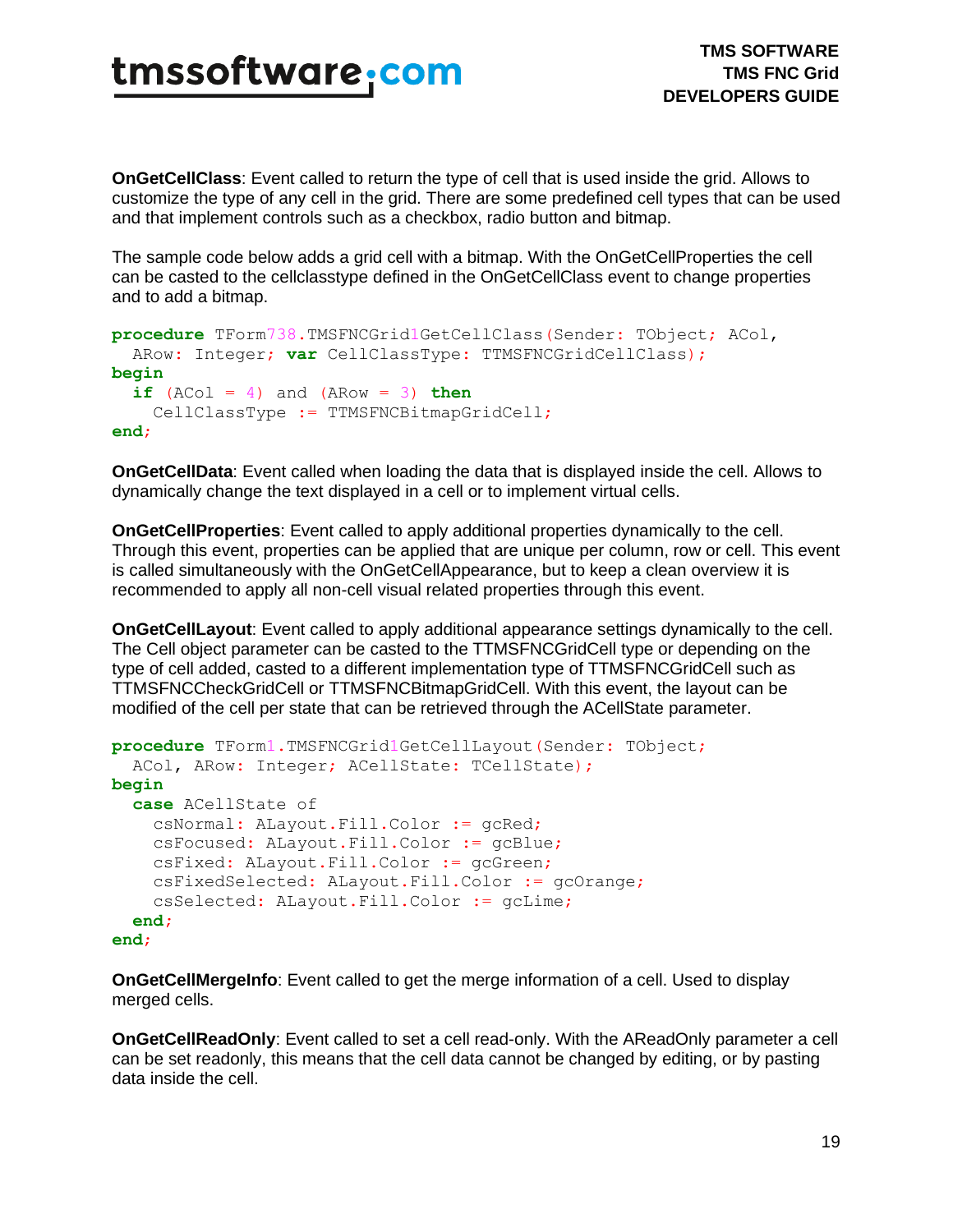**OnGetCellClass**: Event called to return the type of cell that is used inside the grid. Allows to customize the type of any cell in the grid. There are some predefined cell types that can be used and that implement controls such as a checkbox, radio button and bitmap.

The sample code below adds a grid cell with a bitmap. With the OnGetCellProperties the cell can be casted to the cellclasstype defined in the OnGetCellClass event to change properties and to add a bitmap.

```
procedure TForm738.TMSFNCGrid1GetCellClass(Sender: TObject; ACol,
  ARow: Integer; var CellClassType: TTMSFNCGridCellClass);
begin
  if (ACol = 4) and (ARow = 3) then
    CellClassType := TTMSFNCBitmapGridCell;
end;
```

**OnGetCellData**: Event called when loading the data that is displayed inside the cell. Allows to dynamically change the text displayed in a cell or to implement virtual cells.

**OnGetCellProperties**: Event called to apply additional properties dynamically to the cell. Through this event, properties can be applied that are unique per column, row or cell. This event is called simultaneously with the OnGetCellAppearance, but to keep a clean overview it is recommended to apply all non-cell visual related properties through this event.

**OnGetCellLayout**: Event called to apply additional appearance settings dynamically to the cell. The Cell object parameter can be casted to the TTMSFNCGridCell type or depending on the type of cell added, casted to a different implementation type of TTMSFNCGridCell such as TTMSFNCCheckGridCell or TTMSFNCBitmapGridCell. With this event, the layout can be modified of the cell per state that can be retrieved through the ACellState parameter.

```
procedure TForm1.TMSFNCGrid1GetCellLayout(Sender: TObject;
  ACol, ARow: Integer; ACellState: TCellState);
begin
  case ACellState of
    csNormal: ALayout.Fill.Color := gcRed;
    csFocused: ALayout.Fill.Color := gcBlue;
    csFixed: ALayout.Fill.Color := gcGreen;
    csFixedSelected: ALayout.Fill.Color := gcOrange;
    csSelected: ALayout.Fill.Color := gcLime;
  end;
end;
```

**OnGetCellMergeInfo**: Event called to get the merge information of a cell. Used to display merged cells.

**OnGetCellReadOnly**: Event called to set a cell read-only. With the AReadOnly parameter a cell can be set readonly, this means that the cell data cannot be changed by editing, or by pasting data inside the cell.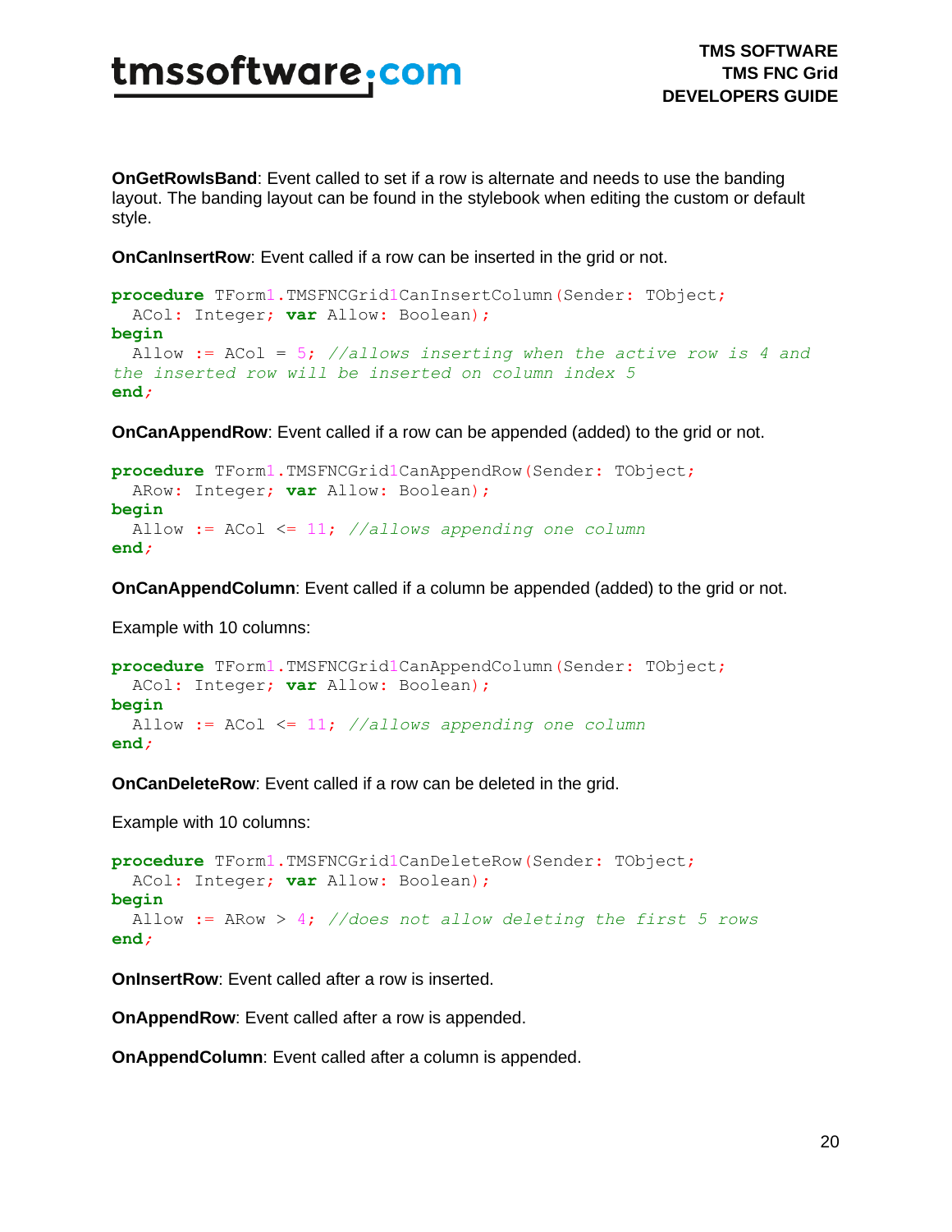**OnGetRowIsBand**: Event called to set if a row is alternate and needs to use the banding layout. The banding layout can be found in the stylebook when editing the custom or default style.

**OnCanInsertRow**: Event called if a row can be inserted in the grid or not.

```
procedure TForm1.TMSFNCGrid1CanInsertColumn(Sender: TObject;
  ACol: Integer; var Allow: Boolean);
begin
  Allow := ACol = 5; //allows inserting when the active row is 4 and
the inserted row will be inserted on column index 5
end;
```

**OnCanAppendRow**: Event called if a row can be appended (added) to the grid or not.

```
procedure TForm1.TMSFNCGrid1CanAppendRow(Sender: TObject;
  ARow: Integer; var Allow: Boolean);
begin
  Allow := ACol <= 11; //allows appending one column
end;
```

**OnCanAppendColumn**: Event called if a column be appended (added) to the grid or not.

Example with 10 columns:

```
procedure TForm1.TMSFNCGrid1CanAppendColumn(Sender: TObject;
  ACol: Integer; var Allow: Boolean);
begin
  Allow := ACol <= 11; //allows appending one column
end;
```

**OnCanDeleteRow**: Event called if a row can be deleted in the grid.

Example with 10 columns:

```
procedure TForm1.TMSFNCGrid1CanDeleteRow(Sender: TObject;
  ACol: Integer; var Allow: Boolean);
begin
  Allow := ARow > 4; //does not allow deleting the first 5 rows
end;
```

**OnInsertRow**: Event called after a row is inserted.

**OnAppendRow**: Event called after a row is appended.

**OnAppendColumn**: Event called after a column is appended.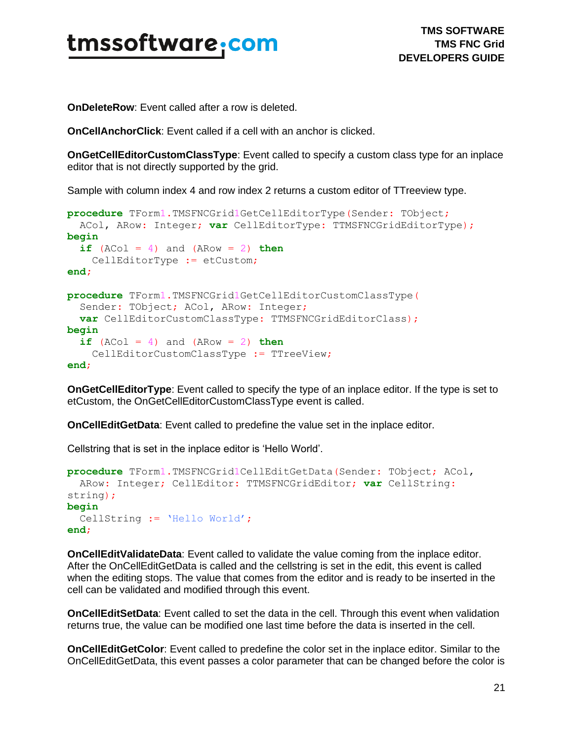**OnDeleteRow**: Event called after a row is deleted.

**OnCellAnchorClick**: Event called if a cell with an anchor is clicked.

**OnGetCellEditorCustomClassType**: Event called to specify a custom class type for an inplace editor that is not directly supported by the grid.

Sample with column index 4 and row index 2 returns a custom editor of TTreeview type.

```
procedure TForm1.TMSFNCGrid1GetCellEditorType(Sender: TObject;
  ACol, ARow: Integer; var CellEditorType: TTMSFNCGridEditorType);
begin
  if (ACol = 4) and (ARow = 2) then
    CellEditorType := etCustom;
end;

procedure TForm1.TMSFNCGrid1GetCellEditorCustomClassType(
  Sender: TObject; ACol, ARow: Integer;
  var CellEditorCustomClassType: TTMSFNCGridEditorClass);
begin
  if (ACol = 4) and (ARow = 2) then
    CellEditorCustomClassType := TTreeView;
end;
```

**OnGetCellEditorType**: Event called to specify the type of an inplace editor. If the type is set to etCustom, the OnGetCellEditorCustomClassType event is called.

**OnCellEditGetData**: Event called to predefine the value set in the inplace editor.

Cellstring that is set in the inplace editor is 'Hello World'.

```
procedure TForm1.TMSFNCGrid1CellEditGetData(Sender: TObject; ACol,
  ARow: Integer; CellEditor: TTMSFNCGridEditor; var CellString:
string);
begin
  CellString := 'Hello World';
end;
```

**OnCellEditValidateData**: Event called to validate the value coming from the inplace editor. After the OnCellEditGetData is called and the cellstring is set in the edit, this event is called when the editing stops. The value that comes from the editor and is ready to be inserted in the cell can be validated and modified through this event.

**OnCellEditSetData**: Event called to set the data in the cell. Through this event when validation returns true, the value can be modified one last time before the data is inserted in the cell.

**OnCellEditGetColor**: Event called to predefine the color set in the inplace editor. Similar to the OnCellEditGetData, this event passes a color parameter that can be changed before the color is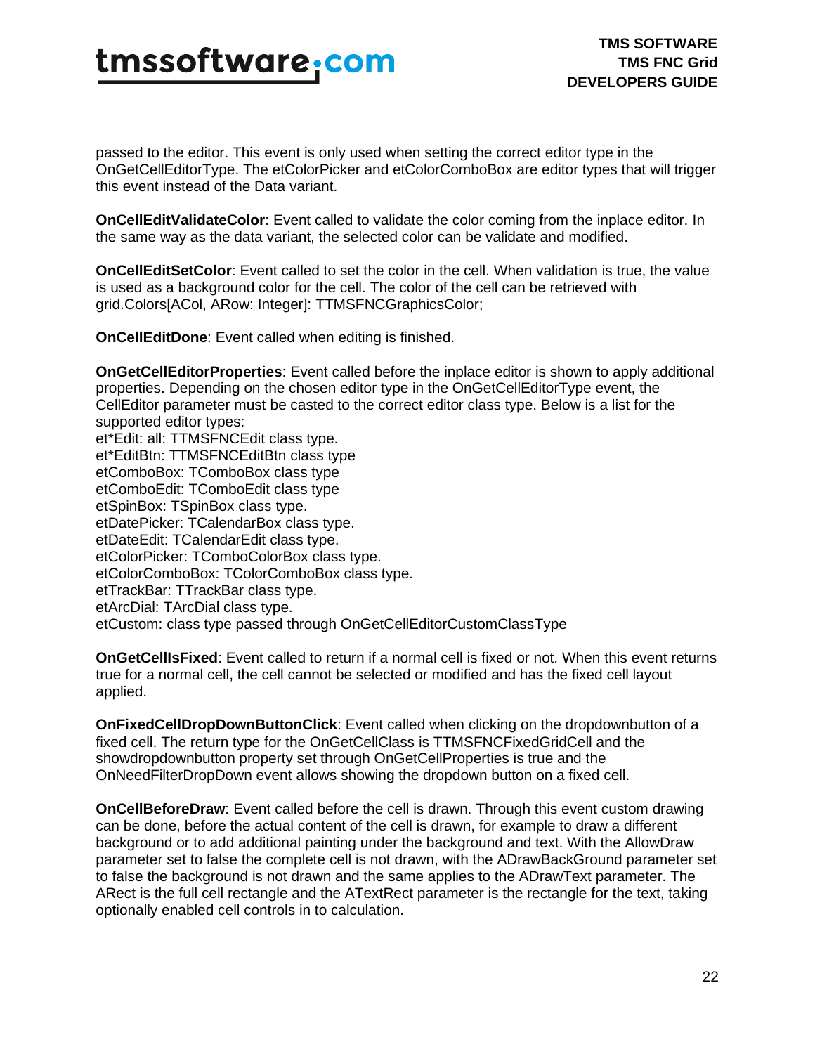passed to the editor. This event is only used when setting the correct editor type in the OnGetCellEditorType. The etColorPicker and etColorComboBox are editor types that will trigger this event instead of the Data variant.

**OnCellEditValidateColor**: Event called to validate the color coming from the inplace editor. In the same way as the data variant, the selected color can be validate and modified.

**OnCellEditSetColor**: Event called to set the color in the cell. When validation is true, the value is used as a background color for the cell. The color of the cell can be retrieved with grid.Colors[ACol, ARow: Integer]: TTMSFNCGraphicsColor;

**OnCellEditDone**: Event called when editing is finished.

**OnGetCellEditorProperties**: Event called before the inplace editor is shown to apply additional properties. Depending on the chosen editor type in the OnGetCellEditorType event, the CellEditor parameter must be casted to the correct editor class type. Below is a list for the supported editor types:
et*Edit: all: TTMSFNCEdit class type.
et*EditBtn: TTMSFNCEditBtn class type
etComboBox: TComboBox class type
etComboEdit: TComboEdit class type
etSpinBox: TSpinBox class type.
etDatePicker: TCalendarBox class type.
etDateEdit: TCalendarEdit class type.
etColorPicker: TComboColorBox class type.
etColorComboBox: TColorComboBox class type.
etTrackBar: TTrackBar class type.
etArcDial: TArcDial class type.
etCustom: class type passed through OnGetCellEditorCustomClassType

**OnGetCellIsFixed**: Event called to return if a normal cell is fixed or not. When this event returns true for a normal cell, the cell cannot be selected or modified and has the fixed cell layout applied.

**OnFixedCellDropDownButtonClick**: Event called when clicking on the dropdownbutton of a fixed cell. The return type for the OnGetCellClass is TTMSFNCFixedGridCell and the showdropdownbutton property set through OnGetCellProperties is true and the OnNeedFilterDropDown event allows showing the dropdown button on a fixed cell.

**OnCellBeforeDraw**: Event called before the cell is drawn. Through this event custom drawing can be done, before the actual content of the cell is drawn, for example to draw a different background or to add additional painting under the background and text. With the AllowDraw parameter set to false the complete cell is not drawn, with the ADrawBackGround parameter set to false the background is not drawn and the same applies to the ADrawText parameter. The ARect is the full cell rectangle and the ATextRect parameter is the rectangle for the text, taking optionally enabled cell controls in to calculation.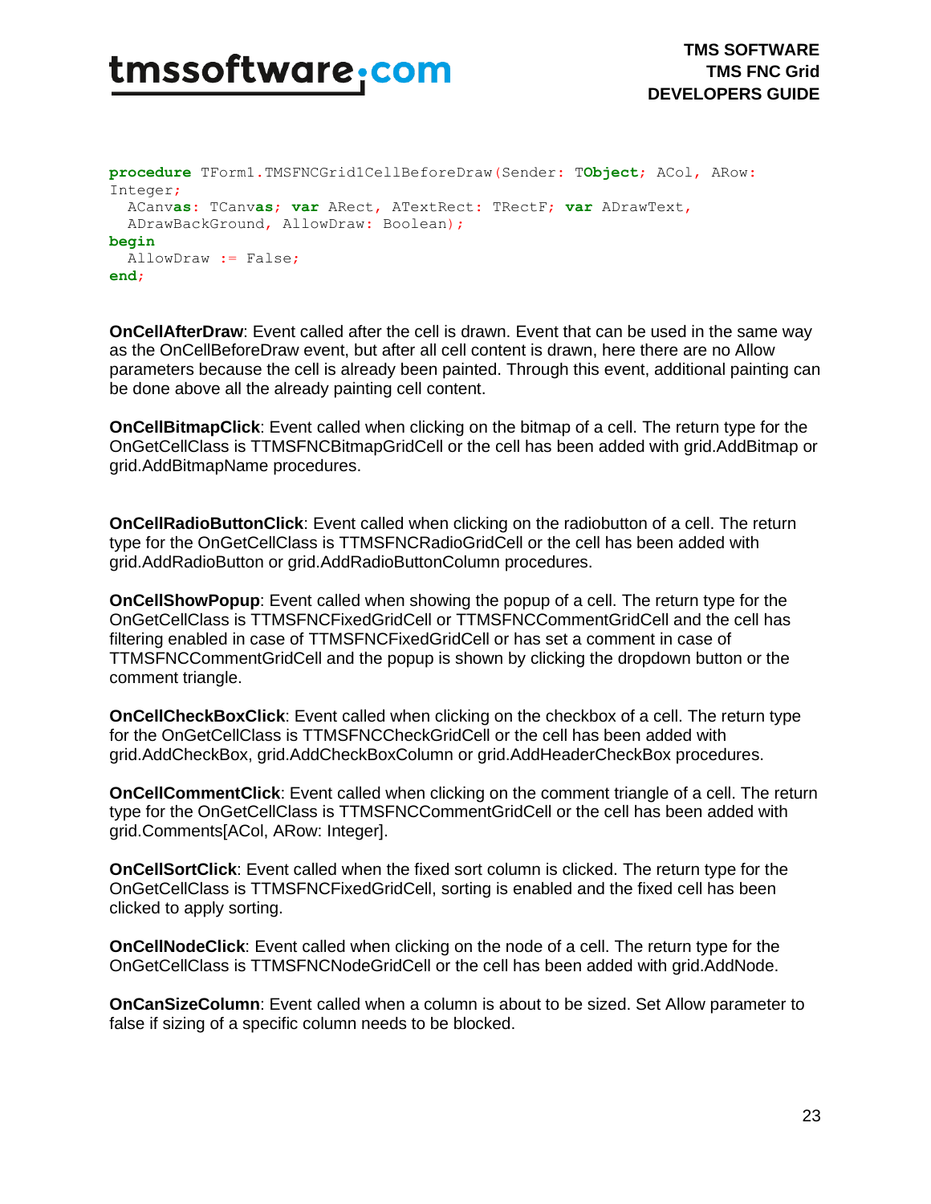```
procedure TForm1.TMSFNCGrid1CellBeforeDraw(Sender: TObject; ACol, ARow:
Integer;
  ACanvas: TCanvas; var ARect, ATextRect: TRectF; var ADrawText,
  ADrawBackGround, AllowDraw: Boolean);
begin
  AllowDraw := False;
end;
```

**OnCellAfterDraw**: Event called after the cell is drawn. Event that can be used in the same way as the OnCellBeforeDraw event, but after all cell content is drawn, here there are no Allow parameters because the cell is already been painted. Through this event, additional painting can be done above all the already painting cell content.

**OnCellBitmapClick**: Event called when clicking on the bitmap of a cell. The return type for the OnGetCellClass is TTMSFNCBitmapGridCell or the cell has been added with grid.AddBitmap or grid.AddBitmapName procedures.

**OnCellRadioButtonClick**: Event called when clicking on the radiobutton of a cell. The return type for the OnGetCellClass is TTMSFNCRadioGridCell or the cell has been added with grid.AddRadioButton or grid.AddRadioButtonColumn procedures.

**OnCellShowPopup**: Event called when showing the popup of a cell. The return type for the OnGetCellClass is TTMSFNCFixedGridCell or TTMSFNCCommentGridCell and the cell has filtering enabled in case of TTMSFNCFixedGridCell or has set a comment in case of TTMSFNCCommentGridCell and the popup is shown by clicking the dropdown button or the comment triangle.

**OnCellCheckBoxClick**: Event called when clicking on the checkbox of a cell. The return type for the OnGetCellClass is TTMSFNCCheckGridCell or the cell has been added with grid.AddCheckBox, grid.AddCheckBoxColumn or grid.AddHeaderCheckBox procedures.

**OnCellCommentClick**: Event called when clicking on the comment triangle of a cell. The return type for the OnGetCellClass is TTMSFNCCommentGridCell or the cell has been added with grid.Comments[ACol, ARow: Integer].

**OnCellSortClick**: Event called when the fixed sort column is clicked. The return type for the OnGetCellClass is TTMSFNCFixedGridCell, sorting is enabled and the fixed cell has been clicked to apply sorting.

**OnCellNodeClick**: Event called when clicking on the node of a cell. The return type for the OnGetCellClass is TTMSFNCNodeGridCell or the cell has been added with grid.AddNode.

**OnCanSizeColumn**: Event called when a column is about to be sized. Set Allow parameter to false if sizing of a specific column needs to be blocked.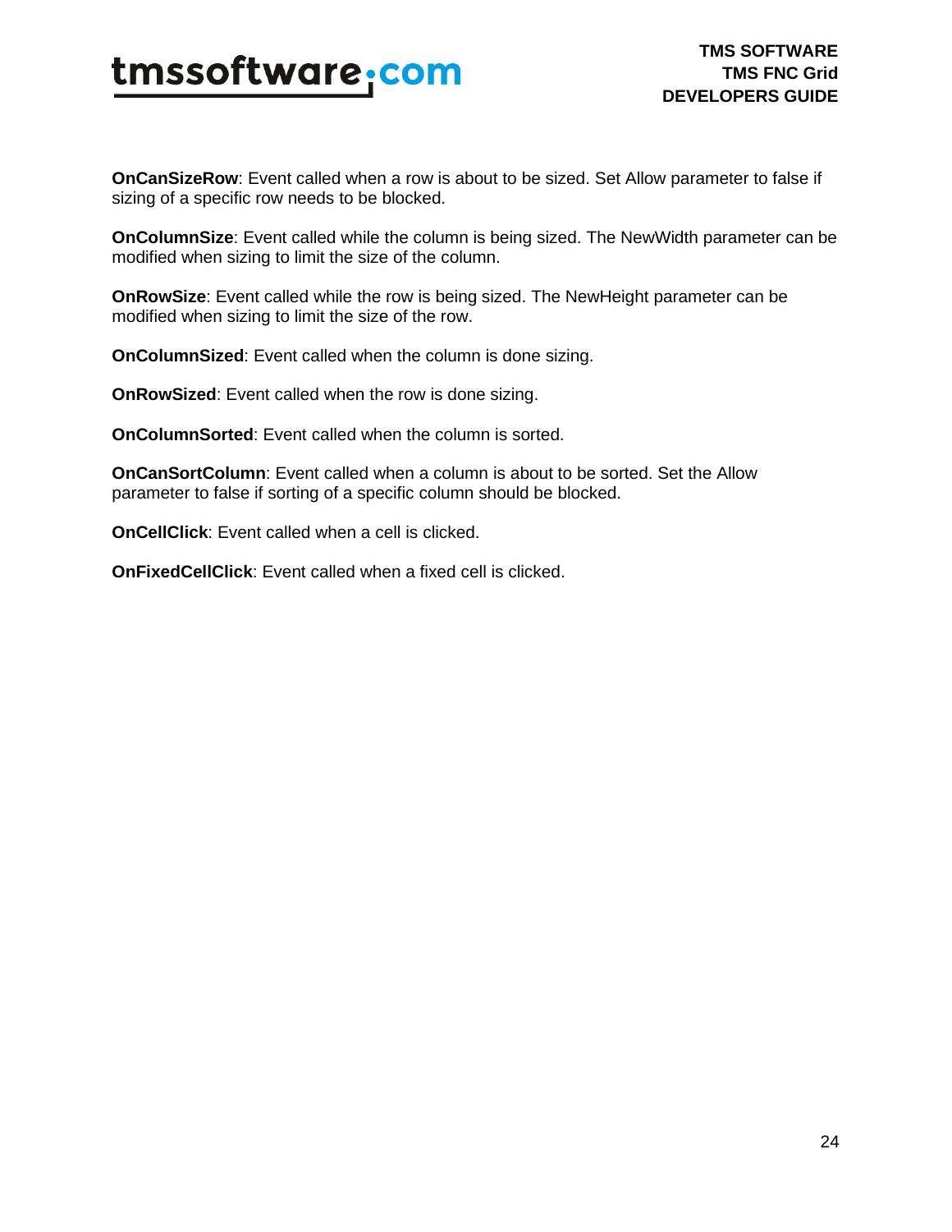**OnCanSizeRow**: Event called when a row is about to be sized. Set Allow parameter to false if sizing of a specific row needs to be blocked.

**OnColumnSize**: Event called while the column is being sized. The NewWidth parameter can be modified when sizing to limit the size of the column.

**OnRowSize**: Event called while the row is being sized. The NewHeight parameter can be modified when sizing to limit the size of the row.

**OnColumnSized**: Event called when the column is done sizing.

**OnRowSized**: Event called when the row is done sizing.

**OnColumnSorted**: Event called when the column is sorted.

**OnCanSortColumn**: Event called when a column is about to be sorted. Set the Allow parameter to false if sorting of a specific column should be blocked.

**OnCellClick**: Event called when a cell is clicked.

**OnFixedCellClick**: Event called when a fixed cell is clicked.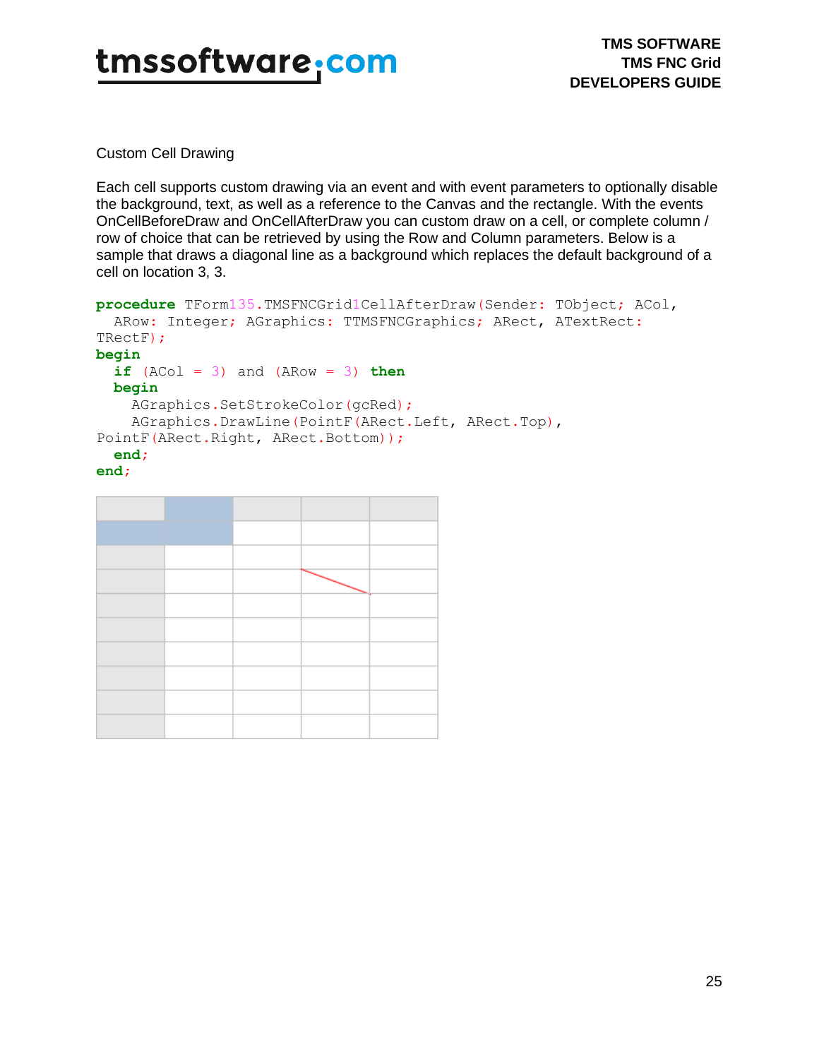## Custom Cell Drawing

Each cell supports custom drawing via an event and with event parameters to optionally disable the background, text, as well as a reference to the Canvas and the rectangle. With the events OnCellBeforeDraw and OnCellAfterDraw you can custom draw on a cell, or complete column / row of choice that can be retrieved by using the Row and Column parameters. Below is a sample that draws a diagonal line as a background which replaces the default background of a cell on location 3, 3.

```
procedure TForm135.TMSFNCGrid1CellAfterDraw(Sender: TObject; ACol,
  ARow: Integer; AGraphics: TTMSFNCGraphics; ARect, ATextRect:
TRectF);
begin
  if (ACol = 3) and (ARow = 3) then
  begin
    AGraphics.SetStrokeColor(gcRed);
    AGraphics.DrawLine(PointF(ARect.Left, ARect.Top),
PointF(ARect.Right, ARect.Bottom));
  end;
end;
```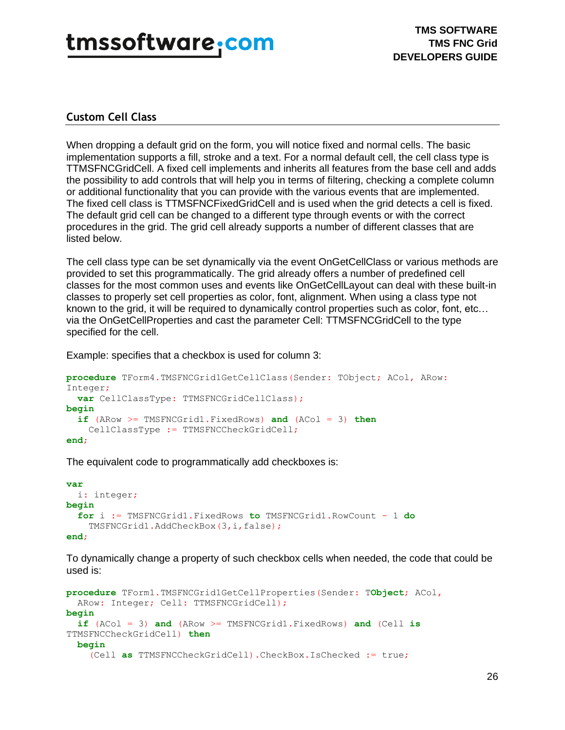## Custom Cell Class

When dropping a default grid on the form, you will notice fixed and normal cells. The basic implementation supports a fill, stroke and a text. For a normal default cell, the cell class type is TTMSFNCGridCell. A fixed cell implements and inherits all features from the base cell and adds the possibility to add controls that will help you in terms of filtering, checking a complete column or additional functionality that you can provide with the various events that are implemented. The fixed cell class is TTMSFNCFixedGridCell and is used when the grid detects a cell is fixed. The default grid cell can be changed to a different type through events or with the correct procedures in the grid. The grid cell already supports a number of different classes that are listed below.

The cell class type can be set dynamically via the event OnGetCellClass or various methods are provided to set this programmatically. The grid already offers a number of predefined cell classes for the most common uses and events like OnGetCellLayout can deal with these built-in classes to properly set cell properties as color, font, alignment. When using a class type not known to the grid, it will be required to dynamically control properties such as color, font, etc… via the OnGetCellProperties and cast the parameter Cell: TTMSFNCGridCell to the type specified for the cell.

Example: specifies that a checkbox is used for column 3:

```
procedure TForm4.TMSFNCGrid1GetCellClass(Sender: TObject; ACol, ARow:
Integer;
  var CellClassType: TTMSFNCGridCellClass);
begin
  if (ARow >= TMSFNCGrid1.FixedRows) and (ACol = 3) then
    CellClassType := TTMSFNCCheckGridCell;
end;
```

The equivalent code to programmatically add checkboxes is:

```
var
  i: integer;
begin
  for i := TMSFNCGrid1.FixedRows to TMSFNCGrid1.RowCount - 1 do
    TMSFNCGrid1.AddCheckBox(3,i,false);
end;
```

To dynamically change a property of such checkbox cells when needed, the code that could be used is:

```
procedure TForm1.TMSFNCGrid1GetCellProperties(Sender: TObject; ACol,
  ARow: Integer; Cell: TTMSFNCGridCell);
begin
  if (ACol = 3) and (ARow >= TMSFNCGrid1.FixedRows) and (Cell is
TTMSFNCCheckGridCell) then
  begin
    (Cell as TTMSFNCCheckGridCell).CheckBox.IsChecked := true;
```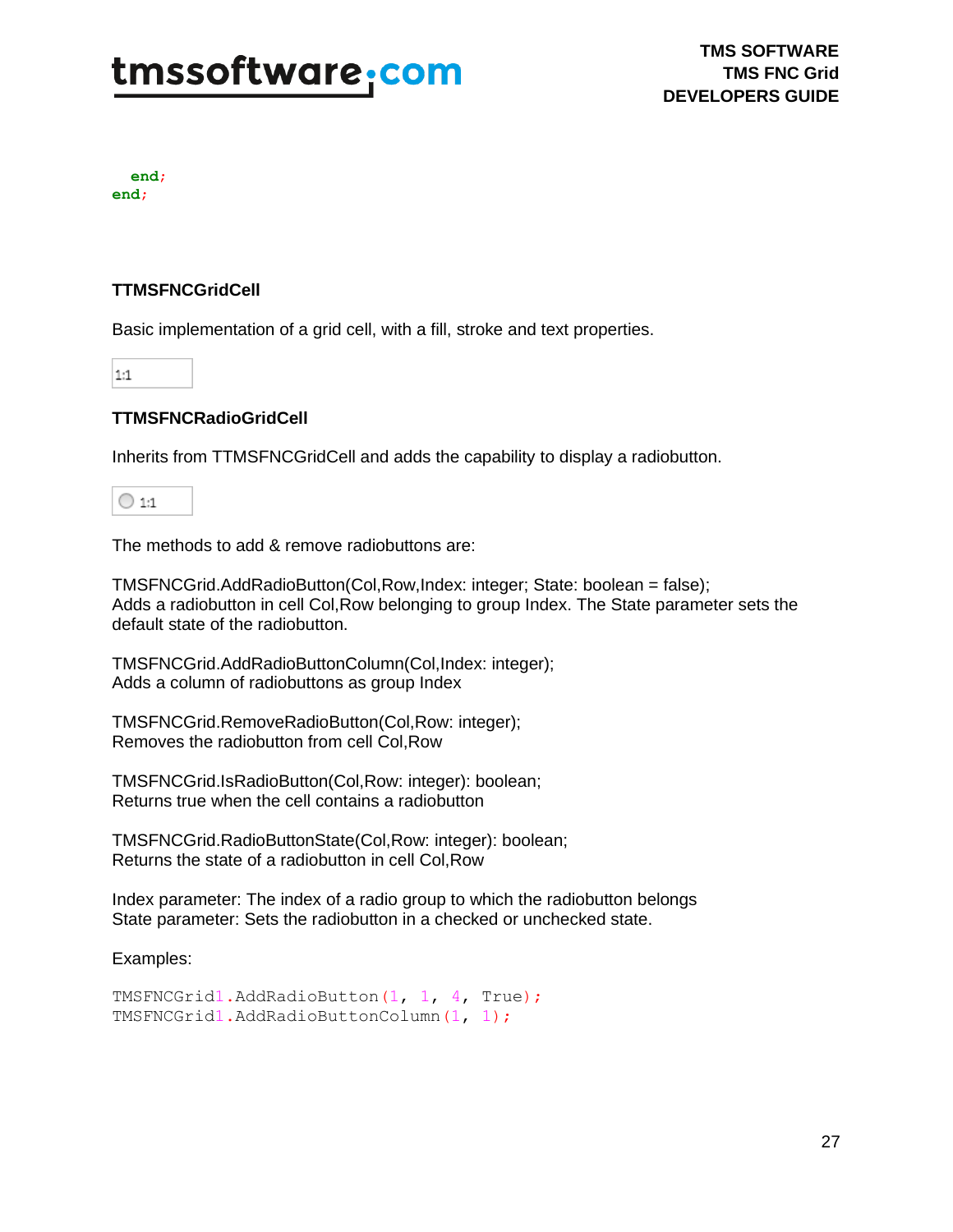```
  end;
end;
```

### TTMSFNCGridCell

Basic implementation of a grid cell, with a fill, stroke and text properties.

1:1

### TTMSFNCRadioGridCell

Inherits from TTMSFNCGridCell and adds the capability to display a radiobutton.

1:1

The methods to add & remove radiobuttons are:

TMSFNCGrid.AddRadioButton(Col,Row,Index: integer; State: boolean = false);
Adds a radiobutton in cell Col,Row belonging to group Index. The State parameter sets the default state of the radiobutton.

TMSFNCGrid.AddRadioButtonColumn(Col,Index: integer);
Adds a column of radiobuttons as group Index

TMSFNCGrid.RemoveRadioButton(Col,Row: integer);
Removes the radiobutton from cell Col,Row

TMSFNCGrid.IsRadioButton(Col,Row: integer): boolean;
Returns true when the cell contains a radiobutton

TMSFNCGrid.RadioButtonState(Col,Row: integer): boolean;
Returns the state of a radiobutton in cell Col,Row

Index parameter: The index of a radio group to which the radiobutton belongs
State parameter: Sets the radiobutton in a checked or unchecked state.

Examples:

```
TMSFNCGrid1.AddRadioButton(1, 1, 4, True);
TMSFNCGrid1.AddRadioButtonColumn(1, 1);
```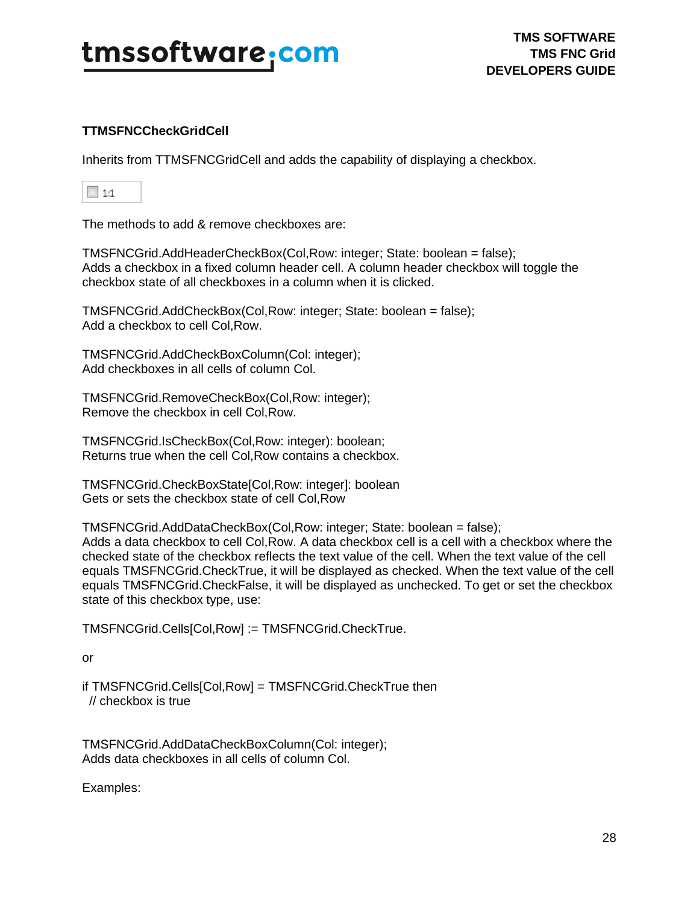**TTMSFNCCheckGridCell**

Inherits from TTMSFNCGridCell and adds the capability of displaying a checkbox.

The methods to add & remove checkboxes are:

TMSFNCGrid.AddHeaderCheckBox(Col,Row: integer; State: boolean = false);
Adds a checkbox in a fixed column header cell. A column header checkbox will toggle the checkbox state of all checkboxes in a column when it is clicked.

TMSFNCGrid.AddCheckBox(Col,Row: integer; State: boolean = false);
Add a checkbox to cell Col,Row.

TMSFNCGrid.AddCheckBoxColumn(Col: integer);
Add checkboxes in all cells of column Col.

TMSFNCGrid.RemoveCheckBox(Col,Row: integer);
Remove the checkbox in cell Col,Row.

TMSFNCGrid.IsCheckBox(Col,Row: integer): boolean;
Returns true when the cell Col,Row contains a checkbox.

TMSFNCGrid.CheckBoxState[Col,Row: integer]: boolean
Gets or sets the checkbox state of cell Col,Row

TMSFNCGrid.AddDataCheckBox(Col,Row: integer; State: boolean = false);
Adds a data checkbox to cell Col,Row. A data checkbox cell is a cell with a checkbox where the checked state of the checkbox reflects the text value of the cell. When the text value of the cell equals TMSFNCGrid.CheckTrue, it will be displayed as checked. When the text value of the cell equals TMSFNCGrid.CheckFalse, it will be displayed as unchecked. To get or set the checkbox state of this checkbox type, use:

```
TMSFNCGrid.Cells[Col,Row] := TMSFNCGrid.CheckTrue.
```

or

```
if TMSFNCGrid.Cells[Col,Row] = TMSFNCGrid.CheckTrue then
  // checkbox is true
```

TMSFNCGrid.AddDataCheckBoxColumn(Col: integer);
Adds data checkboxes in all cells of column Col.

Examples: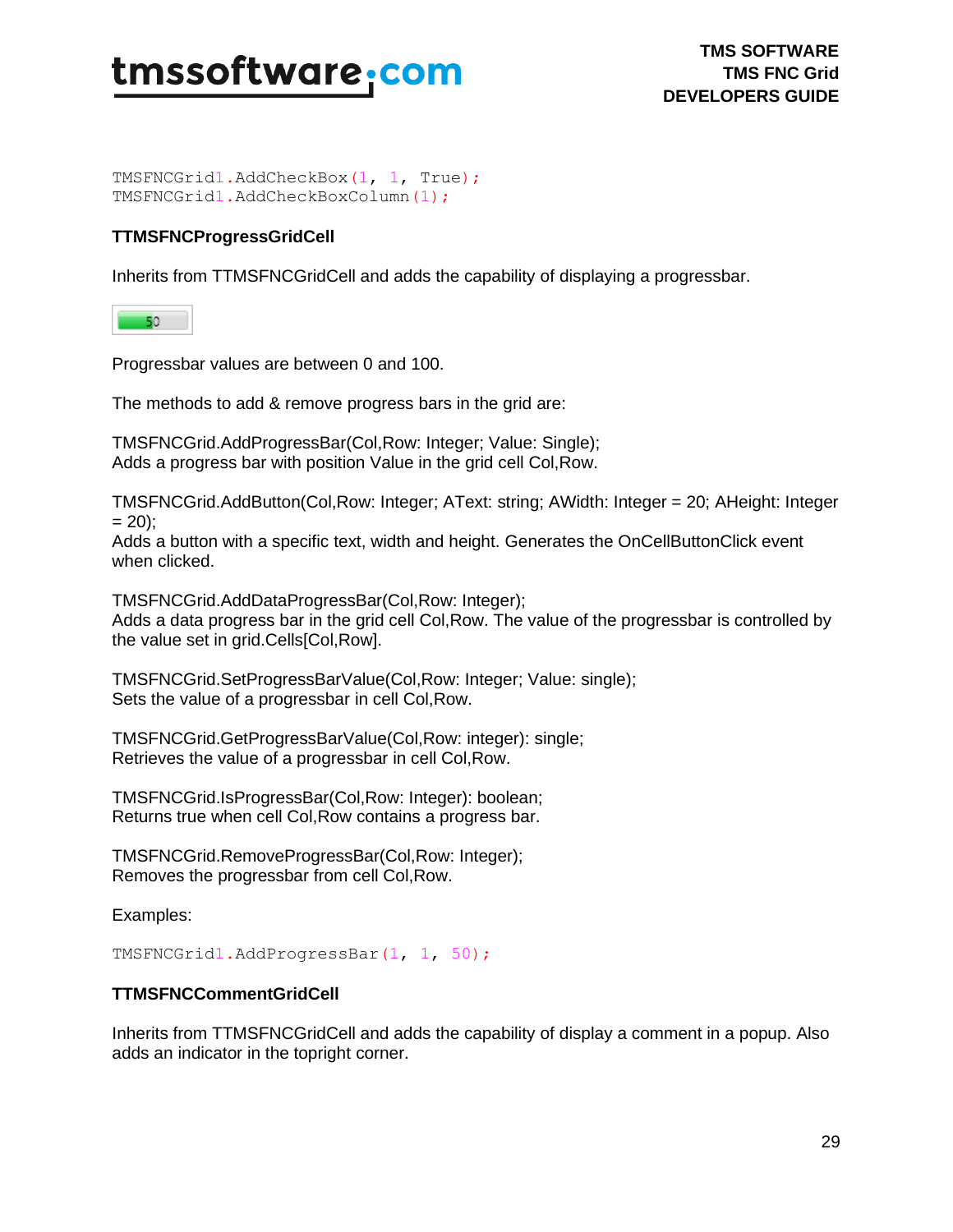```
TMSFNCGrid1.AddCheckBox(1, 1, True);
TMSFNCGrid1.AddCheckBoxColumn(1);
```

**TTMSFNCProgressGridCell**

Inherits from TTMSFNCGridCell and adds the capability of displaying a progressbar.

Progressbar values are between 0 and 100.

The methods to add & remove progress bars in the grid are:

TMSFNCGrid.AddProgressBar(Col,Row: Integer; Value: Single);
Adds a progress bar with position Value in the grid cell Col,Row.

TMSFNCGrid.AddButton(Col,Row: Integer; AText: string; AWidth: Integer = 20; AHeight: Integer = 20);
Adds a button with a specific text, width and height. Generates the OnCellButtonClick event when clicked.

TMSFNCGrid.AddDataProgressBar(Col,Row: Integer);
Adds a data progress bar in the grid cell Col,Row. The value of the progressbar is controlled by the value set in grid.Cells[Col,Row].

TMSFNCGrid.SetProgressBarValue(Col,Row: Integer; Value: single);
Sets the value of a progressbar in cell Col,Row.

TMSFNCGrid.GetProgressBarValue(Col,Row: integer): single;
Retrieves the value of a progressbar in cell Col,Row.

TMSFNCGrid.IsProgressBar(Col,Row: Integer): boolean;
Returns true when cell Col,Row contains a progress bar.

TMSFNCGrid.RemoveProgressBar(Col,Row: Integer);
Removes the progressbar from cell Col,Row.

Examples:

```
TMSFNCGrid1.AddProgressBar(1, 1, 50);
```

**TTMSFNCCommentGridCell**

Inherits from TTMSFNCGridCell and adds the capability of display a comment in a popup. Also adds an indicator in the topright corner.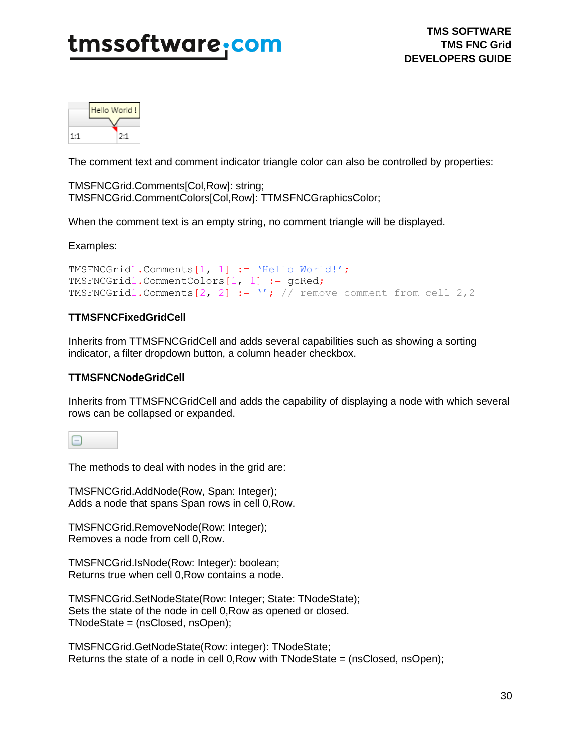The comment text and comment indicator triangle color can also be controlled by properties:

TMSFNCGrid.Comments[Col,Row]: string;
TMSFNCGrid.CommentColors[Col,Row]: TTMSFNCGraphicsColor;

When the comment text is an empty string, no comment triangle will be displayed.

Examples:

```
TMSFNCGrid1.Comments[1, 1] := 'Hello World!';
TMSFNCGrid1.CommentColors[1, 1] := gcRed;
TMSFNCGrid1.Comments[2, 2] := ''; // remove comment from cell 2,2
```

**TTMSFNCFixedGridCell**

Inherits from TTMSFNCGridCell and adds several capabilities such as showing a sorting indicator, a filter dropdown button, a column header checkbox.

**TTMSFNCNodeGridCell**

Inherits from TTMSFNCGridCell and adds the capability of displaying a node with which several rows can be collapsed or expanded.

The methods to deal with nodes in the grid are:

TMSFNCGrid.AddNode(Row, Span: Integer);
Adds a node that spans Span rows in cell 0,Row.

TMSFNCGrid.RemoveNode(Row: Integer);
Removes a node from cell 0,Row.

TMSFNCGrid.IsNode(Row: Integer): boolean;
Returns true when cell 0,Row contains a node.

TMSFNCGrid.SetNodeState(Row: Integer; State: TNodeState);
Sets the state of the node in cell 0,Row as opened or closed.
TNodeState = (nsClosed, nsOpen);

TMSFNCGrid.GetNodeState(Row: integer): TNodeState;
Returns the state of a node in cell 0,Row with TNodeState = (nsClosed, nsOpen);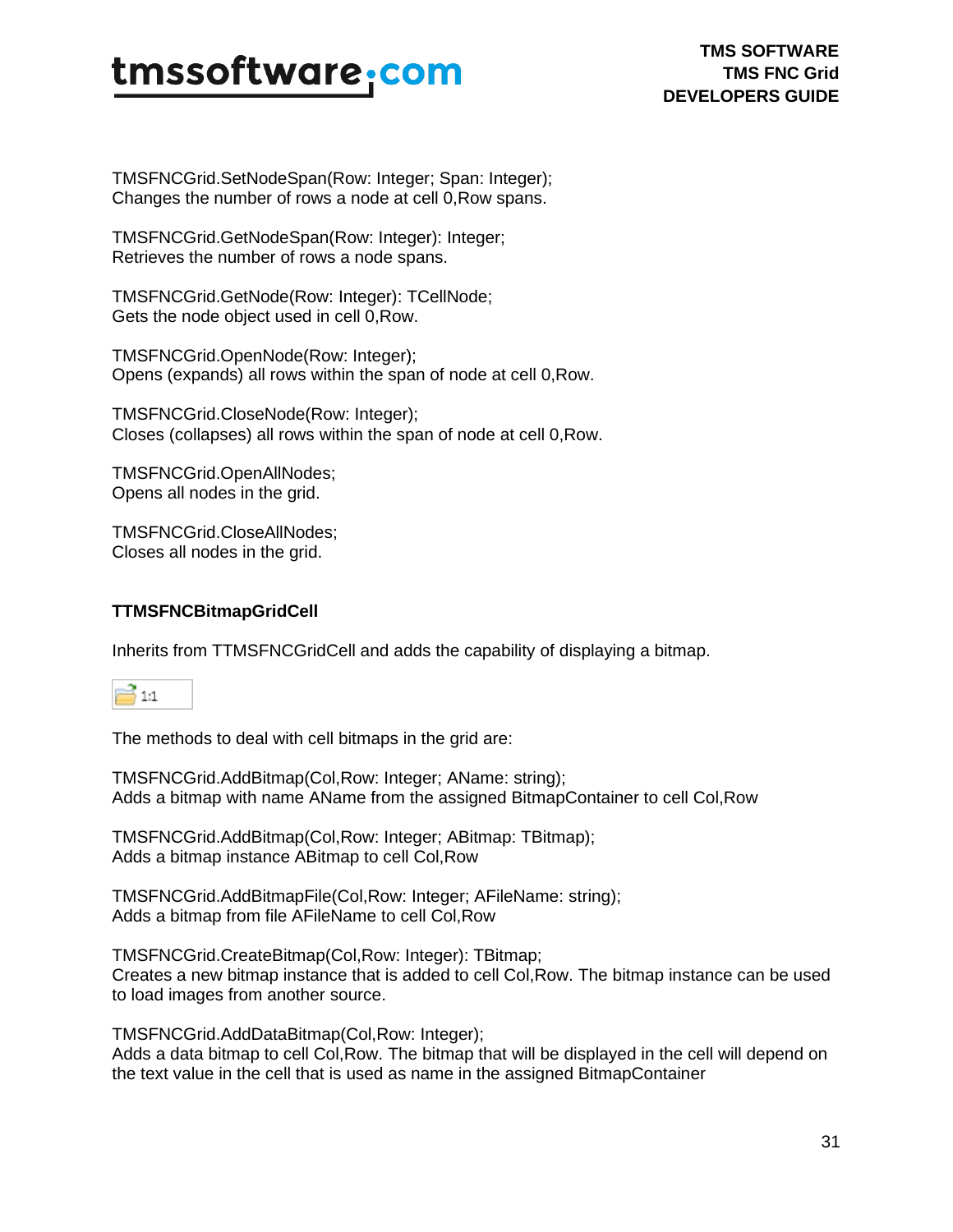TMSFNCGrid.SetNodeSpan(Row: Integer; Span: Integer);
Changes the number of rows a node at cell 0,Row spans.

TMSFNCGrid.GetNodeSpan(Row: Integer): Integer;
Retrieves the number of rows a node spans.

TMSFNCGrid.GetNode(Row: Integer): TCellNode;
Gets the node object used in cell 0,Row.

TMSFNCGrid.OpenNode(Row: Integer);
Opens (expands) all rows within the span of node at cell 0,Row.

TMSFNCGrid.CloseNode(Row: Integer);
Closes (collapses) all rows within the span of node at cell 0,Row.

TMSFNCGrid.OpenAllNodes;
Opens all nodes in the grid.

TMSFNCGrid.CloseAllNodes;
Closes all nodes in the grid.

**TTMSFNCBitmapGridCell**

Inherits from TTMSFNCGridCell and adds the capability of displaying a bitmap.

1:1

The methods to deal with cell bitmaps in the grid are:

TMSFNCGrid.AddBitmap(Col,Row: Integer; AName: string);
Adds a bitmap with name AName from the assigned BitmapContainer to cell Col,Row

TMSFNCGrid.AddBitmap(Col,Row: Integer; ABitmap: TBitmap);
Adds a bitmap instance ABitmap to cell Col,Row

TMSFNCGrid.AddBitmapFile(Col,Row: Integer; AFileName: string);
Adds a bitmap from file AFileName to cell Col,Row

TMSFNCGrid.CreateBitmap(Col,Row: Integer): TBitmap;
Creates a new bitmap instance that is added to cell Col,Row. The bitmap instance can be used to load images from another source.

TMSFNCGrid.AddDataBitmap(Col,Row: Integer);
Adds a data bitmap to cell Col,Row. The bitmap that will be displayed in the cell will depend on the text value in the cell that is used as name in the assigned BitmapContainer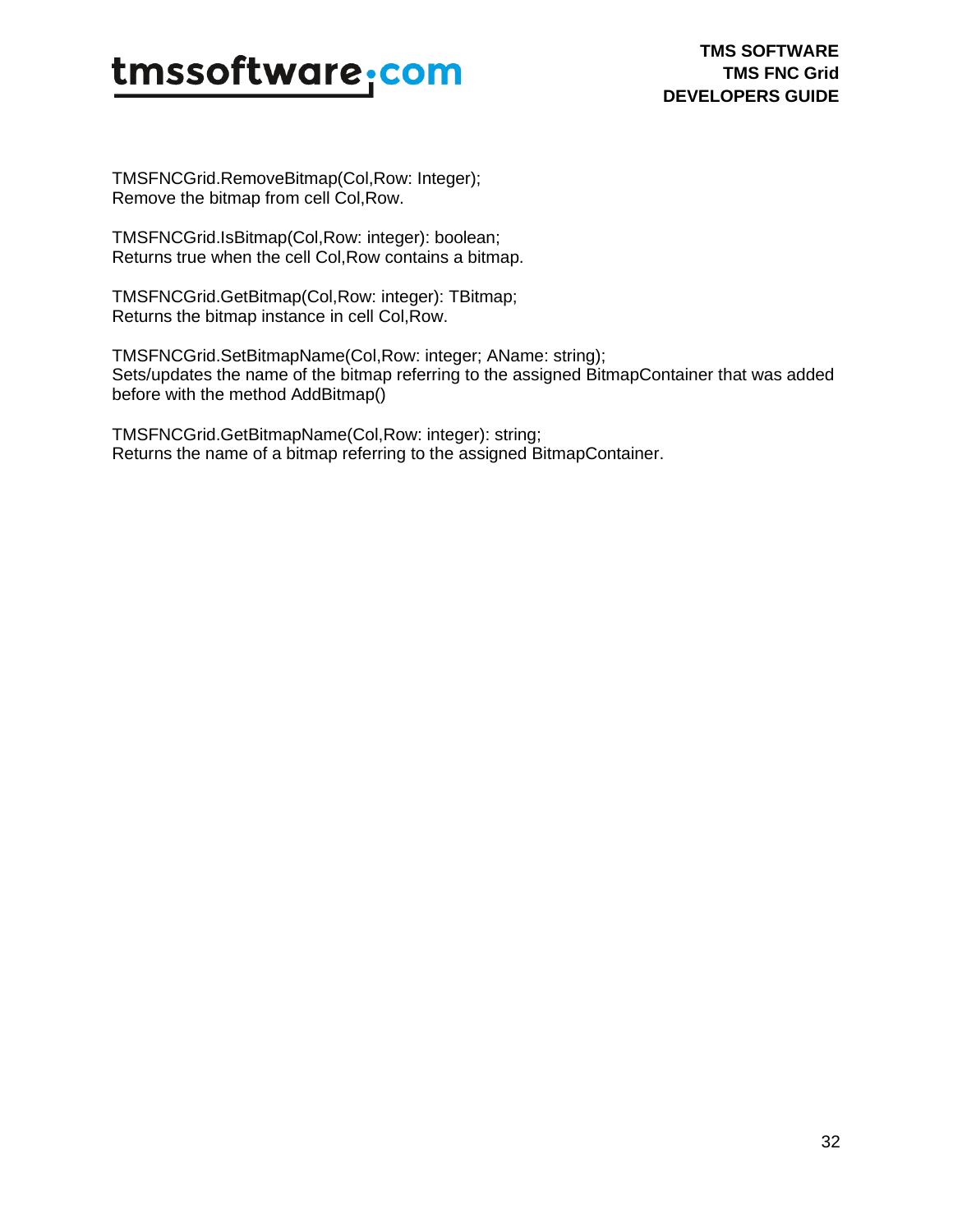TMSFNCGrid.RemoveBitmap(Col,Row: Integer);
Remove the bitmap from cell Col,Row.

TMSFNCGrid.IsBitmap(Col,Row: integer): boolean;
Returns true when the cell Col,Row contains a bitmap.

TMSFNCGrid.GetBitmap(Col,Row: integer): TBitmap;
Returns the bitmap instance in cell Col,Row.

TMSFNCGrid.SetBitmapName(Col,Row: integer; AName: string);
Sets/updates the name of the bitmap referring to the assigned BitmapContainer that was added before with the method AddBitmap()

TMSFNCGrid.GetBitmapName(Col,Row: integer): string;
Returns the name of a bitmap referring to the assigned BitmapContainer.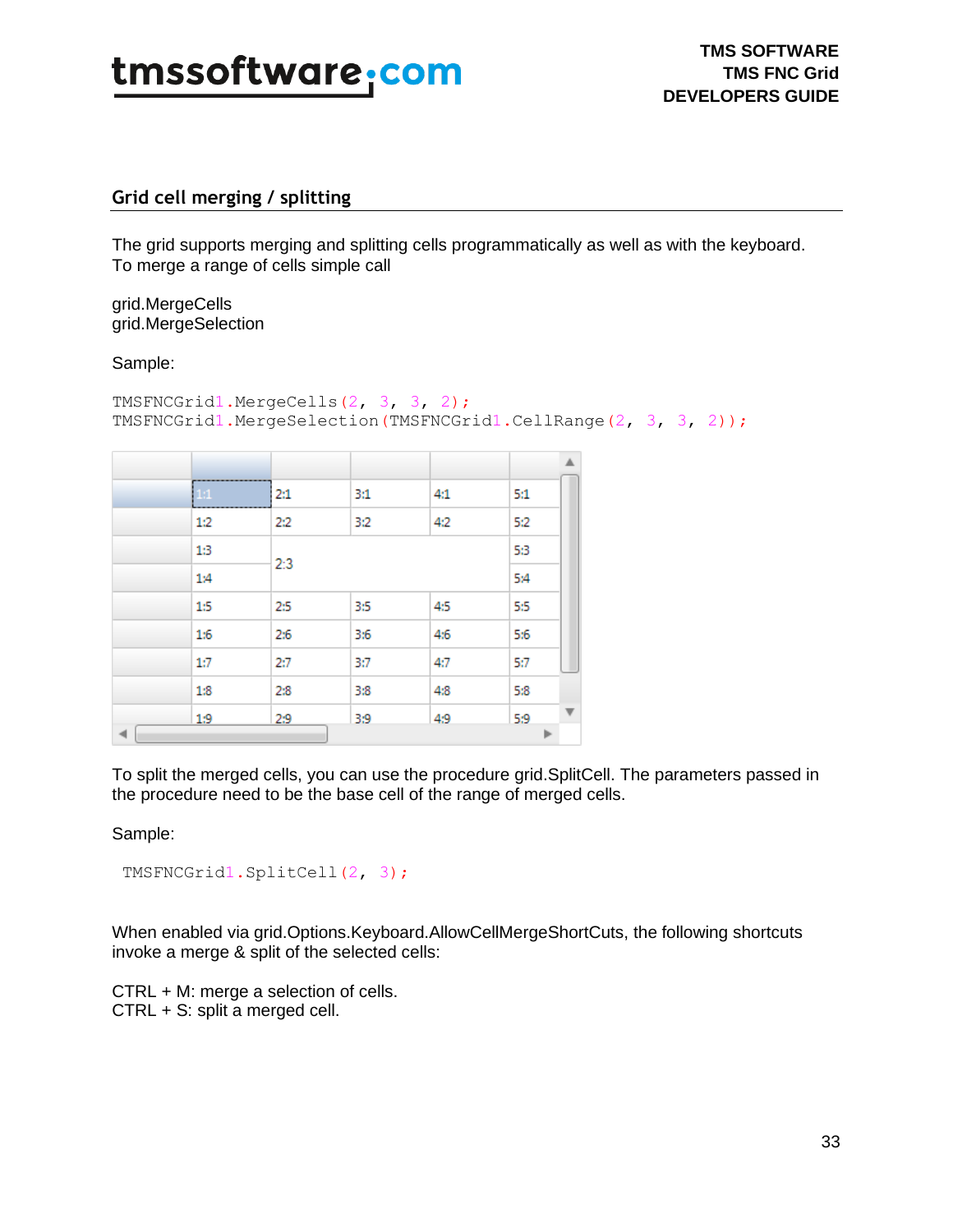## Grid cell merging / splitting

The grid supports merging and splitting cells programmatically as well as with the keyboard. To merge a range of cells simple call

grid.MergeCells
grid.MergeSelection

Sample:

```
TMSFNCGrid1.MergeCells(2, 3, 3, 2);
TMSFNCGrid1.MergeSelection(TMSFNCGrid1.CellRange(2, 3, 3, 2));
```

To split the merged cells, you can use the procedure grid.SplitCell. The parameters passed in the procedure need to be the base cell of the range of merged cells.

Sample:

```
TMSFNCGrid1.SplitCell(2, 3);
```

When enabled via grid.Options.Keyboard.AllowCellMergeShortCuts, the following shortcuts invoke a merge & split of the selected cells:

CTRL + M: merge a selection of cells.
CTRL + S: split a merged cell.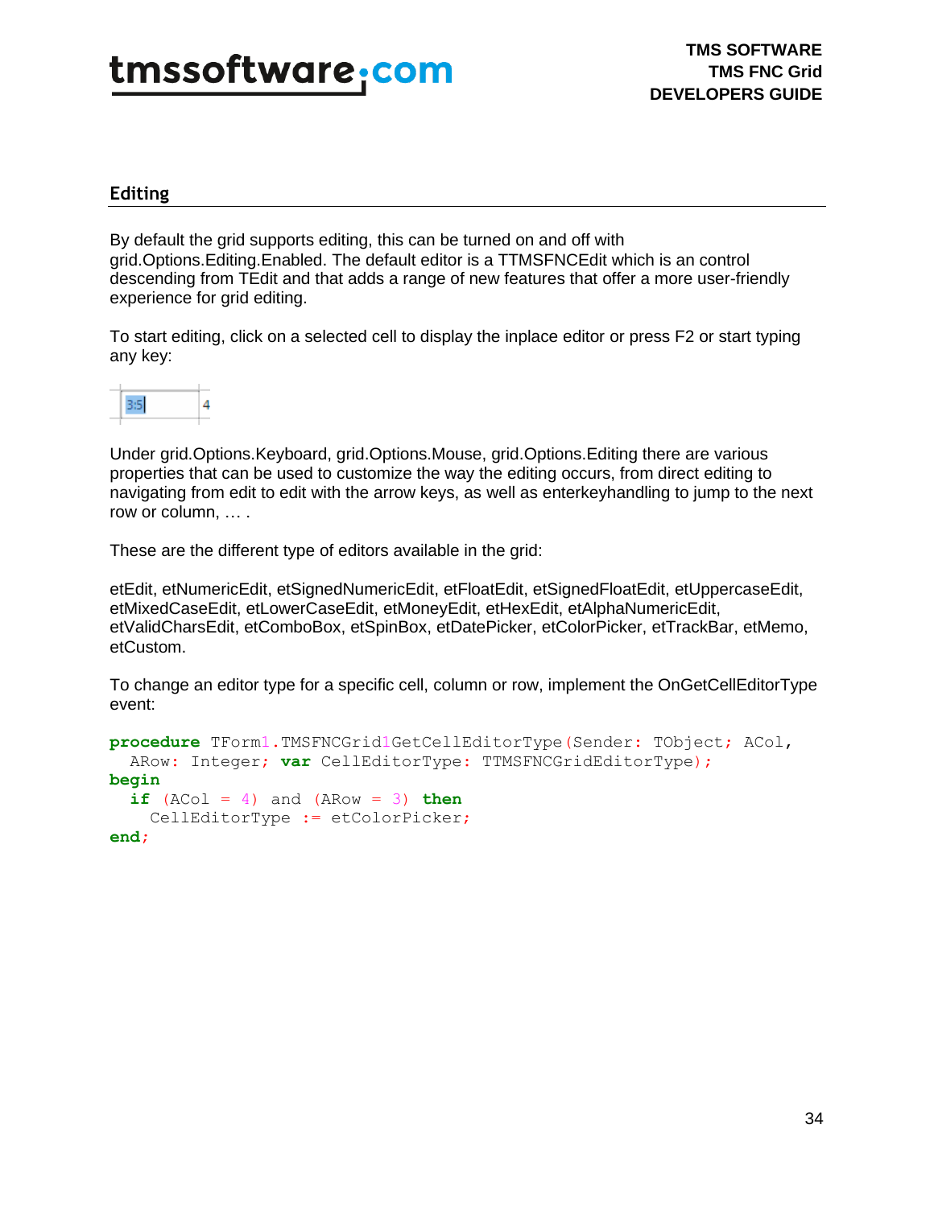## Editing

By default the grid supports editing, this can be turned on and off with grid.Options.Editing.Enabled. The default editor is a TTMSFNCEdit which is an control descending from TEdit and that adds a range of new features that offer a more user-friendly experience for grid editing.

To start editing, click on a selected cell to display the inplace editor or press F2 or start typing any key:

Under grid.Options.Keyboard, grid.Options.Mouse, grid.Options.Editing there are various properties that can be used to customize the way the editing occurs, from direct editing to navigating from edit to edit with the arrow keys, as well as enterkeyhandling to jump to the next row or column, … .

These are the different type of editors available in the grid:

etEdit, etNumericEdit, etSignedNumericEdit, etFloatEdit, etSignedFloatEdit, etUppercaseEdit, etMixedCaseEdit, etLowerCaseEdit, etMoneyEdit, etHexEdit, etAlphaNumericEdit, etValidCharsEdit, etComboBox, etSpinBox, etDatePicker, etColorPicker, etTrackBar, etMemo, etCustom.

To change an editor type for a specific cell, column or row, implement the OnGetCellEditorType event:

```
procedure TForm1.TMSFNCGrid1GetCellEditorType(Sender: TObject; ACol,
  ARow: Integer; var CellEditorType: TTMSFNCGridEditorType);
begin
  if (ACol = 4) and (ARow = 3) then
    CellEditorType := etColorPicker;
end;
```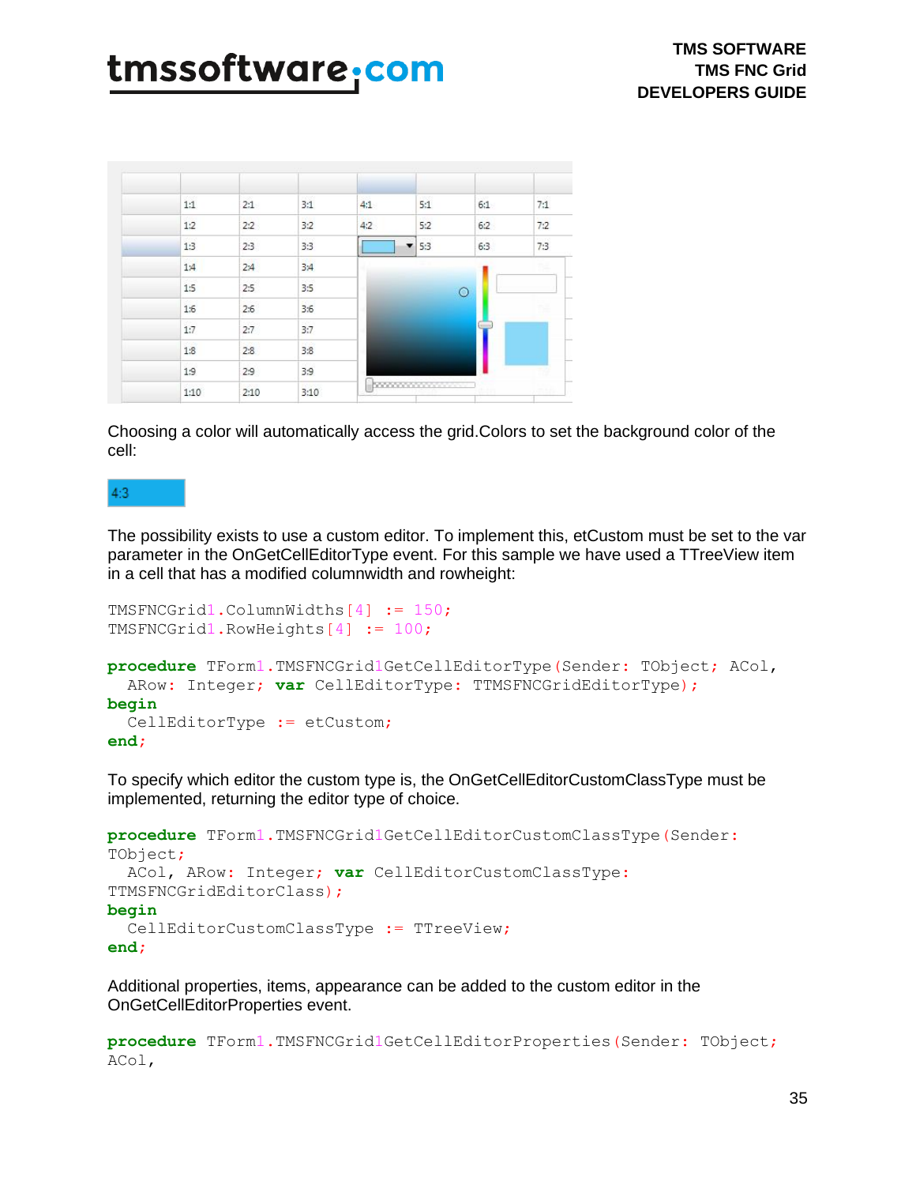Choosing a color will automatically access the grid.Colors to set the background color of the cell:

The possibility exists to use a custom editor. To implement this, etCustom must be set to the var parameter in the OnGetCellEditorType event. For this sample we have used a TTreeView item in a cell that has a modified columnwidth and rowheight:

```
TMSFNCGrid1.ColumnWidths[4] := 150;
TMSFNCGrid1.RowHeights[4] := 100;

procedure TForm1.TMSFNCGrid1GetCellEditorType(Sender: TObject; ACol,
  ARow: Integer; var CellEditorType: TTMSFNCGridEditorType);
begin
  CellEditorType := etCustom;
end;
```

To specify which editor the custom type is, the OnGetCellEditorCustomClassType must be implemented, returning the editor type of choice.

```
procedure TForm1.TMSFNCGrid1GetCellEditorCustomClassType(Sender:
TObject;
  ACol, ARow: Integer; var CellEditorCustomClassType:
TTMSFNCGridEditorClass);
begin
  CellEditorCustomClassType := TTreeView;
end;
```

Additional properties, items, appearance can be added to the custom editor in the OnGetCellEditorProperties event.

```
procedure TForm1.TMSFNCGrid1GetCellEditorProperties(Sender: TObject;
ACol,
```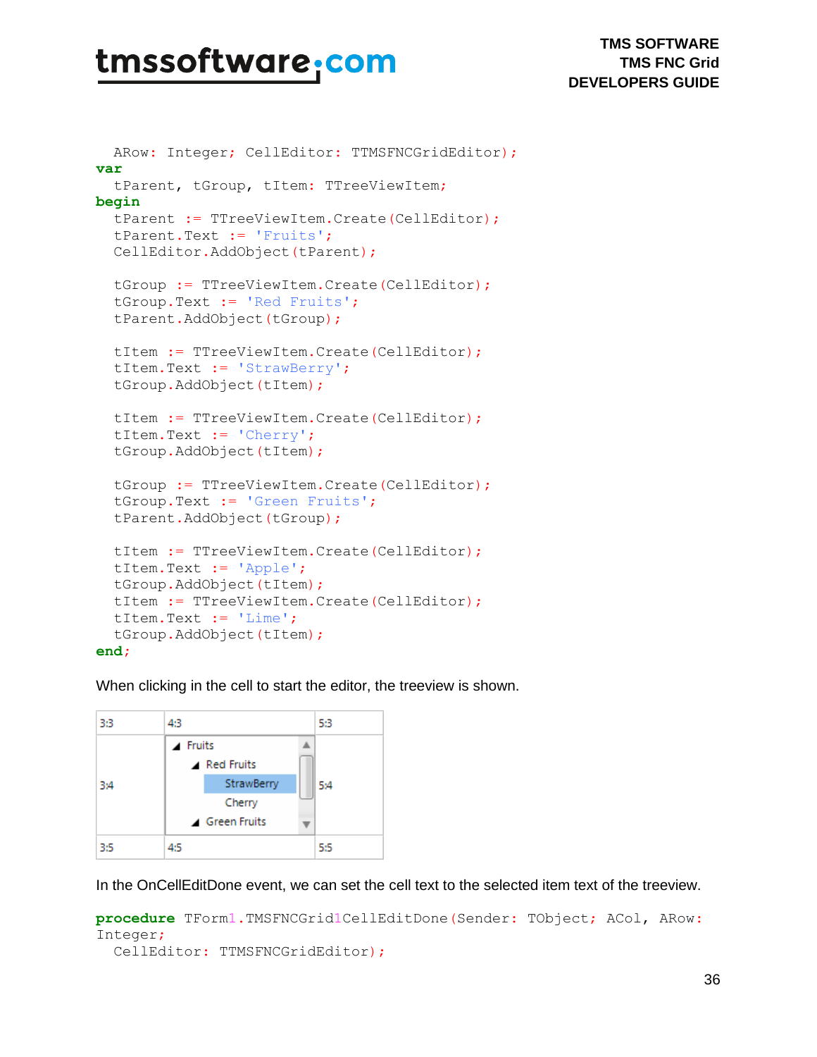```
  ARow: Integer; CellEditor: TTMSFNCGridEditor);
var
  tParent, tGroup, tItem: TTreeViewItem;
begin
  tParent := TTreeViewItem.Create(CellEditor);
  tParent.Text := 'Fruits';
  CellEditor.AddObject(tParent);

  tGroup := TTreeViewItem.Create(CellEditor);
  tGroup.Text := 'Red Fruits';
  tParent.AddObject(tGroup);

  tItem := TTreeViewItem.Create(CellEditor);
  tItem.Text := 'StrawBerry';
  tGroup.AddObject(tItem);

  tItem := TTreeViewItem.Create(CellEditor);
  tItem.Text := 'Cherry';
  tGroup.AddObject(tItem);

  tGroup := TTreeViewItem.Create(CellEditor);
  tGroup.Text := 'Green Fruits';
  tParent.AddObject(tGroup);

  tItem := TTreeViewItem.Create(CellEditor);
  tItem.Text := 'Apple';
  tGroup.AddObject(tItem);
  tItem := TTreeViewItem.Create(CellEditor);
  tItem.Text := 'Lime';
  tGroup.AddObject(tItem);
end;
```

When clicking in the cell to start the editor, the treeview is shown.

| 3:3 | 4:3 | 5:3 |
|---|---|---|
| 3:4 | ◢ Fruits<br>◢ Red Fruits<br>StrawBerry<br>Cherry<br>◢ Green Fruits | 5:4 |
| 3:5 | 4:5 | 5:5 |

In the OnCellEditDone event, we can set the cell text to the selected item text of the treeview.

```
procedure TForm1.TMSFNCGrid1CellEditDone(Sender: TObject; ACol, ARow:
Integer;
  CellEditor: TTMSFNCGridEditor);
```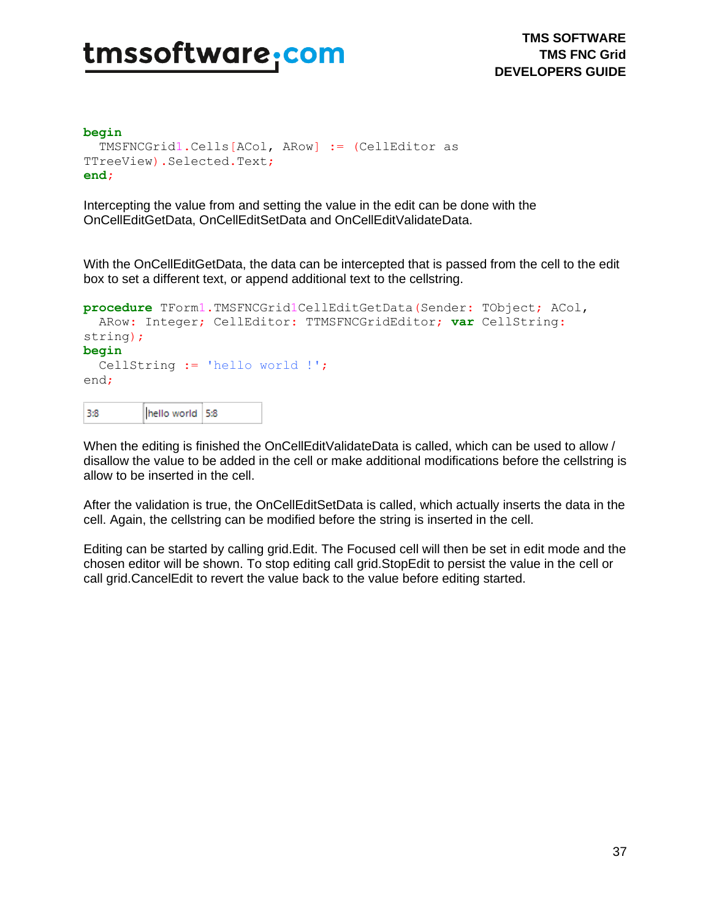```
begin
  TMSFNCGrid1.Cells[ACol, ARow] := (CellEditor as
TTreeView).Selected.Text;
end;
```

Intercepting the value from and setting the value in the edit can be done with the OnCellEditGetData, OnCellEditSetData and OnCellEditValidateData.

With the OnCellEditGetData, the data can be intercepted that is passed from the cell to the edit box to set a different text, or append additional text to the cellstring.

```
procedure TForm1.TMSFNCGrid1CellEditGetData(Sender: TObject; ACol,
  ARow: Integer; CellEditor: TTMSFNCGridEditor; var CellString:
string);
begin
  CellString := 'hello world !';
end;
```

| 3:8 | hello world | 5:8 |
|---|---|---|

When the editing is finished the OnCellEditValidateData is called, which can be used to allow / disallow the value to be added in the cell or make additional modifications before the cellstring is allow to be inserted in the cell.

After the validation is true, the OnCellEditSetData is called, which actually inserts the data in the cell. Again, the cellstring can be modified before the string is inserted in the cell.

Editing can be started by calling grid.Edit. The Focused cell will then be set in edit mode and the chosen editor will be shown. To stop editing call grid.StopEdit to persist the value in the cell or call grid.CancelEdit to revert the value back to the value before editing started.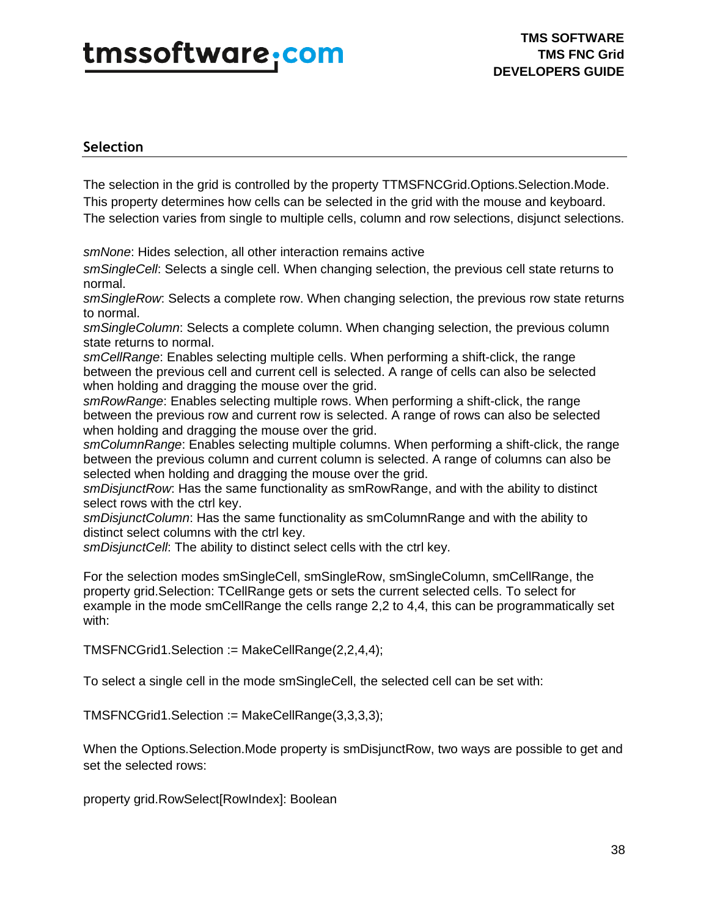## Selection

The selection in the grid is controlled by the property TTMSFNCGrid.Options.Selection.Mode. This property determines how cells can be selected in the grid with the mouse and keyboard. The selection varies from single to multiple cells, column and row selections, disjunct selections.

*smNone*: Hides selection, all other interaction remains active
*smSingleCell*: Selects a single cell. When changing selection, the previous cell state returns to normal.
*smSingleRow*: Selects a complete row. When changing selection, the previous row state returns to normal.
*smSingleColumn*: Selects a complete column. When changing selection, the previous column state returns to normal.
*smCellRange*: Enables selecting multiple cells. When performing a shift-click, the range between the previous cell and current cell is selected. A range of cells can also be selected when holding and dragging the mouse over the grid.
*smRowRange*: Enables selecting multiple rows. When performing a shift-click, the range between the previous row and current row is selected. A range of rows can also be selected when holding and dragging the mouse over the grid.
*smColumnRange*: Enables selecting multiple columns. When performing a shift-click, the range between the previous column and current column is selected. A range of columns can also be selected when holding and dragging the mouse over the grid.
*smDisjunctRow*: Has the same functionality as smRowRange, and with the ability to distinct select rows with the ctrl key.
*smDisjunctColumn*: Has the same functionality as smColumnRange and with the ability to distinct select columns with the ctrl key.
*smDisjunctCell*: The ability to distinct select cells with the ctrl key.

For the selection modes smSingleCell, smSingleRow, smSingleColumn, smCellRange, the property grid.Selection: TCellRange gets or sets the current selected cells. To select for example in the mode smCellRange the cells range 2,2 to 4,4, this can be programmatically set with:

```
TMSFNCGrid1.Selection := MakeCellRange(2,2,4,4);
```

To select a single cell in the mode smSingleCell, the selected cell can be set with:

```
TMSFNCGrid1.Selection := MakeCellRange(3,3,3,3);
```

When the Options.Selection.Mode property is smDisjunctRow, two ways are possible to get and set the selected rows:

```
property grid.RowSelect[RowIndex]: Boolean
```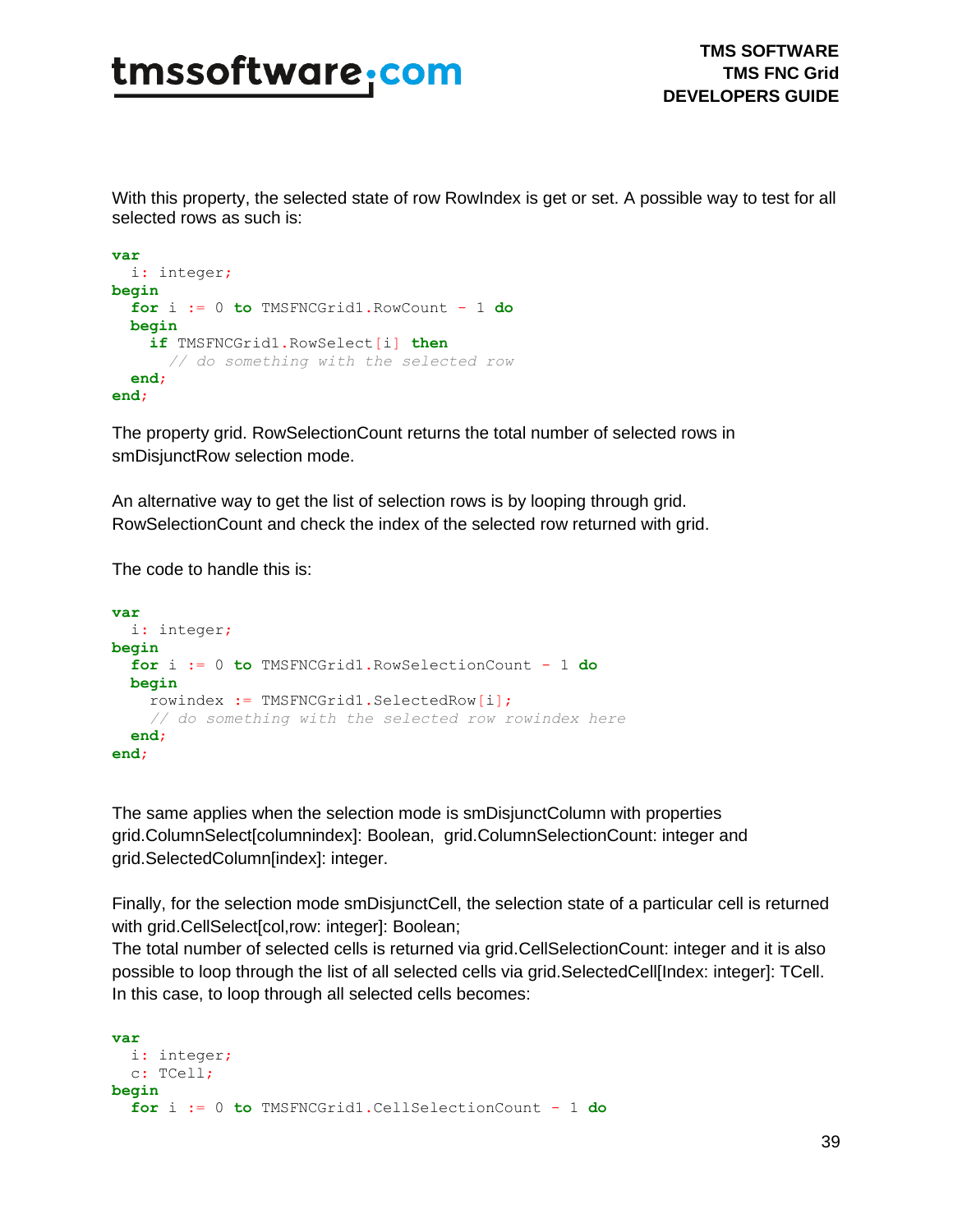With this property, the selected state of row RowIndex is get or set. A possible way to test for all selected rows as such is:

```
var
  i: integer;
begin
  for i := 0 to TMSFNCGrid1.RowCount - 1 do
  begin
    if TMSFNCGrid1.RowSelect[i] then
      // do something with the selected row
  end;
end;
```

The property grid. RowSelectionCount returns the total number of selected rows in smDisjunctRow selection mode.

An alternative way to get the list of selection rows is by looping through grid. RowSelectionCount and check the index of the selected row returned with grid.

The code to handle this is:

```
var
  i: integer;
begin
  for i := 0 to TMSFNCGrid1.RowSelectionCount - 1 do
  begin
    rowindex := TMSFNCGrid1.SelectedRow[i];
    // do something with the selected row rowindex here
  end;
end;
```

The same applies when the selection mode is smDisjunctColumn with properties grid.ColumnSelect[columnindex]: Boolean,  grid.ColumnSelectionCount: integer and grid.SelectedColumn[index]: integer.

Finally, for the selection mode smDisjunctCell, the selection state of a particular cell is returned with grid.CellSelect[col,row: integer]: Boolean;
The total number of selected cells is returned via grid.CellSelectionCount: integer and it is also possible to loop through the list of all selected cells via grid.SelectedCell[Index: integer]: TCell.
In this case, to loop through all selected cells becomes:

```
var
  i: integer;
  c: TCell;
begin
  for i := 0 to TMSFNCGrid1.CellSelectionCount - 1 do
```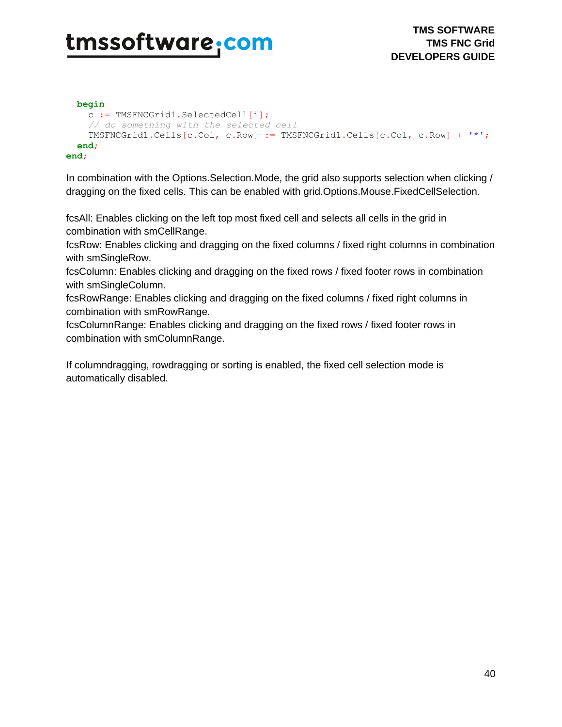```
  begin
    c := TMSFNCGrid1.SelectedCell[i];
    // do something with the selected cell
    TMSFNCGrid1.Cells[c.Col, c.Row] := TMSFNCGrid1.Cells[c.Col, c.Row] + '*';
  end;
end;
```

In combination with the Options.Selection.Mode, the grid also supports selection when clicking / dragging on the fixed cells. This can be enabled with grid.Options.Mouse.FixedCellSelection.

fcsAll: Enables clicking on the left top most fixed cell and selects all cells in the grid in combination with smCellRange.
fcsRow: Enables clicking and dragging on the fixed columns / fixed right columns in combination with smSingleRow.
fcsColumn: Enables clicking and dragging on the fixed rows / fixed footer rows in combination with smSingleColumn.
fcsRowRange: Enables clicking and dragging on the fixed columns / fixed right columns in combination with smRowRange.
fcsColumnRange: Enables clicking and dragging on the fixed rows / fixed footer rows in combination with smColumnRange.

If columndragging, rowdragging or sorting is enabled, the fixed cell selection mode is automatically disabled.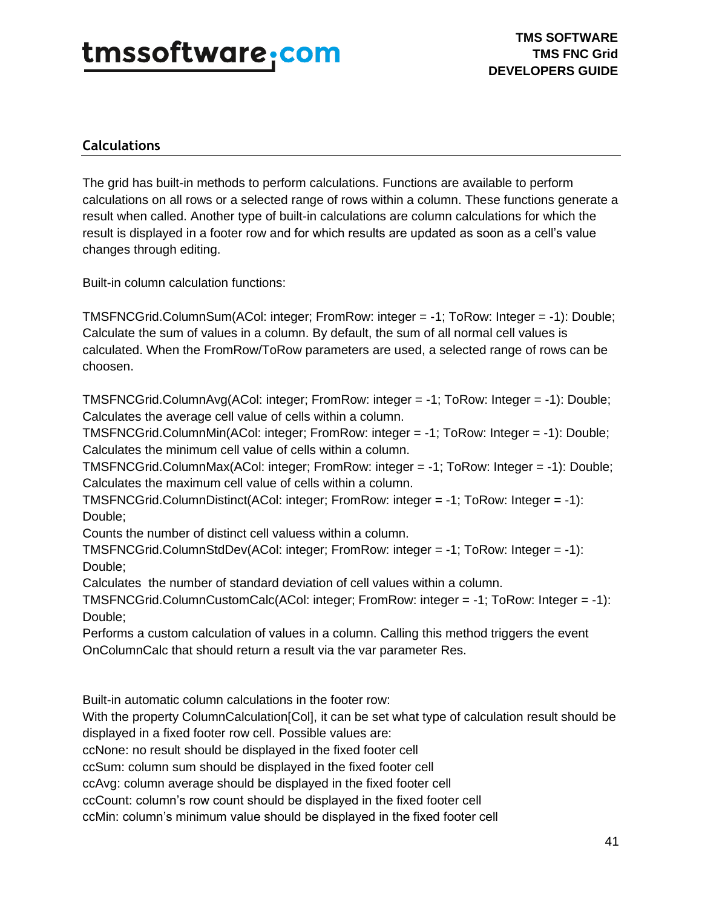## Calculations

The grid has built-in methods to perform calculations. Functions are available to perform calculations on all rows or a selected range of rows within a column. These functions generate a result when called. Another type of built-in calculations are column calculations for which the result is displayed in a footer row and for which results are updated as soon as a cell's value changes through editing.

Built-in column calculation functions:

TMSFNCGrid.ColumnSum(ACol: integer; FromRow: integer = -1; ToRow: Integer = -1): Double;
Calculate the sum of values in a column. By default, the sum of all normal cell values is calculated. When the FromRow/ToRow parameters are used, a selected range of rows can be choosen.

TMSFNCGrid.ColumnAvg(ACol: integer; FromRow: integer = -1; ToRow: Integer = -1): Double;
Calculates the average cell value of cells within a column.
TMSFNCGrid.ColumnMin(ACol: integer; FromRow: integer = -1; ToRow: Integer = -1): Double;
Calculates the minimum cell value of cells within a column.
TMSFNCGrid.ColumnMax(ACol: integer; FromRow: integer = -1; ToRow: Integer = -1): Double;
Calculates the maximum cell value of cells within a column.
TMSFNCGrid.ColumnDistinct(ACol: integer; FromRow: integer = -1; ToRow: Integer = -1): Double;
Counts the number of distinct cell valuess within a column.
TMSFNCGrid.ColumnStdDev(ACol: integer; FromRow: integer = -1; ToRow: Integer = -1): Double;
Calculates the number of standard deviation of cell values within a column.
TMSFNCGrid.ColumnCustomCalc(ACol: integer; FromRow: integer = -1; ToRow: Integer = -1): Double;
Performs a custom calculation of values in a column. Calling this method triggers the event OnColumnCalc that should return a result via the var parameter Res.

Built-in automatic column calculations in the footer row:
With the property ColumnCalculation[Col], it can be set what type of calculation result should be displayed in a fixed footer row cell. Possible values are:
ccNone: no result should be displayed in the fixed footer cell
ccSum: column sum should be displayed in the fixed footer cell
ccAvg: column average should be displayed in the fixed footer cell
ccCount: column's row count should be displayed in the fixed footer cell
ccMin: column's minimum value should be displayed in the fixed footer cell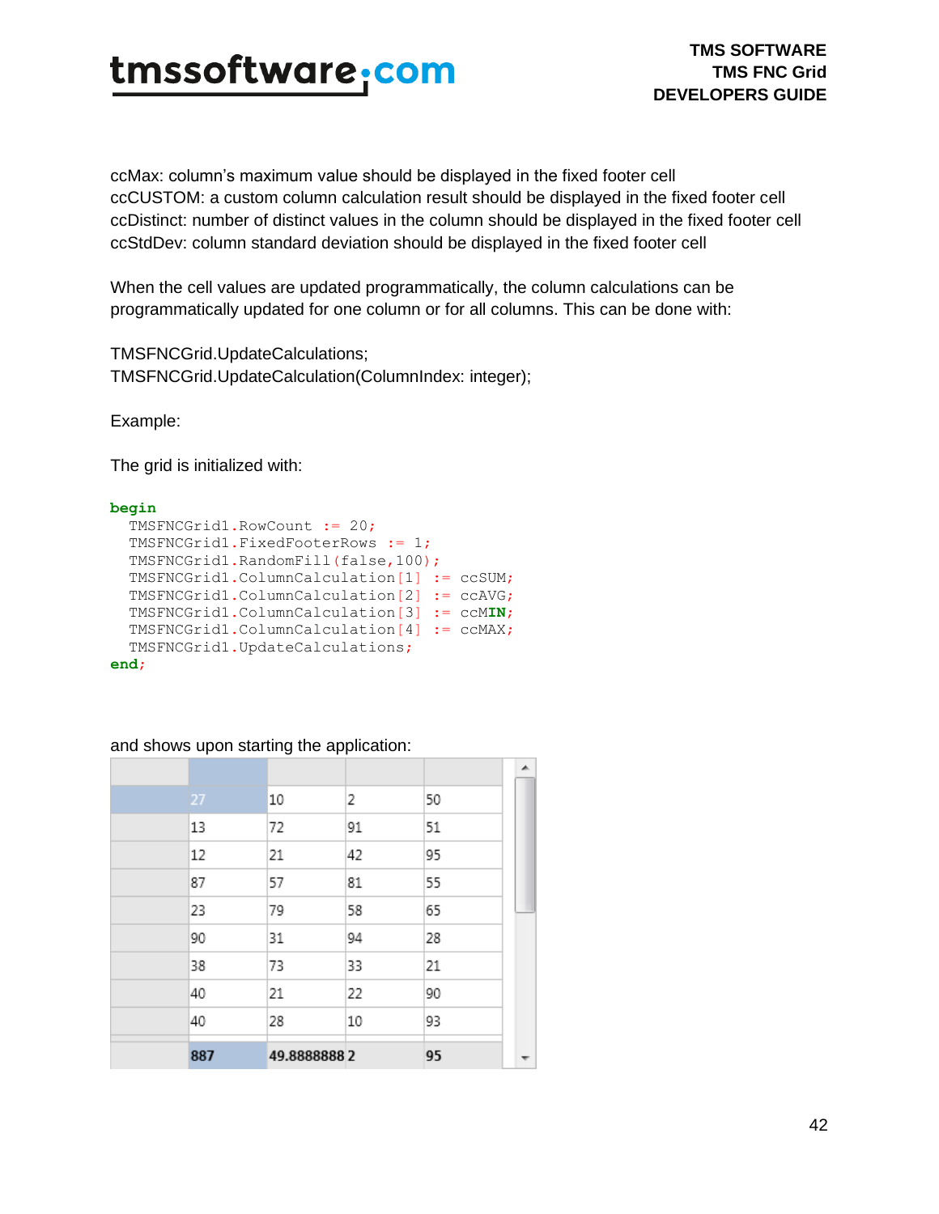ccMax: column's maximum value should be displayed in the fixed footer cell
ccCUSTOM: a custom column calculation result should be displayed in the fixed footer cell
ccDistinct: number of distinct values in the column should be displayed in the fixed footer cell
ccStdDev: column standard deviation should be displayed in the fixed footer cell

When the cell values are updated programmatically, the column calculations can be programmatically updated for one column or for all columns. This can be done with:

TMSFNCGrid.UpdateCalculations;
TMSFNCGrid.UpdateCalculation(ColumnIndex: integer);

Example:

The grid is initialized with:

```
begin
  TMSFNCGrid1.RowCount := 20;
  TMSFNCGrid1.FixedFooterRows := 1;
  TMSFNCGrid1.RandomFill(false,100);
  TMSFNCGrid1.ColumnCalculation[1] := ccSUM;
  TMSFNCGrid1.ColumnCalculation[2] := ccAVG;
  TMSFNCGrid1.ColumnCalculation[3] := ccMIN;
  TMSFNCGrid1.ColumnCalculation[4] := ccMAX;
  TMSFNCGrid1.UpdateCalculations;
end;
```

and shows upon starting the application:

| | | | | |
|---|---|---|---|---|
| | 27 | 10 | 2 | 50 |
| | 13 | 72 | 91 | 51 |
| | 12 | 21 | 42 | 95 |
| | 87 | 57 | 81 | 55 |
| | 23 | 79 | 58 | 65 |
| | 90 | 31 | 94 | 28 |
| | 38 | 73 | 33 | 21 |
| | 40 | 21 | 22 | 90 |
| | 40 | 28 | 10 | 93 |
| | **887** | **49.8888888** | **2** | **95** |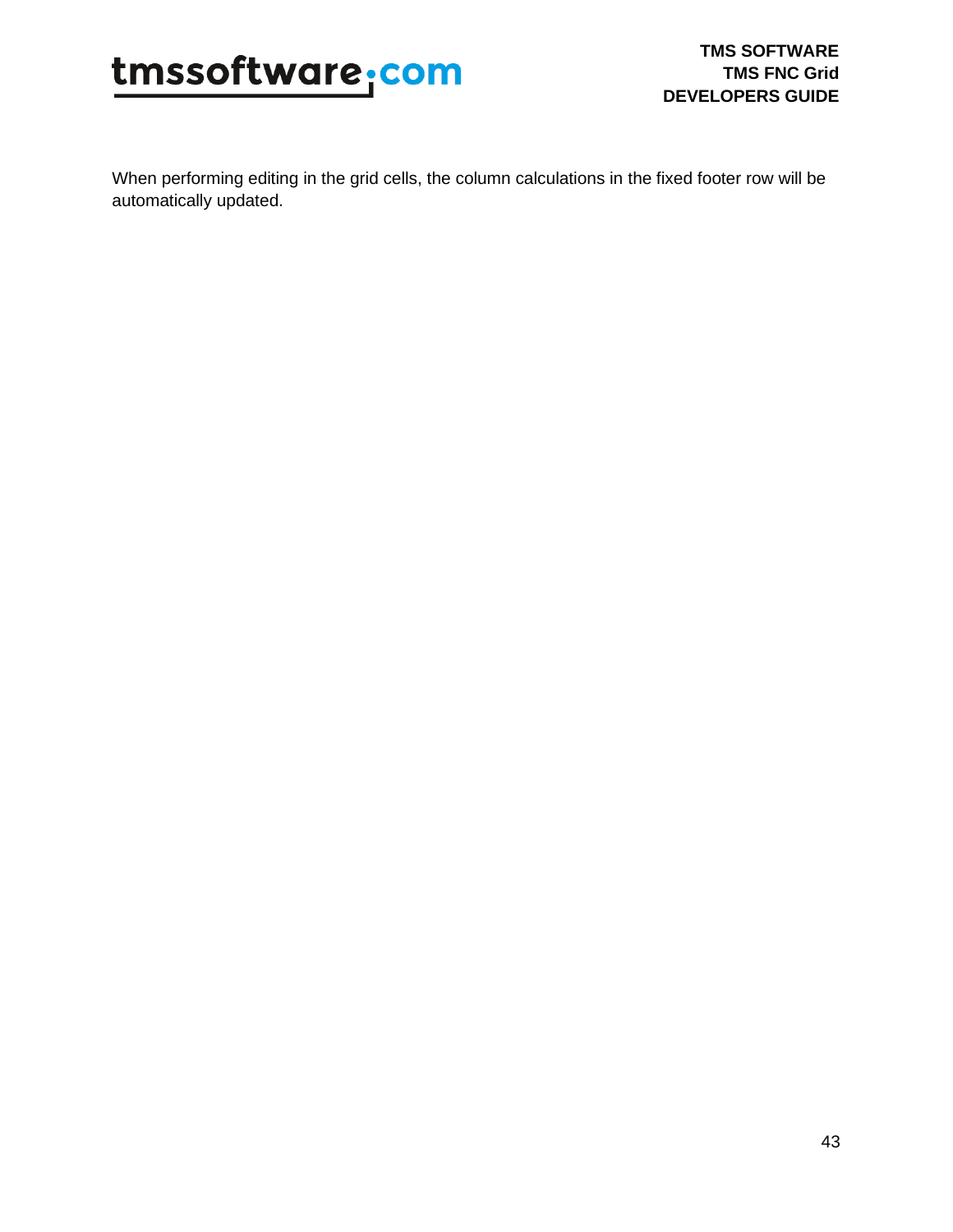When performing editing in the grid cells, the column calculations in the fixed footer row will be automatically updated.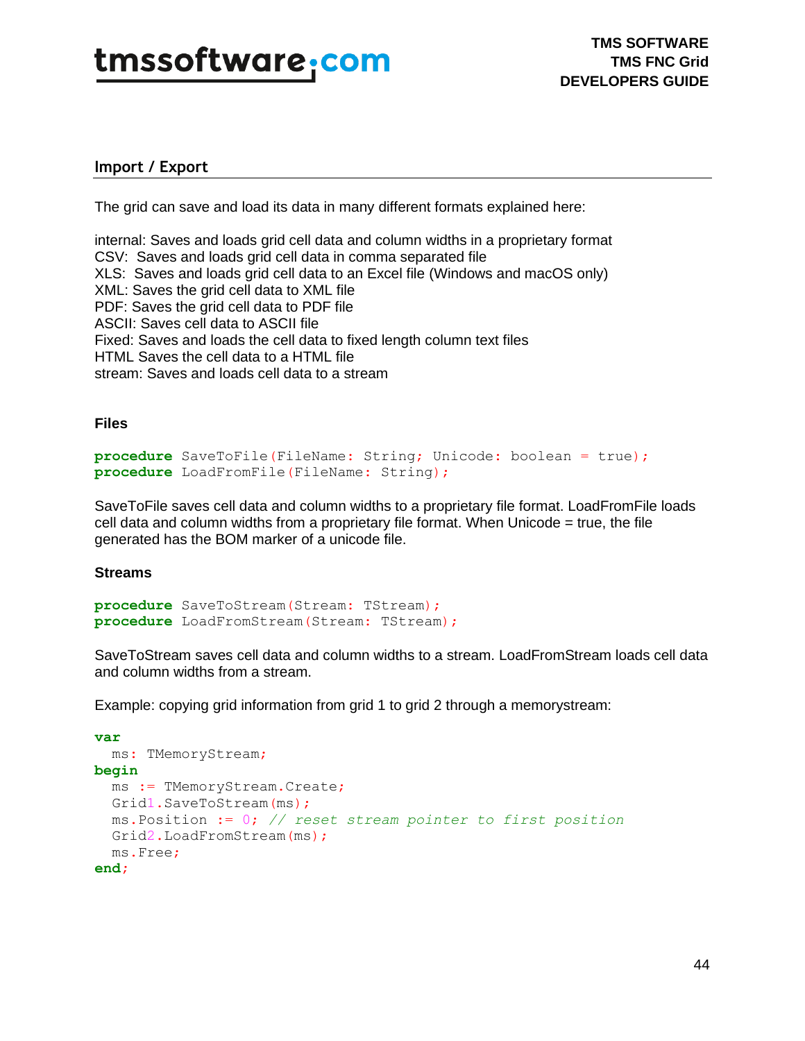## Import / Export

The grid can save and load its data in many different formats explained here:

internal: Saves and loads grid cell data and column widths in a proprietary format
CSV: Saves and loads grid cell data in comma separated file
XLS: Saves and loads grid cell data to an Excel file (Windows and macOS only)
XML: Saves the grid cell data to XML file
PDF: Saves the grid cell data to PDF file
ASCII: Saves cell data to ASCII file
Fixed: Saves and loads the cell data to fixed length column text files
HTML Saves the cell data to a HTML file
stream: Saves and loads cell data to a stream

### Files

```
procedure SaveToFile(FileName: String; Unicode: boolean = true);
procedure LoadFromFile(FileName: String);
```

SaveToFile saves cell data and column widths to a proprietary file format. LoadFromFile loads cell data and column widths from a proprietary file format. When Unicode = true, the file generated has the BOM marker of a unicode file.

### Streams

```
procedure SaveToStream(Stream: TStream);
procedure LoadFromStream(Stream: TStream);
```

SaveToStream saves cell data and column widths to a stream. LoadFromStream loads cell data and column widths from a stream.

Example: copying grid information from grid 1 to grid 2 through a memorystream:

```
var
  ms: TMemoryStream;
begin
  ms := TMemoryStream.Create;
  Grid1.SaveToStream(ms);
  ms.Position := 0; // reset stream pointer to first position
  Grid2.LoadFromStream(ms);
  ms.Free;
end;
```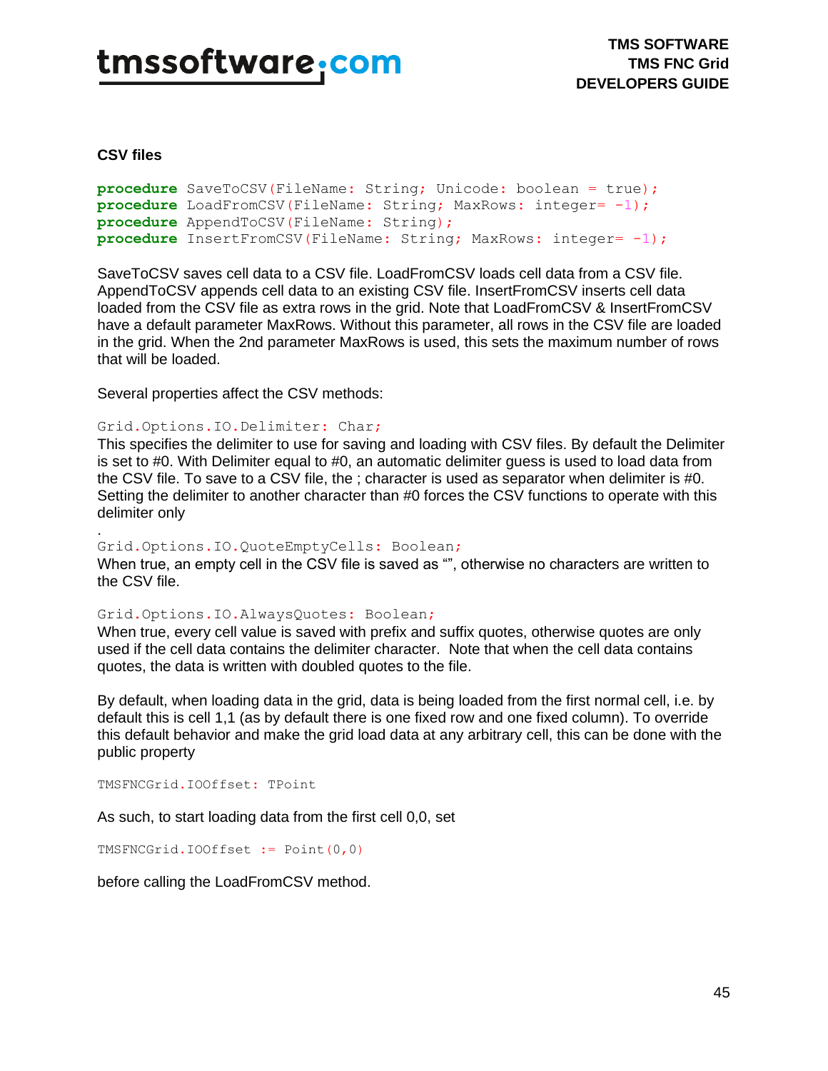## CSV files

```
procedure SaveToCSV(FileName: String; Unicode: boolean = true);
procedure LoadFromCSV(FileName: String; MaxRows: integer= -1);
procedure AppendToCSV(FileName: String);
procedure InsertFromCSV(FileName: String; MaxRows: integer= -1);
```

SaveToCSV saves cell data to a CSV file. LoadFromCSV loads cell data from a CSV file. AppendToCSV appends cell data to an existing CSV file. InsertFromCSV inserts cell data loaded from the CSV file as extra rows in the grid. Note that LoadFromCSV & InsertFromCSV have a default parameter MaxRows. Without this parameter, all rows in the CSV file are loaded in the grid. When the 2nd parameter MaxRows is used, this sets the maximum number of rows that will be loaded.

Several properties affect the CSV methods:

```
Grid.Options.IO.Delimiter: Char;
```

This specifies the delimiter to use for saving and loading with CSV files. By default the Delimiter is set to #0. With Delimiter equal to #0, an automatic delimiter guess is used to load data from the CSV file. To save to a CSV file, the ; character is used as separator when delimiter is #0. Setting the delimiter to another character than #0 forces the CSV functions to operate with this delimiter only

.

```
Grid.Options.IO.QuoteEmptyCells: Boolean;
```

When true, an empty cell in the CSV file is saved as “”, otherwise no characters are written to the CSV file.

```
Grid.Options.IO.AlwaysQuotes: Boolean;
```

When true, every cell value is saved with prefix and suffix quotes, otherwise quotes are only used if the cell data contains the delimiter character. Note that when the cell data contains quotes, the data is written with doubled quotes to the file.

By default, when loading data in the grid, data is being loaded from the first normal cell, i.e. by default this is cell 1,1 (as by default there is one fixed row and one fixed column). To override this default behavior and make the grid load data at any arbitrary cell, this can be done with the public property

```
TMSFNCGrid.IOOffset: TPoint
```

As such, to start loading data from the first cell 0,0, set

```
TMSFNCGrid.IOOffset := Point(0,0)
```

before calling the LoadFromCSV method.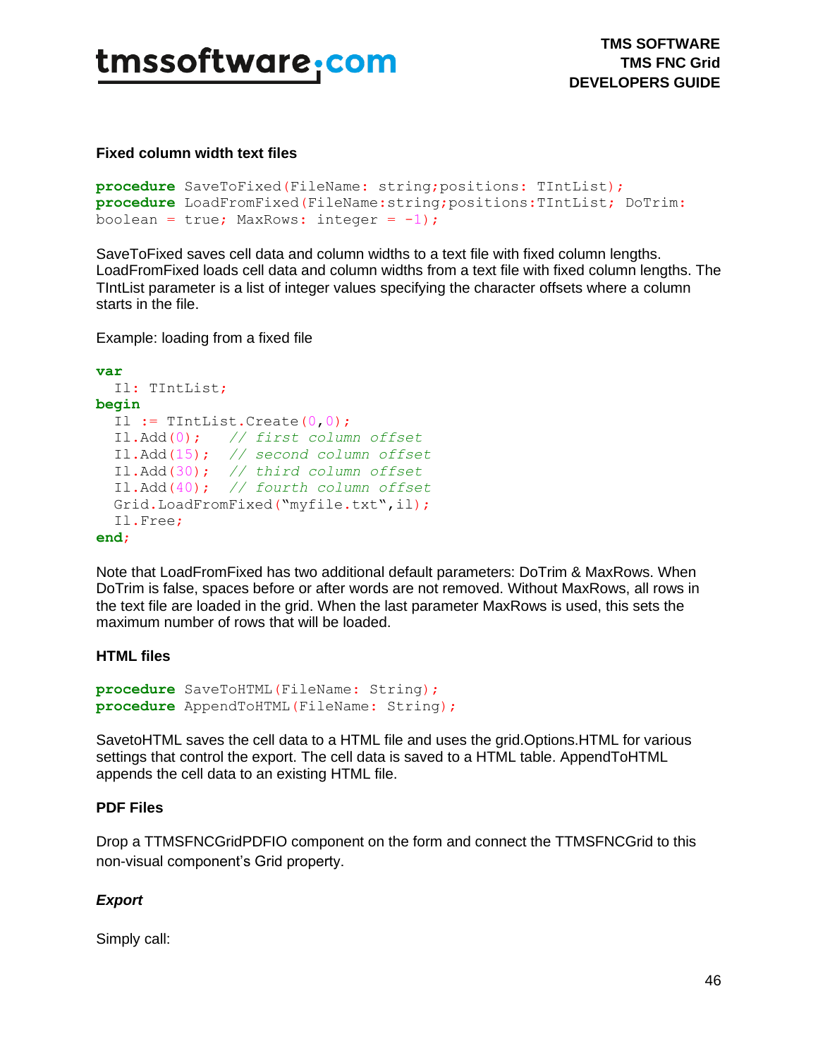### Fixed column width text files

```
procedure SaveToFixed(FileName: string;positions: TIntList);
procedure LoadFromFixed(FileName:string;positions:TIntList; DoTrim:
boolean = true; MaxRows: integer = -1);
```

SaveToFixed saves cell data and column widths to a text file with fixed column lengths. LoadFromFixed loads cell data and column widths from a text file with fixed column lengths. The TIntList parameter is a list of integer values specifying the character offsets where a column starts in the file.

Example: loading from a fixed file

```
var
  Il: TIntList;
begin
  Il := TIntList.Create(0,0);
  Il.Add(0);   // first column offset
  Il.Add(15);  // second column offset
  Il.Add(30);  // third column offset
  Il.Add(40);  // fourth column offset
  Grid.LoadFromFixed("myfile.txt",il);
  Il.Free;
end;
```

Note that LoadFromFixed has two additional default parameters: DoTrim & MaxRows. When DoTrim is false, spaces before or after words are not removed. Without MaxRows, all rows in the text file are loaded in the grid. When the last parameter MaxRows is used, this sets the maximum number of rows that will be loaded.

### HTML files

```
procedure SaveToHTML(FileName: String);
procedure AppendToHTML(FileName: String);
```

SavetoHTML saves the cell data to a HTML file and uses the grid.Options.HTML for various settings that control the export. The cell data is saved to a HTML table. AppendToHTML appends the cell data to an existing HTML file.

### PDF Files

Drop a TTMSFNCGridPDFIO component on the form and connect the TTMSFNCGrid to this non-visual component's Grid property.

#### *Export*

Simply call: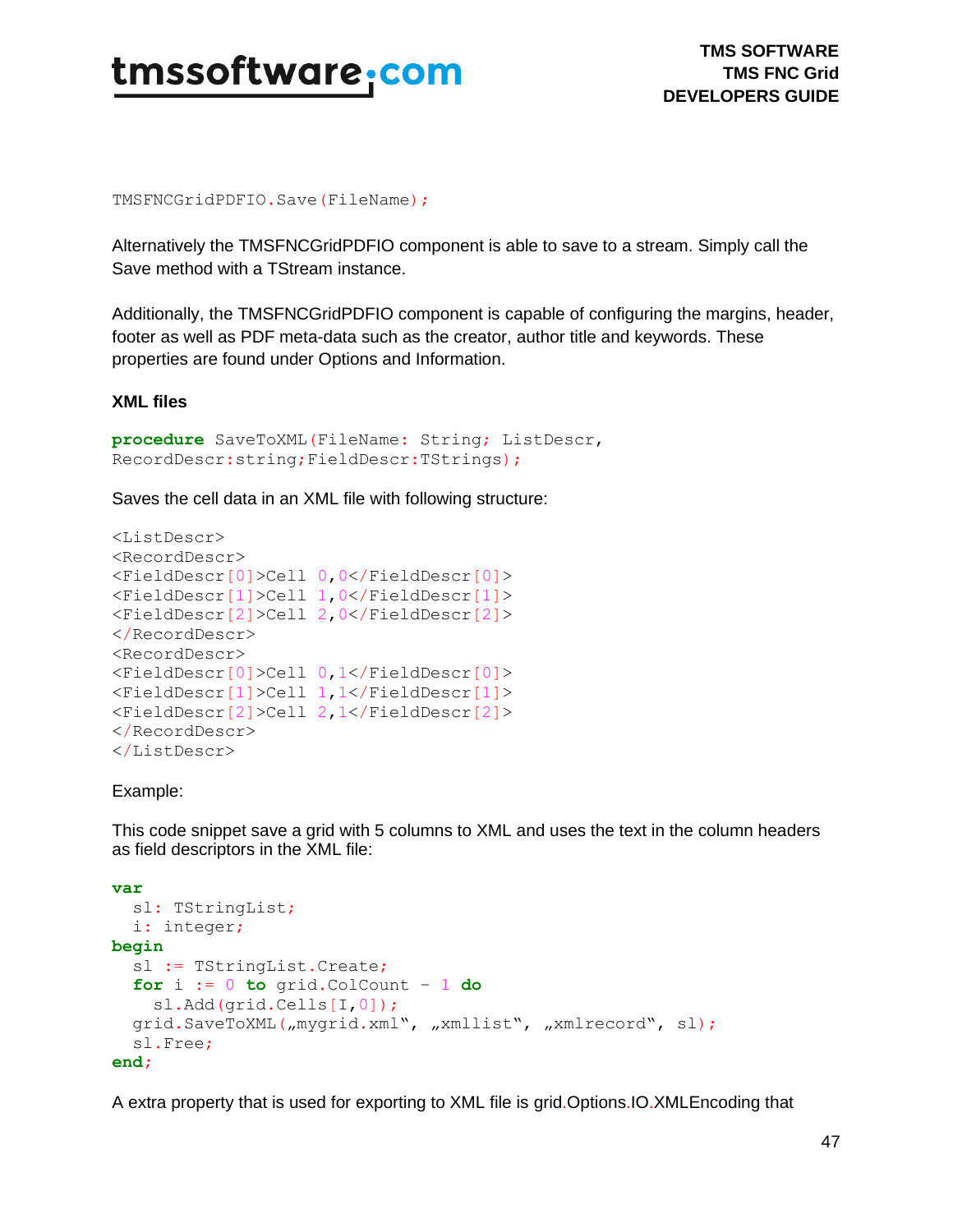```
TMSFNCGridPDFIO.Save(FileName);
```

Alternatively the TMSFNCGridPDFIO component is able to save to a stream. Simply call the Save method with a TStream instance.

Additionally, the TMSFNCGridPDFIO component is capable of configuring the margins, header, footer as well as PDF meta-data such as the creator, author title and keywords. These properties are found under Options and Information.

**XML files**

```
procedure SaveToXML(FileName: String; ListDescr,
RecordDescr:string;FieldDescr:TStrings);
```

Saves the cell data in an XML file with following structure:

```
<ListDescr>
<RecordDescr>
<FieldDescr[0]>Cell 0,0</FieldDescr[0]>
<FieldDescr[1]>Cell 1,0</FieldDescr[1]>
<FieldDescr[2]>Cell 2,0</FieldDescr[2]>
</RecordDescr>
<RecordDescr>
<FieldDescr[0]>Cell 0,1</FieldDescr[0]>
<FieldDescr[1]>Cell 1,1</FieldDescr[1]>
<FieldDescr[2]>Cell 2,1</FieldDescr[2]>
</RecordDescr>
</ListDescr>
```

Example:

This code snippet save a grid with 5 columns to XML and uses the text in the column headers as field descriptors in the XML file:

```
var
  sl: TStringList;
  i: integer;
begin
  sl := TStringList.Create;
  for i := 0 to grid.ColCount - 1 do
    sl.Add(grid.Cells[I,0]);
  grid.SaveToXML(„mygrid.xml", „xmllist", „xmlrecord", sl);
  sl.Free;
end;
```

A extra property that is used for exporting to XML file is grid.Options.IO.XMLEncoding that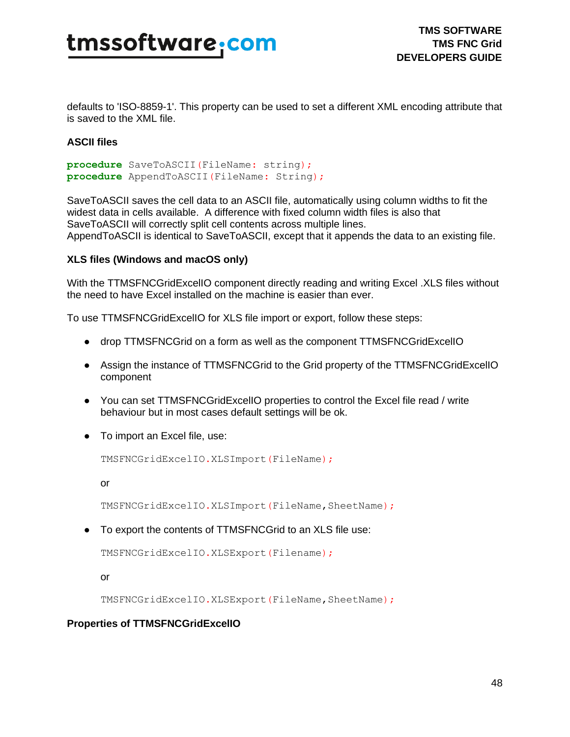defaults to 'ISO-8859-1'. This property can be used to set a different XML encoding attribute that is saved to the XML file.

### ASCII files

```
procedure SaveToASCII(FileName: string);
procedure AppendToASCII(FileName: String);
```

SaveToASCII saves the cell data to an ASCII file, automatically using column widths to fit the widest data in cells available.  A difference with fixed column width files is also that SaveToASCII will correctly split cell contents across multiple lines.
AppendToASCII is identical to SaveToASCII, except that it appends the data to an existing file.

### XLS files (Windows and macOS only)

With the TTMSFNCGridExcelIO component directly reading and writing Excel .XLS files without the need to have Excel installed on the machine is easier than ever.

To use TTMSFNCGridExcelIO for XLS file import or export, follow these steps:

- drop TTMSFNCGrid on a form as well as the component TTMSFNCGridExcelIO
- Assign the instance of TTMSFNCGrid to the Grid property of the TTMSFNCGridExcelIO component
- You can set TTMSFNCGridExcelIO properties to control the Excel file read / write behaviour but in most cases default settings will be ok.
- To import an Excel file, use:

  ```
  TMSFNCGridExcelIO.XLSImport(FileName);
  ```

  or

  ```
  TMSFNCGridExcelIO.XLSImport(FileName,SheetName);
  ```

- To export the contents of TTMSFNCGrid to an XLS file use:

  ```
  TMSFNCGridExcelIO.XLSExport(Filename);
  ```

  or

  ```
  TMSFNCGridExcelIO.XLSExport(FileName,SheetName);
  ```

### Properties of TTMSFNCGridExcelIO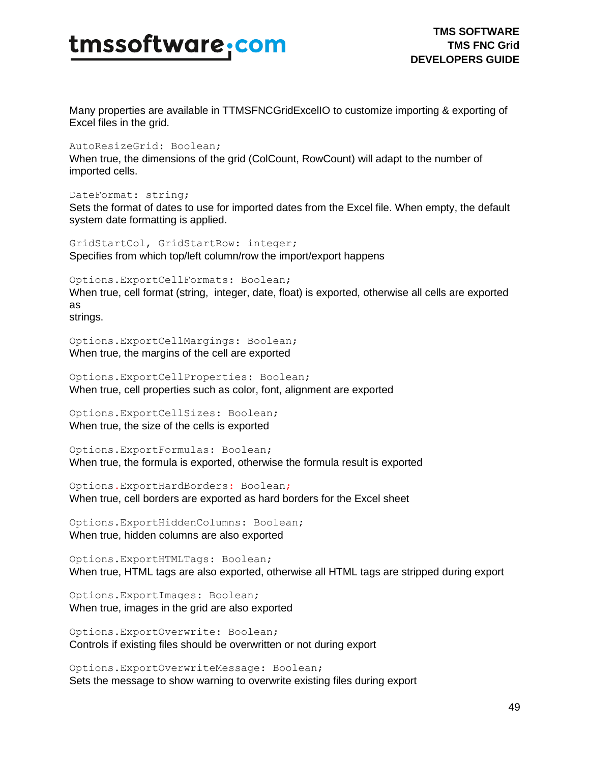Many properties are available in TTMSFNCGridExcelIO to customize importing & exporting of Excel files in the grid.

`AutoResizeGrid: Boolean;`

When true, the dimensions of the grid (ColCount, RowCount) will adapt to the number of imported cells.

`DateFormat: string;`

Sets the format of dates to use for imported dates from the Excel file. When empty, the default system date formatting is applied.

`GridStartCol, GridStartRow: integer;`

Specifies from which top/left column/row the import/export happens

`Options.ExportCellFormats: Boolean;`

When true, cell format (string, integer, date, float) is exported, otherwise all cells are exported as
strings.

`Options.ExportCellMargings: Boolean;`

When true, the margins of the cell are exported

`Options.ExportCellProperties: Boolean;`

When true, cell properties such as color, font, alignment are exported

`Options.ExportCellSizes: Boolean;`

When true, the size of the cells is exported

`Options.ExportFormulas: Boolean;`

When true, the formula is exported, otherwise the formula result is exported

`Options.ExportHardBorders: Boolean;`

When true, cell borders are exported as hard borders for the Excel sheet

`Options.ExportHiddenColumns: Boolean;`

When true, hidden columns are also exported

`Options.ExportHTMLTags: Boolean;`

When true, HTML tags are also exported, otherwise all HTML tags are stripped during export

`Options.ExportImages: Boolean;`

When true, images in the grid are also exported

`Options.ExportOverwrite: Boolean;`

Controls if existing files should be overwritten or not during export

`Options.ExportOverwriteMessage: Boolean;`

Sets the message to show warning to overwrite existing files during export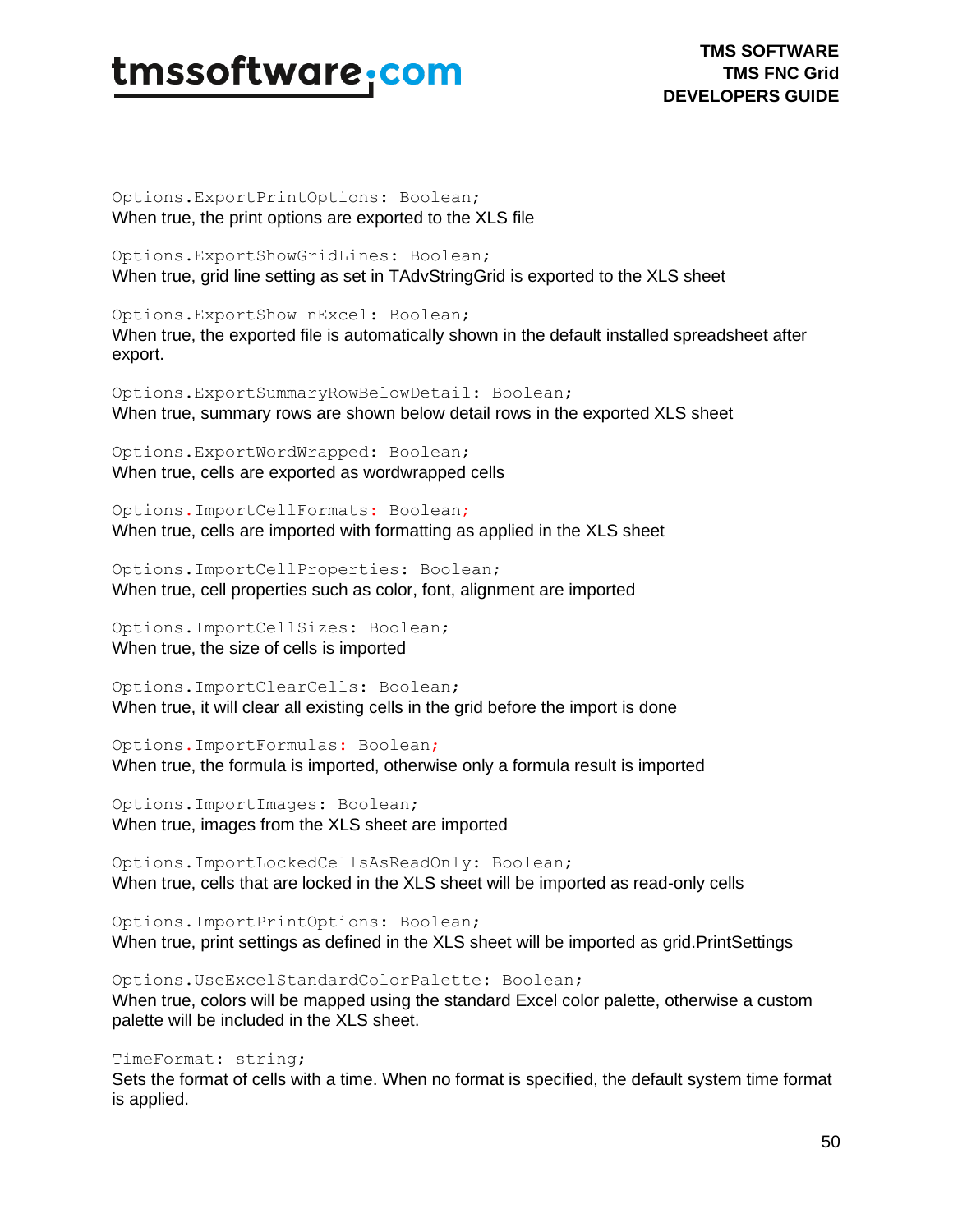`Options.ExportPrintOptions: Boolean;`
When true, the print options are exported to the XLS file

`Options.ExportShowGridLines: Boolean;`
When true, grid line setting as set in TAdvStringGrid is exported to the XLS sheet

`Options.ExportShowInExcel: Boolean;`
When true, the exported file is automatically shown in the default installed spreadsheet after export.

`Options.ExportSummaryRowBelowDetail: Boolean;`
When true, summary rows are shown below detail rows in the exported XLS sheet

`Options.ExportWordWrapped: Boolean;`
When true, cells are exported as wordwrapped cells

`Options.ImportCellFormats: Boolean;`
When true, cells are imported with formatting as applied in the XLS sheet

`Options.ImportCellProperties: Boolean;`
When true, cell properties such as color, font, alignment are imported

`Options.ImportCellSizes: Boolean;`
When true, the size of cells is imported

`Options.ImportClearCells: Boolean;`
When true, it will clear all existing cells in the grid before the import is done

`Options.ImportFormulas: Boolean;`
When true, the formula is imported, otherwise only a formula result is imported

`Options.ImportImages: Boolean;`
When true, images from the XLS sheet are imported

`Options.ImportLockedCellsAsReadOnly: Boolean;`
When true, cells that are locked in the XLS sheet will be imported as read-only cells

`Options.ImportPrintOptions: Boolean;`
When true, print settings as defined in the XLS sheet will be imported as grid.PrintSettings

`Options.UseExcelStandardColorPalette: Boolean;`
When true, colors will be mapped using the standard Excel color palette, otherwise a custom palette will be included in the XLS sheet.

`TimeFormat: string;`
Sets the format of cells with a time. When no format is specified, the default system time format is applied.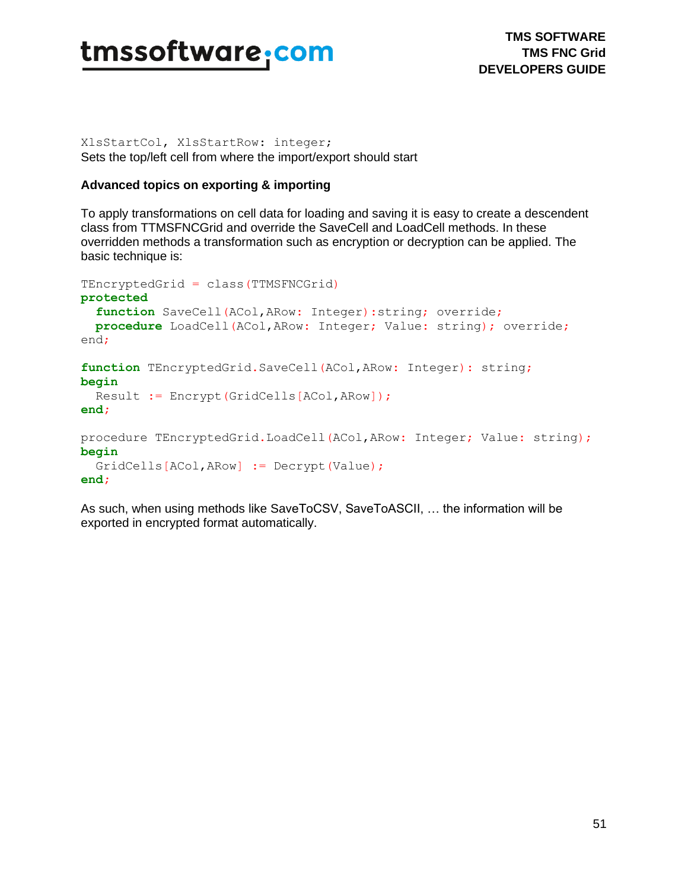```
XlsStartCol, XlsStartRow: integer;
```
Sets the top/left cell from where the import/export should start

**Advanced topics on exporting & importing**

To apply transformations on cell data for loading and saving it is easy to create a descendent class from TTMSFNCGrid and override the SaveCell and LoadCell methods. In these overridden methods a transformation such as encryption or decryption can be applied. The basic technique is:

```
TEncryptedGrid = class(TTMSFNCGrid)
protected
  function SaveCell(ACol,ARow: Integer):string; override;
  procedure LoadCell(ACol,ARow: Integer; Value: string); override;
end;

function TEncryptedGrid.SaveCell(ACol,ARow: Integer): string;
begin
  Result := Encrypt(GridCells[ACol,ARow]);
end;

procedure TEncryptedGrid.LoadCell(ACol,ARow: Integer; Value: string);
begin
  GridCells[ACol,ARow] := Decrypt(Value);
end;
```

As such, when using methods like SaveToCSV, SaveToASCII, … the information will be exported in encrypted format automatically.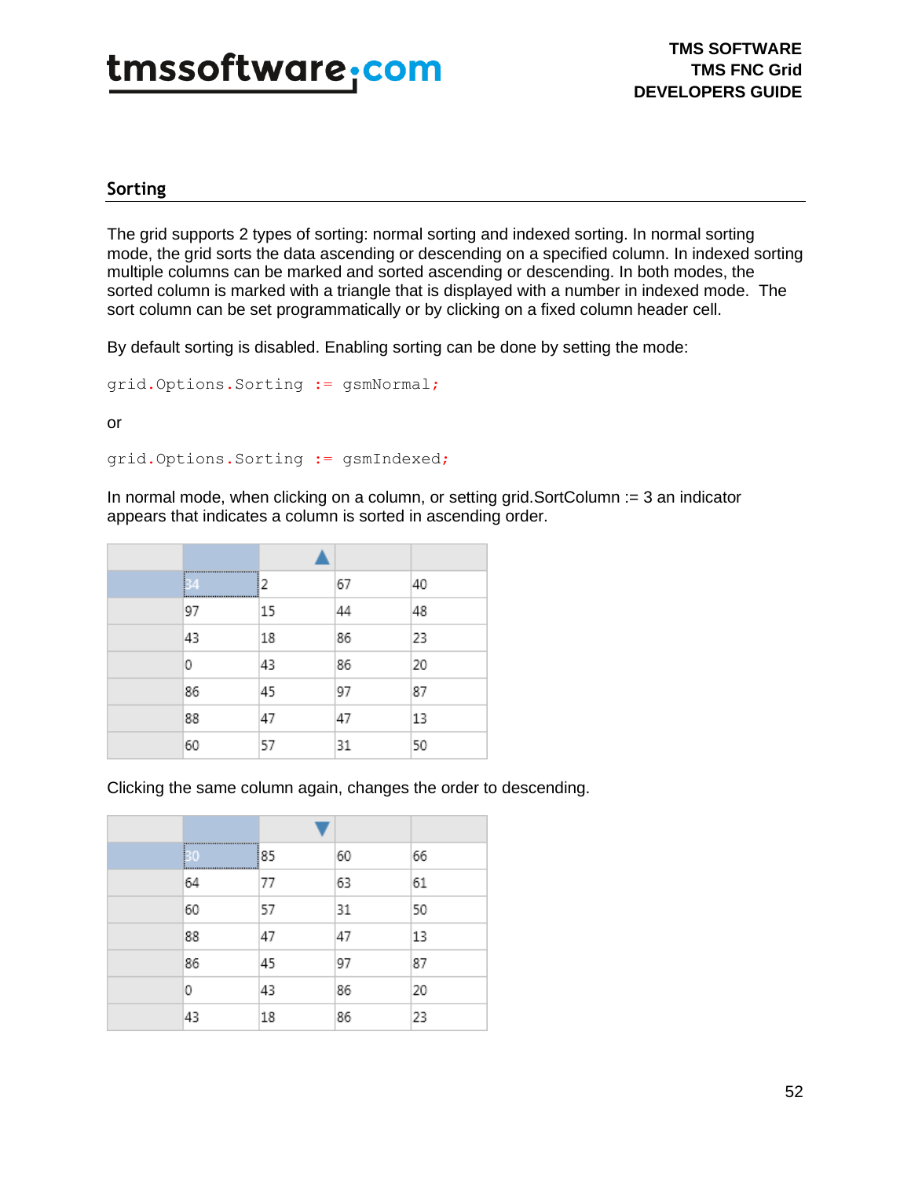## Sorting

The grid supports 2 types of sorting: normal sorting and indexed sorting. In normal sorting mode, the grid sorts the data ascending or descending on a specified column. In indexed sorting multiple columns can be marked and sorted ascending or descending. In both modes, the sorted column is marked with a triangle that is displayed with a number in indexed mode. The sort column can be set programmatically or by clicking on a fixed column header cell.

By default sorting is disabled. Enabling sorting can be done by setting the mode:

```
grid.Options.Sorting := gsmNormal;
```

or

```
grid.Options.Sorting := gsmIndexed;
```

In normal mode, when clicking on a column, or setting grid.SortColumn := 3 an indicator appears that indicates a column is sorted in ascending order.

| | | ▲ | | |
|---|---|---|---|---|
| | 34 | 2 | 67 | 40 |
| | 97 | 15 | 44 | 48 |
| | 43 | 18 | 86 | 23 |
| | 0 | 43 | 86 | 20 |
| | 86 | 45 | 97 | 87 |
| | 88 | 47 | 47 | 13 |
| | 60 | 57 | 31 | 50 |

Clicking the same column again, changes the order to descending.

| | | ▼ | | |
|---|---|---|---|---|
| | 30 | 85 | 60 | 66 |
| | 64 | 77 | 63 | 61 |
| | 60 | 57 | 31 | 50 |
| | 88 | 47 | 47 | 13 |
| | 86 | 45 | 97 | 87 |
| | 0 | 43 | 86 | 20 |
| | 43 | 18 | 86 | 23 |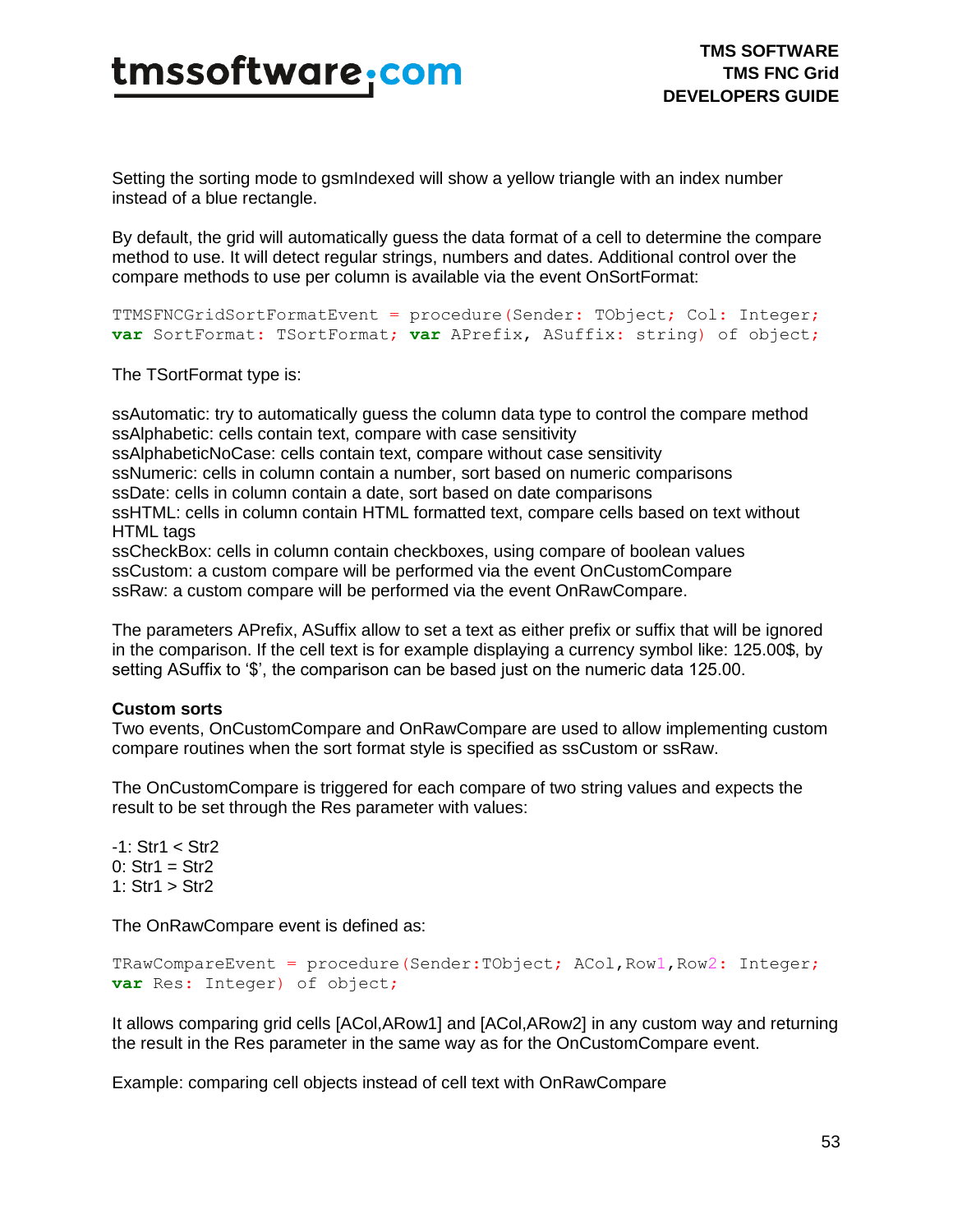Setting the sorting mode to gsmIndexed will show a yellow triangle with an index number instead of a blue rectangle.

By default, the grid will automatically guess the data format of a cell to determine the compare method to use. It will detect regular strings, numbers and dates. Additional control over the compare methods to use per column is available via the event OnSortFormat:

```
TTMSFNCGridSortFormatEvent = procedure(Sender: TObject; Col: Integer;
var SortFormat: TSortFormat; var APrefix, ASuffix: string) of object;
```

The TSortFormat type is:

ssAutomatic: try to automatically guess the column data type to control the compare method
ssAlphabetic: cells contain text, compare with case sensitivity
ssAlphabeticNoCase: cells contain text, compare without case sensitivity
ssNumeric: cells in column contain a number, sort based on numeric comparisons
ssDate: cells in column contain a date, sort based on date comparisons
ssHTML: cells in column contain HTML formatted text, compare cells based on text without HTML tags
ssCheckBox: cells in column contain checkboxes, using compare of boolean values
ssCustom: a custom compare will be performed via the event OnCustomCompare
ssRaw: a custom compare will be performed via the event OnRawCompare.

The parameters APrefix, ASuffix allow to set a text as either prefix or suffix that will be ignored in the comparison. If the cell text is for example displaying a currency symbol like: 125.00$, by setting ASuffix to '$', the comparison can be based just on the numeric data 125.00.

**Custom sorts**
Two events, OnCustomCompare and OnRawCompare are used to allow implementing custom compare routines when the sort format style is specified as ssCustom or ssRaw.

The OnCustomCompare is triggered for each compare of two string values and expects the result to be set through the Res parameter with values:

-1: Str1 < Str2
0: Str1 = Str2
1: Str1 > Str2

The OnRawCompare event is defined as:

```
TRawCompareEvent = procedure(Sender:TObject; ACol,Row1,Row2: Integer;
var Res: Integer) of object;
```

It allows comparing grid cells [ACol,ARow1] and [ACol,ARow2] in any custom way and returning the result in the Res parameter in the same way as for the OnCustomCompare event.

Example: comparing cell objects instead of cell text with OnRawCompare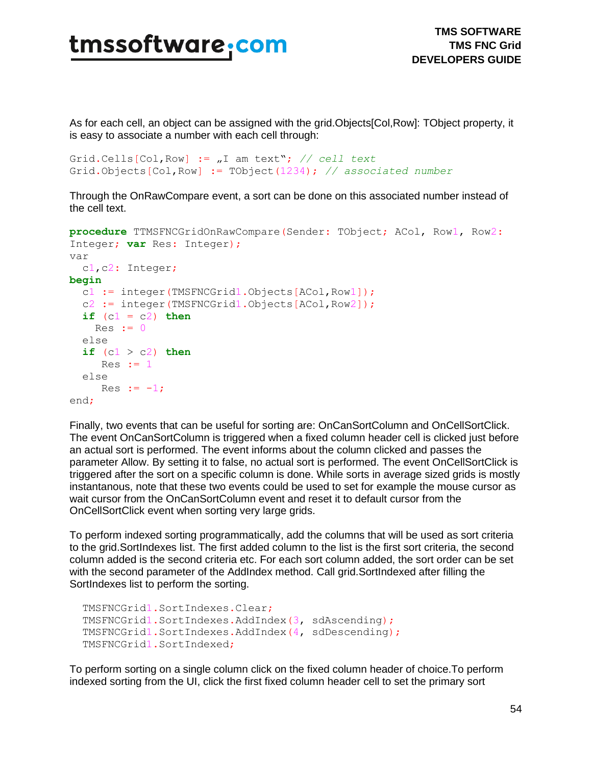As for each cell, an object can be assigned with the grid.Objects[Col,Row]: TObject property, it is easy to associate a number with each cell through:

```
Grid.Cells[Col,Row] := „I am text"; // cell text
Grid.Objects[Col,Row] := TObject(1234); // associated number
```

Through the OnRawCompare event, a sort can be done on this associated number instead of the cell text.

```
procedure TTMSFNCGridOnRawCompare(Sender: TObject; ACol, Row1, Row2:
Integer; var Res: Integer);
var
  c1,c2: Integer;
begin
  c1 := integer(TMSFNCGrid1.Objects[ACol,Row1]);
  c2 := integer(TMSFNCGrid1.Objects[ACol,Row2]);
  if (c1 = c2) then
    Res := 0
  else
  if (c1 > c2) then
     Res := 1
  else
     Res := -1;
end;
```

Finally, two events that can be useful for sorting are: OnCanSortColumn and OnCellSortClick. The event OnCanSortColumn is triggered when a fixed column header cell is clicked just before an actual sort is performed. The event informs about the column clicked and passes the parameter Allow. By setting it to false, no actual sort is performed. The event OnCellSortClick is triggered after the sort on a specific column is done. While sorts in average sized grids is mostly instantanous, note that these two events could be used to set for example the mouse cursor as wait cursor from the OnCanSortColumn event and reset it to default cursor from the OnCellSortClick event when sorting very large grids.

To perform indexed sorting programmatically, add the columns that will be used as sort criteria to the grid.SortIndexes list. The first added column to the list is the first sort criteria, the second column added is the second criteria etc. For each sort column added, the sort order can be set with the second parameter of the AddIndex method. Call grid.SortIndexed after filling the SortIndexes list to perform the sorting.

```
  TMSFNCGrid1.SortIndexes.Clear;
  TMSFNCGrid1.SortIndexes.AddIndex(3, sdAscending);
  TMSFNCGrid1.SortIndexes.AddIndex(4, sdDescending);
  TMSFNCGrid1.SortIndexed;
```

To perform sorting on a single column click on the fixed column header of choice.To perform indexed sorting from the UI, click the first fixed column header cell to set the primary sort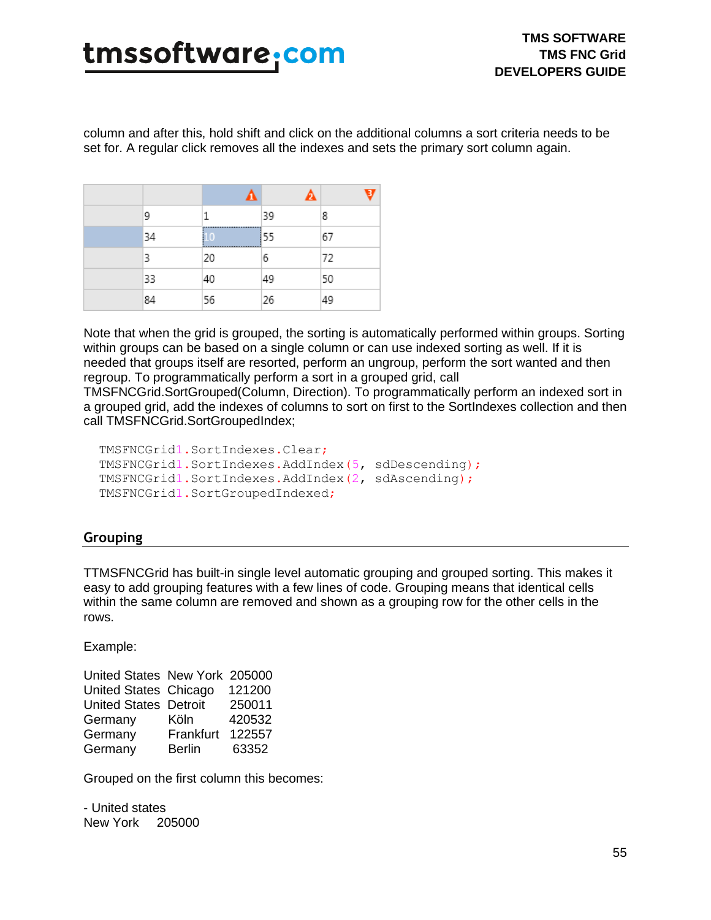column and after this, hold shift and click on the additional columns a sort criteria needs to be set for. A regular click removes all the indexes and sets the primary sort column again.

| | | 1 | 2 | 3 |
|---|---|---|---|---|
| | 9 | 1 | 39 | 8 |
| | 34 | 10 | 55 | 67 |
| | 3 | 20 | 6 | 72 |
| | 33 | 40 | 49 | 50 |
| | 84 | 56 | 26 | 49 |

Note that when the grid is grouped, the sorting is automatically performed within groups. Sorting within groups can be based on a single column or can use indexed sorting as well. If it is needed that groups itself are resorted, perform an ungroup, perform the sort wanted and then regroup. To programmatically perform a sort in a grouped grid, call TMSFNCGrid.SortGrouped(Column, Direction). To programmatically perform an indexed sort in a grouped grid, add the indexes of columns to sort on first to the SortIndexes collection and then call TMSFNCGrid.SortGroupedIndex;

```
TMSFNCGrid1.SortIndexes.Clear;
TMSFNCGrid1.SortIndexes.AddIndex(5, sdDescending);
TMSFNCGrid1.SortIndexes.AddIndex(2, sdAscending);
TMSFNCGrid1.SortGroupedIndexed;
```

## Grouping

TTMSFNCGrid has built-in single level automatic grouping and grouped sorting. This makes it easy to add grouping features with a few lines of code. Grouping means that identical cells within the same column are removed and shown as a grouping row for the other cells in the rows.

Example:

```
United States  New York  205000
United States  Chicago   121200
United States  Detroit   250011
Germany        Köln      420532
Germany        Frankfurt 122557
Germany        Berlin     63352
```

Grouped on the first column this becomes:

```
- United states
New York     205000
```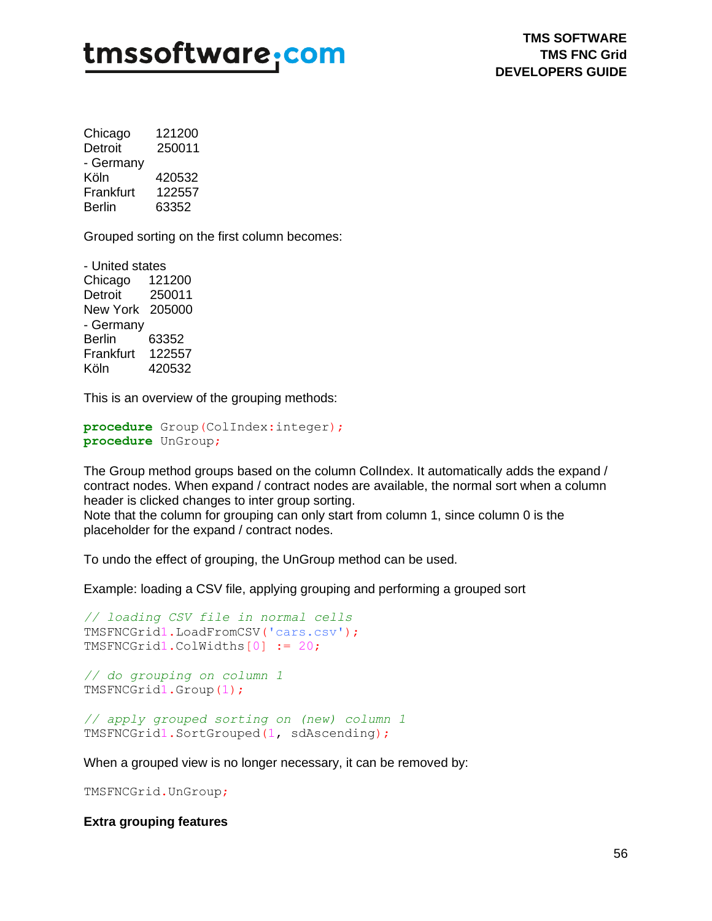Chicago 121200
Detroit 250011
- Germany
Köln 420532
Frankfurt 122557
Berlin 63352

Grouped sorting on the first column becomes:

- United states
Chicago 121200
Detroit 250011
New York 205000
- Germany
Berlin 63352
Frankfurt 122557
Köln 420532

This is an overview of the grouping methods:

```
procedure Group(ColIndex:integer);
procedure UnGroup;
```

The Group method groups based on the column ColIndex. It automatically adds the expand / contract nodes. When expand / contract nodes are available, the normal sort when a column header is clicked changes to inter group sorting.
Note that the column for grouping can only start from column 1, since column 0 is the placeholder for the expand / contract nodes.

To undo the effect of grouping, the UnGroup method can be used.

Example: loading a CSV file, applying grouping and performing a grouped sort

```
// loading CSV file in normal cells
TMSFNCGrid1.LoadFromCSV('cars.csv');
TMSFNCGrid1.ColWidths[0] := 20;

// do grouping on column 1
TMSFNCGrid1.Group(1);

// apply grouped sorting on (new) column 1
TMSFNCGrid1.SortGrouped(1, sdAscending);
```

When a grouped view is no longer necessary, it can be removed by:

```
TMSFNCGrid.UnGroup;
```

**Extra grouping features**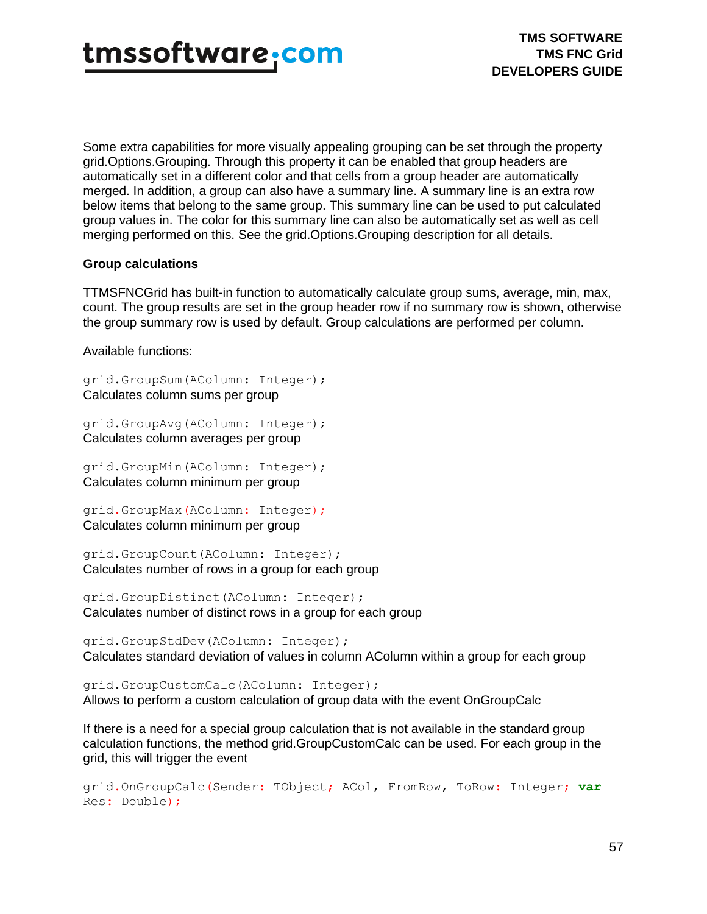Some extra capabilities for more visually appealing grouping can be set through the property grid.Options.Grouping. Through this property it can be enabled that group headers are automatically set in a different color and that cells from a group header are automatically merged. In addition, a group can also have a summary line. A summary line is an extra row below items that belong to the same group. This summary line can be used to put calculated group values in. The color for this summary line can also be automatically set as well as cell merging performed on this. See the grid.Options.Grouping description for all details.

**Group calculations**

TTMSFNCGrid has built-in function to automatically calculate group sums, average, min, max, count. The group results are set in the group header row if no summary row is shown, otherwise the group summary row is used by default. Group calculations are performed per column.

Available functions:

```
grid.GroupSum(AColumn: Integer);
```
Calculates column sums per group

```
grid.GroupAvg(AColumn: Integer);
```
Calculates column averages per group

```
grid.GroupMin(AColumn: Integer);
```
Calculates column minimum per group

```
grid.GroupMax(AColumn: Integer);
```
Calculates column minimum per group

```
grid.GroupCount(AColumn: Integer);
```
Calculates number of rows in a group for each group

```
grid.GroupDistinct(AColumn: Integer);
```
Calculates number of distinct rows in a group for each group

```
grid.GroupStdDev(AColumn: Integer);
```
Calculates standard deviation of values in column AColumn within a group for each group

```
grid.GroupCustomCalc(AColumn: Integer);
```
Allows to perform a custom calculation of group data with the event OnGroupCalc

If there is a need for a special group calculation that is not available in the standard group calculation functions, the method grid.GroupCustomCalc can be used. For each group in the grid, this will trigger the event

```
grid.OnGroupCalc(Sender: TObject; ACol, FromRow, ToRow: Integer; var
Res: Double);
```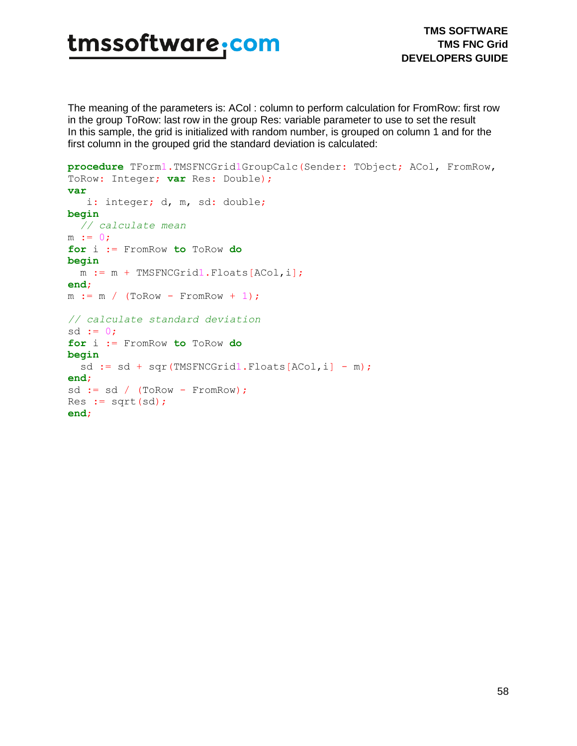The meaning of the parameters is: ACol : column to perform calculation for FromRow: first row in the group ToRow: last row in the group Res: variable parameter to use to set the result
In this sample, the grid is initialized with random number, is grouped on column 1 and for the first column in the grouped grid the standard deviation is calculated:

```
procedure TForm1.TMSFNCGrid1GroupCalc(Sender: TObject; ACol, FromRow,
ToRow: Integer; var Res: Double);
var
   i: integer; d, m, sd: double;
begin
  // calculate mean
m := 0;
for i := FromRow to ToRow do
begin
  m := m + TMSFNCGrid1.Floats[ACol,i];
end;
m := m / (ToRow - FromRow + 1);

// calculate standard deviation
sd := 0;
for i := FromRow to ToRow do
begin
  sd := sd + sqr(TMSFNCGrid1.Floats[ACol,i] - m);
end;
sd := sd / (ToRow - FromRow);
Res := sqrt(sd);
end;
```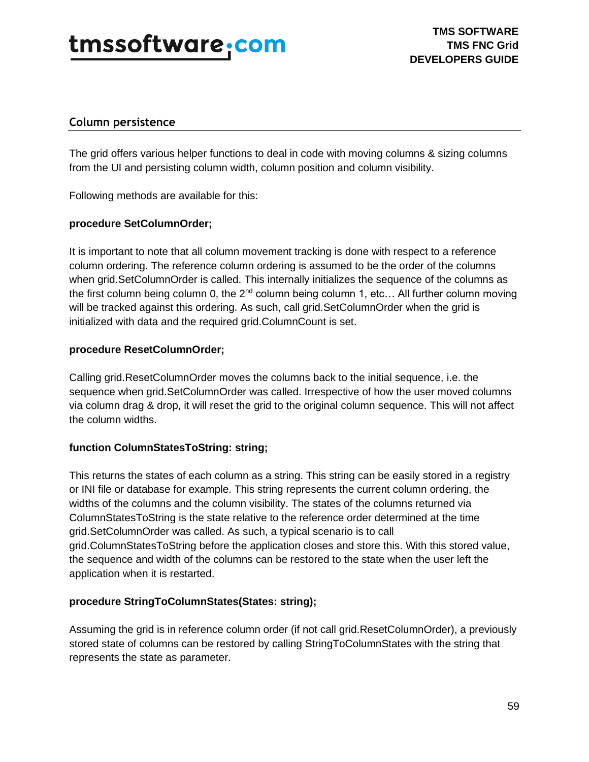## Column persistence

The grid offers various helper functions to deal in code with moving columns & sizing columns from the UI and persisting column width, column position and column visibility.

Following methods are available for this:

**procedure SetColumnOrder;**

It is important to note that all column movement tracking is done with respect to a reference column ordering. The reference column ordering is assumed to be the order of the columns when grid.SetColumnOrder is called. This internally initializes the sequence of the columns as the first column being column 0, the 2nd column being column 1, etc… All further column moving will be tracked against this ordering. As such, call grid.SetColumnOrder when the grid is initialized with data and the required grid.ColumnCount is set.

**procedure ResetColumnOrder;**

Calling grid.ResetColumnOrder moves the columns back to the initial sequence, i.e. the sequence when grid.SetColumnOrder was called. Irrespective of how the user moved columns via column drag & drop, it will reset the grid to the original column sequence. This will not affect the column widths.

**function ColumnStatesToString: string;**

This returns the states of each column as a string. This string can be easily stored in a registry or INI file or database for example. This string represents the current column ordering, the widths of the columns and the column visibility. The states of the columns returned via ColumnStatesToString is the state relative to the reference order determined at the time grid.SetColumnOrder was called. As such, a typical scenario is to call grid.ColumnStatesToString before the application closes and store this. With this stored value, the sequence and width of the columns can be restored to the state when the user left the application when it is restarted.

**procedure StringToColumnStates(States: string);**

Assuming the grid is in reference column order (if not call grid.ResetColumnOrder), a previously stored state of columns can be restored by calling StringToColumnStates with the string that represents the state as parameter.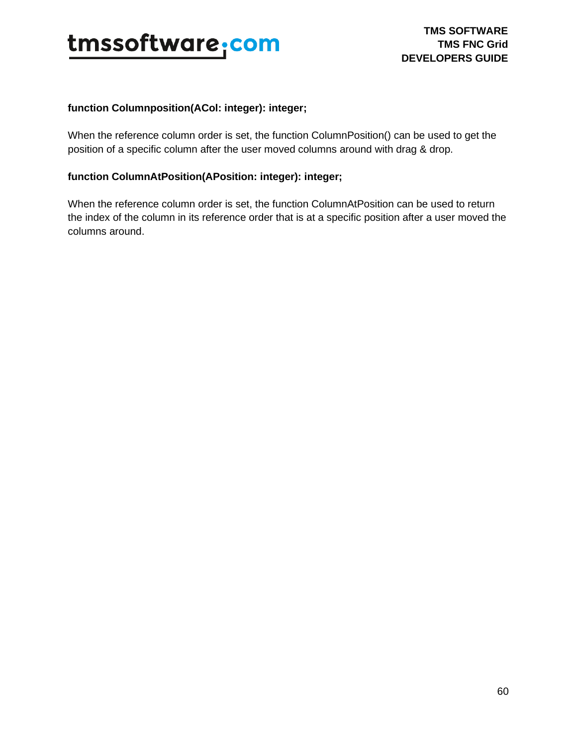**function Columnposition(ACol: integer): integer;**

When the reference column order is set, the function ColumnPosition() can be used to get the position of a specific column after the user moved columns around with drag & drop.

**function ColumnAtPosition(APosition: integer): integer;**

When the reference column order is set, the function ColumnAtPosition can be used to return the index of the column in its reference order that is at a specific position after a user moved the columns around.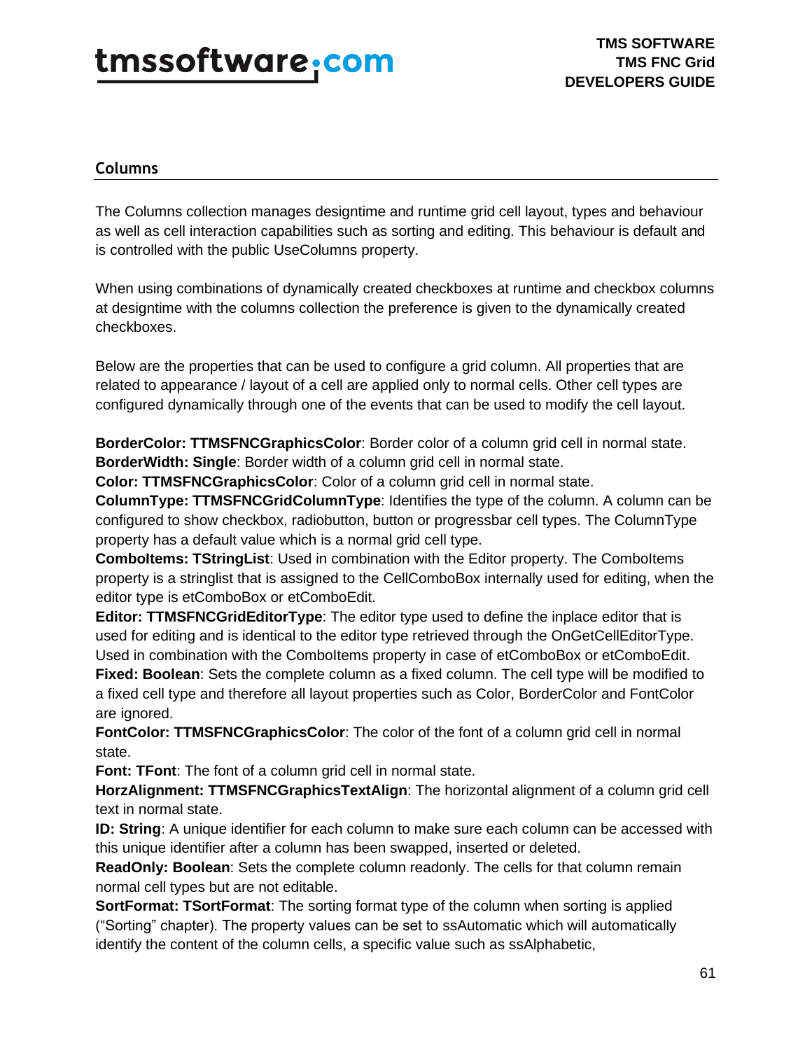## Columns

The Columns collection manages designtime and runtime grid cell layout, types and behaviour as well as cell interaction capabilities such as sorting and editing. This behaviour is default and is controlled with the public UseColumns property.

When using combinations of dynamically created checkboxes at runtime and checkbox columns at designtime with the columns collection the preference is given to the dynamically created checkboxes.

Below are the properties that can be used to configure a grid column. All properties that are related to appearance / layout of a cell are applied only to normal cells. Other cell types are configured dynamically through one of the events that can be used to modify the cell layout.

**BorderColor: TTMSFNCGraphicsColor**: Border color of a column grid cell in normal state.
**BorderWidth: Single**: Border width of a column grid cell in normal state.
**Color: TTMSFNCGraphicsColor**: Color of a column grid cell in normal state.
**ColumnType: TTMSFNCGridColumnType**: Identifies the type of the column. A column can be configured to show checkbox, radiobutton, button or progressbar cell types. The ColumnType property has a default value which is a normal grid cell type.
**ComboItems: TStringList**: Used in combination with the Editor property. The ComboItems property is a stringlist that is assigned to the CellComboBox internally used for editing, when the editor type is etComboBox or etComboEdit.
**Editor: TTMSFNCGridEditorType**: The editor type used to define the inplace editor that is used for editing and is identical to the editor type retrieved through the OnGetCellEditorType. Used in combination with the ComboItems property in case of etComboBox or etComboEdit.
**Fixed: Boolean**: Sets the complete column as a fixed column. The cell type will be modified to a fixed cell type and therefore all layout properties such as Color, BorderColor and FontColor are ignored.
**FontColor: TTMSFNCGraphicsColor**: The color of the font of a column grid cell in normal state.
**Font: TFont**: The font of a column grid cell in normal state.
**HorzAlignment: TTMSFNCGraphicsTextAlign**: The horizontal alignment of a column grid cell text in normal state.
**ID: String**: A unique identifier for each column to make sure each column can be accessed with this unique identifier after a column has been swapped, inserted or deleted.
**ReadOnly: Boolean**: Sets the complete column readonly. The cells for that column remain normal cell types but are not editable.
**SortFormat: TSortFormat**: The sorting format type of the column when sorting is applied ("Sorting" chapter). The property values can be set to ssAutomatic which will automatically identify the content of the column cells, a specific value such as ssAlphabetic,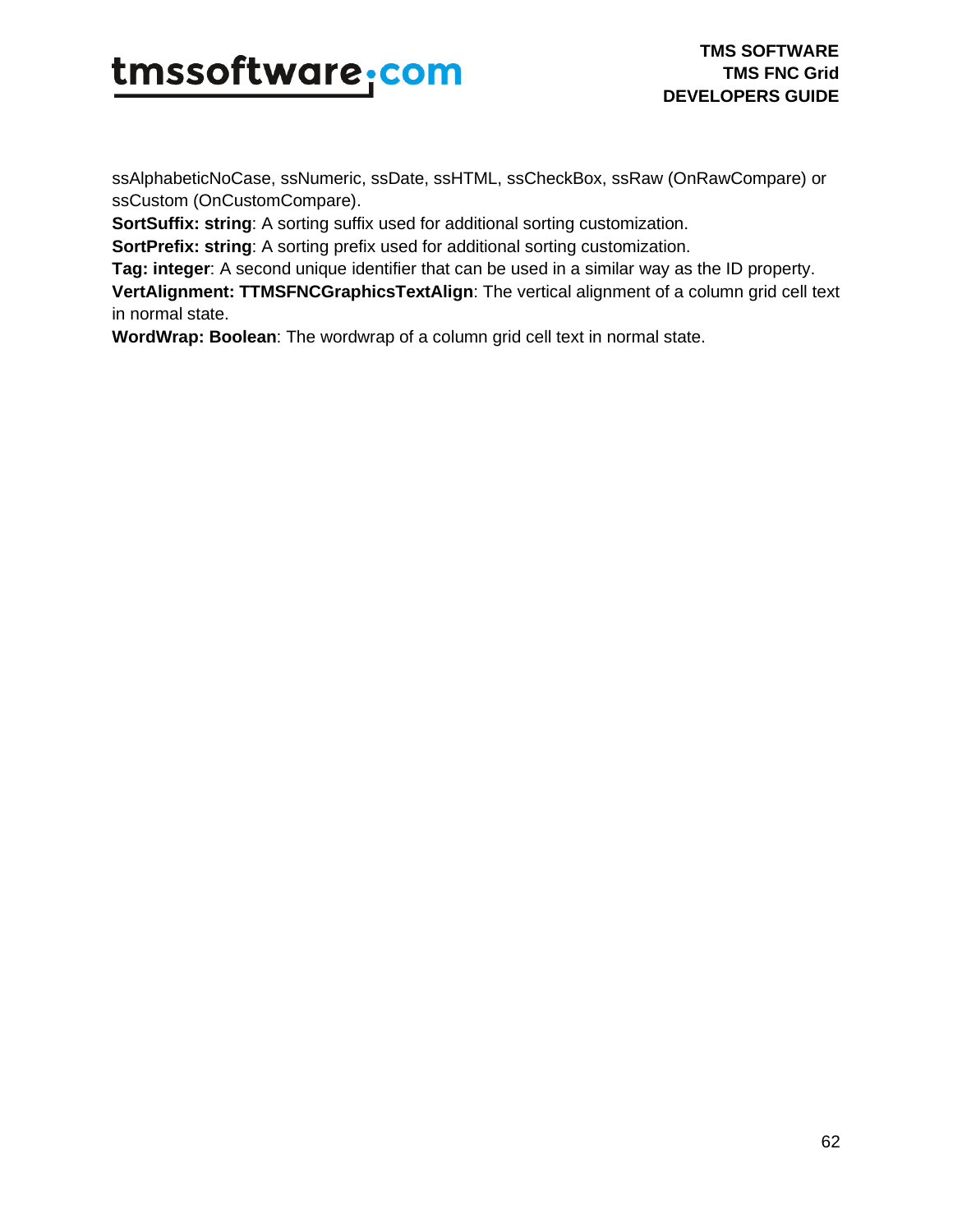ssAlphabeticNoCase, ssNumeric, ssDate, ssHTML, ssCheckBox, ssRaw (OnRawCompare) or ssCustom (OnCustomCompare).

**SortSuffix: string**: A sorting suffix used for additional sorting customization.

**SortPrefix: string**: A sorting prefix used for additional sorting customization.

**Tag: integer**: A second unique identifier that can be used in a similar way as the ID property.

**VertAlignment: TTMSFNCGraphicsTextAlign**: The vertical alignment of a column grid cell text in normal state.

**WordWrap: Boolean**: The wordwrap of a column grid cell text in normal state.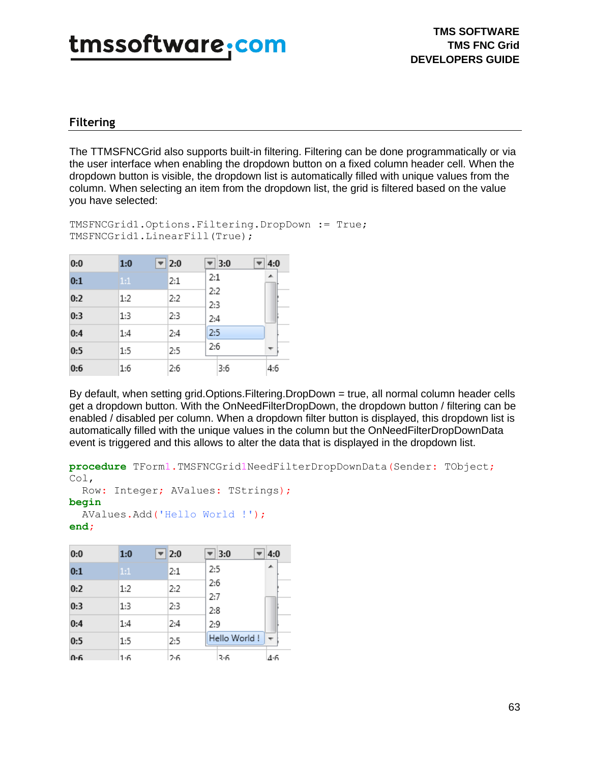## Filtering

The TTMSFNCGrid also supports built-in filtering. Filtering can be done programmatically or via the user interface when enabling the dropdown button on a fixed column header cell. When the dropdown button is visible, the dropdown list is automatically filled with unique values from the column. When selecting an item from the dropdown list, the grid is filtered based on the value you have selected:

```
TMSFNCGrid1.Options.Filtering.DropDown := True;
TMSFNCGrid1.LinearFill(True);
```

By default, when setting grid.Options.Filtering.DropDown = true, all normal column header cells get a dropdown button. With the OnNeedFilterDropDown, the dropdown button / filtering can be enabled / disabled per column. When a dropdown filter button is displayed, this dropdown list is automatically filled with the unique values in the column but the OnNeedFilterDropDownData event is triggered and this allows to alter the data that is displayed in the dropdown list.

```
procedure TForm1.TMSFNCGrid1NeedFilterDropDownData(Sender: TObject;
Col,
  Row: Integer; AValues: TStrings);
begin
  AValues.Add('Hello World !');
end;
```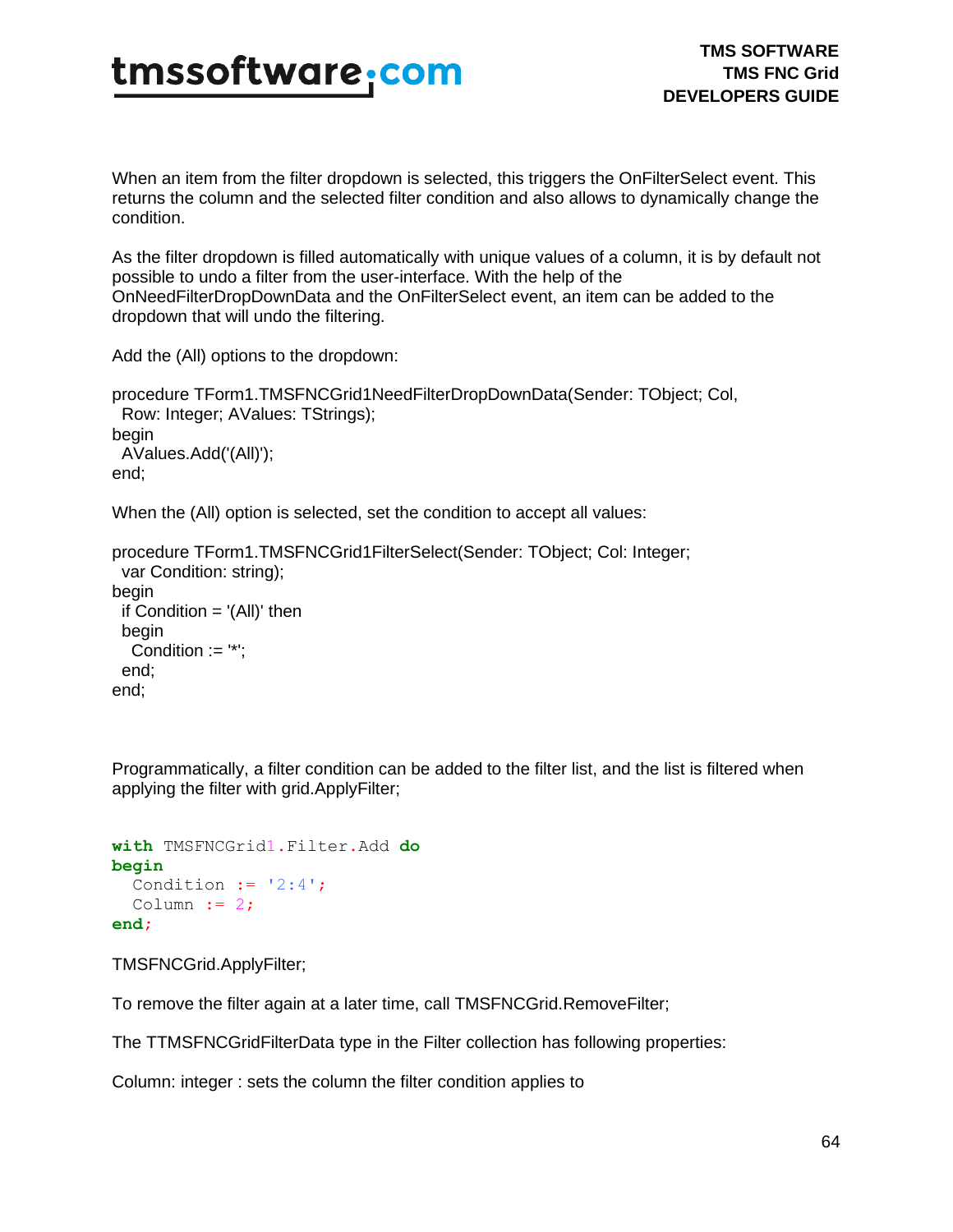When an item from the filter dropdown is selected, this triggers the OnFilterSelect event. This returns the column and the selected filter condition and also allows to dynamically change the condition.

As the filter dropdown is filled automatically with unique values of a column, it is by default not possible to undo a filter from the user-interface. With the help of the OnNeedFilterDropDownData and the OnFilterSelect event, an item can be added to the dropdown that will undo the filtering.

Add the (All) options to the dropdown:

```
procedure TForm1.TMSFNCGrid1NeedFilterDropDownData(Sender: TObject; Col,
  Row: Integer; AValues: TStrings);
begin
  AValues.Add('(All)');
end;
```

When the (All) option is selected, set the condition to accept all values:

```
procedure TForm1.TMSFNCGrid1FilterSelect(Sender: TObject; Col: Integer;
  var Condition: string);
begin
  if Condition = '(All)' then
  begin
    Condition := '*';
  end;
end;
```

Programmatically, a filter condition can be added to the filter list, and the list is filtered when applying the filter with grid.ApplyFilter;

```
with TMSFNCGrid1.Filter.Add do
begin
  Condition := '2:4';
  Column := 2;
end;
```

TMSFNCGrid.ApplyFilter;

To remove the filter again at a later time, call TMSFNCGrid.RemoveFilter;

The TTMSFNCGridFilterData type in the Filter collection has following properties:

Column: integer : sets the column the filter condition applies to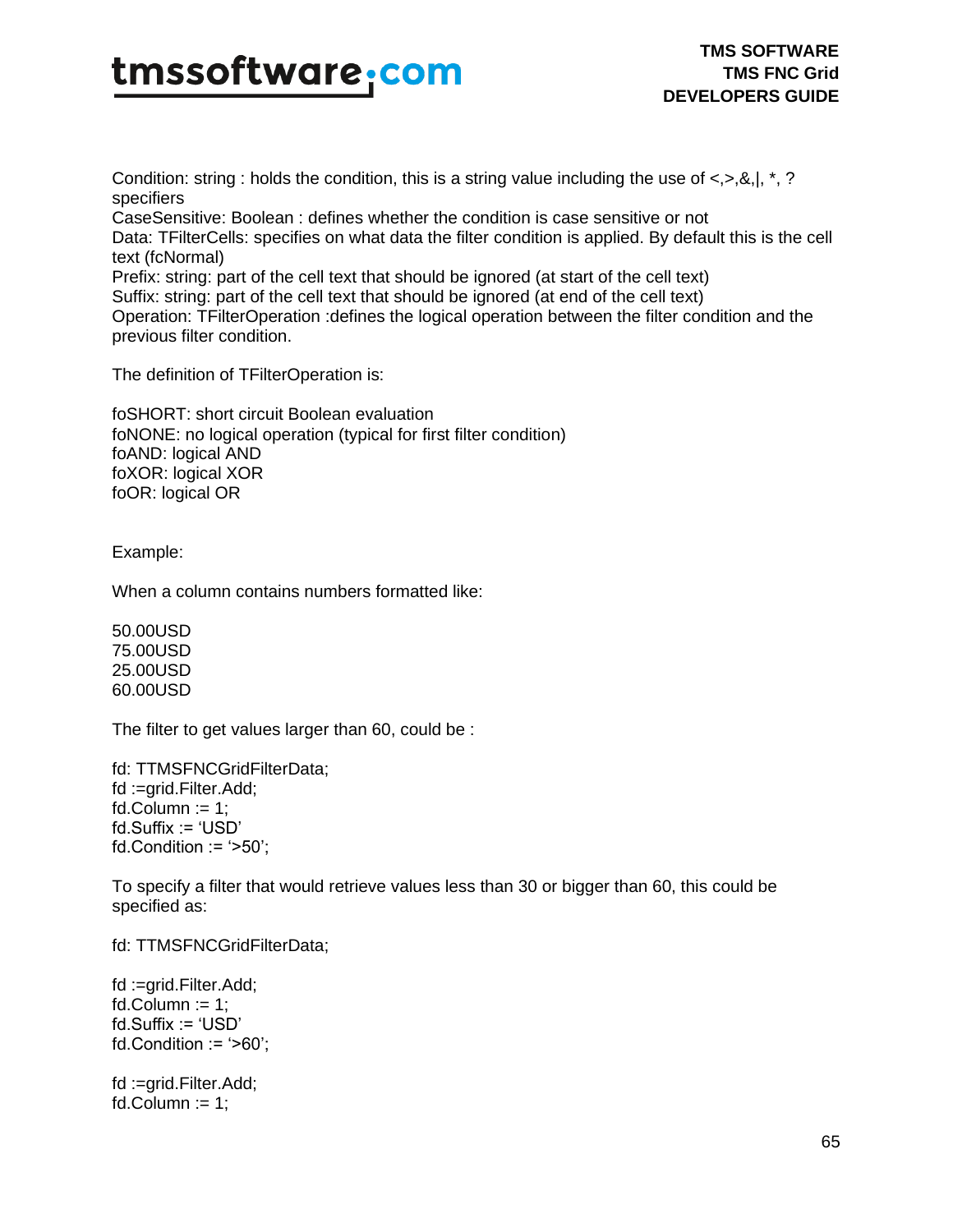Condition: string : holds the condition, this is a string value including the use of <,>,&,|, *, ? specifiers
CaseSensitive: Boolean : defines whether the condition is case sensitive or not
Data: TFilterCells: specifies on what data the filter condition is applied. By default this is the cell text (fcNormal)
Prefix: string: part of the cell text that should be ignored (at start of the cell text)
Suffix: string: part of the cell text that should be ignored (at end of the cell text)
Operation: TFilterOperation :defines the logical operation between the filter condition and the previous filter condition.

The definition of TFilterOperation is:

foSHORT: short circuit Boolean evaluation
foNONE: no logical operation (typical for first filter condition)
foAND: logical AND
foXOR: logical XOR
foOR: logical OR

Example:

When a column contains numbers formatted like:

50.00USD
75.00USD
25.00USD
60.00USD

The filter to get values larger than 60, could be :

```
fd: TTMSFNCGridFilterData;
fd :=grid.Filter.Add;
fd.Column := 1;
fd.Suffix := 'USD'
fd.Condition := '>50';
```

To specify a filter that would retrieve values less than 30 or bigger than 60, this could be specified as:

```
fd: TTMSFNCGridFilterData;

fd :=grid.Filter.Add;
fd.Column := 1;
fd.Suffix := 'USD'
fd.Condition := '>60';

fd :=grid.Filter.Add;
fd.Column := 1;
```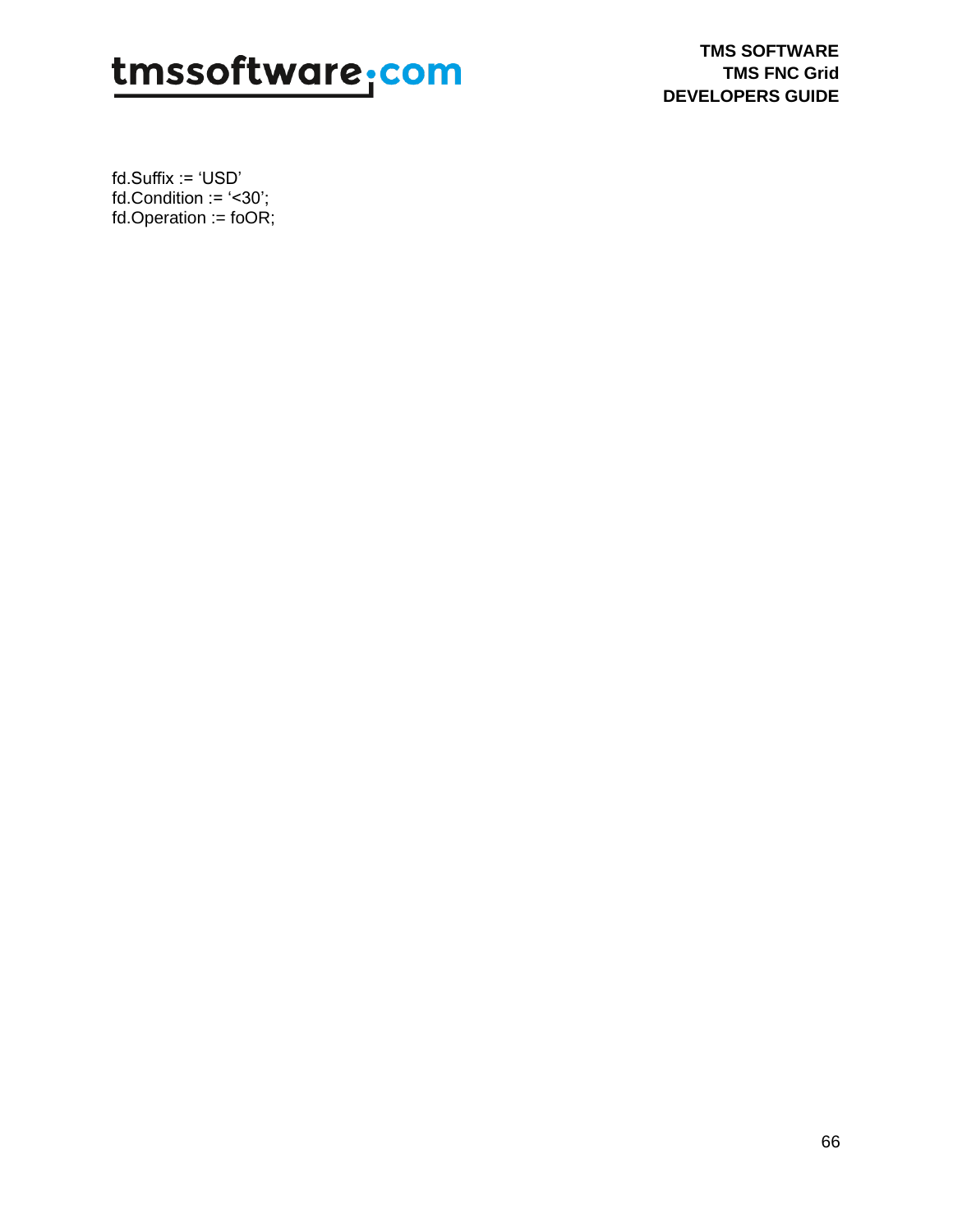```
fd.Suffix := 'USD'
fd.Condition := '<30';
fd.Operation := foOR;
```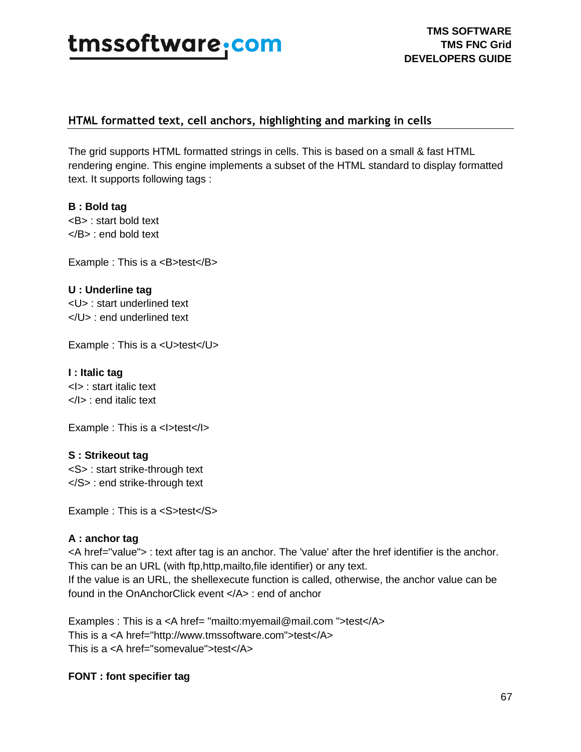## HTML formatted text, cell anchors, highlighting and marking in cells

The grid supports HTML formatted strings in cells. This is based on a small & fast HTML rendering engine. This engine implements a subset of the HTML standard to display formatted text. It supports following tags :

**B : Bold tag**
<B> : start bold text
</B> : end bold text

Example : This is a <B>test</B>

**U : Underline tag**
<U> : start underlined text
</U> : end underlined text

Example : This is a <U>test</U>

**I : Italic tag**
<I> : start italic text
</I> : end italic text

Example : This is a <I>test</I>

**S : Strikeout tag**
<S> : start strike-through text
</S> : end strike-through text

Example : This is a <S>test</S>

**A : anchor tag**
<A href="value"> : text after tag is an anchor. The 'value' after the href identifier is the anchor. This can be an URL (with ftp,http,mailto,file identifier) or any text.
If the value is an URL, the shellexecute function is called, otherwise, the anchor value can be found in the OnAnchorClick event </A> : end of anchor

Examples : This is a <A href= "mailto:myemail@mail.com ">test</A>
This is a <A href="http://www.tmssoftware.com">test</A>
This is a <A href="somevalue">test</A>

**FONT : font specifier tag**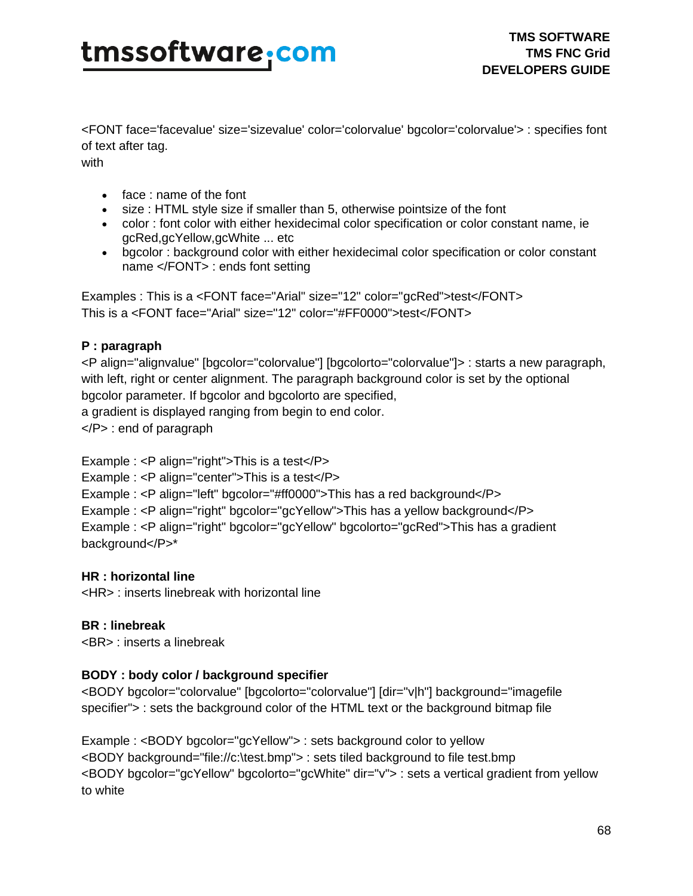<FONT face='facevalue' size='sizevalue' color='colorvalue' bgcolor='colorvalue'> : specifies font of text after tag.
with

- face : name of the font
- size : HTML style size if smaller than 5, otherwise pointsize of the font
- color : font color with either hexidecimal color specification or color constant name, ie gcRed,gcYellow,gcWhite ... etc
- bgcolor : background color with either hexidecimal color specification or color constant name </FONT> : ends font setting

Examples : This is a <FONT face="Arial" size="12" color="gcRed">test</FONT>
This is a <FONT face="Arial" size="12" color="#FF0000">test</FONT>

**P : paragraph**

<P align="alignvalue" [bgcolor="colorvalue"] [bgcolorto="colorvalue"]> : starts a new paragraph, with left, right or center alignment. The paragraph background color is set by the optional bgcolor parameter. If bgcolor and bgcolorto are specified,
a gradient is displayed ranging from begin to end color.
</P> : end of paragraph

Example : <P align="right">This is a test</P>
Example : <P align="center">This is a test</P>
Example : <P align="left" bgcolor="#ff0000">This has a red background</P>
Example : <P align="right" bgcolor="gcYellow">This has a yellow background</P>
Example : <P align="right" bgcolor="gcYellow" bgcolorto="gcRed">This has a gradient background</P>*

**HR : horizontal line**

<HR> : inserts linebreak with horizontal line

**BR : linebreak**

<BR> : inserts a linebreak

**BODY : body color / background specifier**

<BODY bgcolor="colorvalue" [bgcolorto="colorvalue"] [dir="v|h"] background="imagefile specifier"> : sets the background color of the HTML text or the background bitmap file

Example : <BODY bgcolor="gcYellow"> : sets background color to yellow
<BODY background="file://c:\test.bmp"> : sets tiled background to file test.bmp
<BODY bgcolor="gcYellow" bgcolorto="gcWhite" dir="v"> : sets a vertical gradient from yellow to white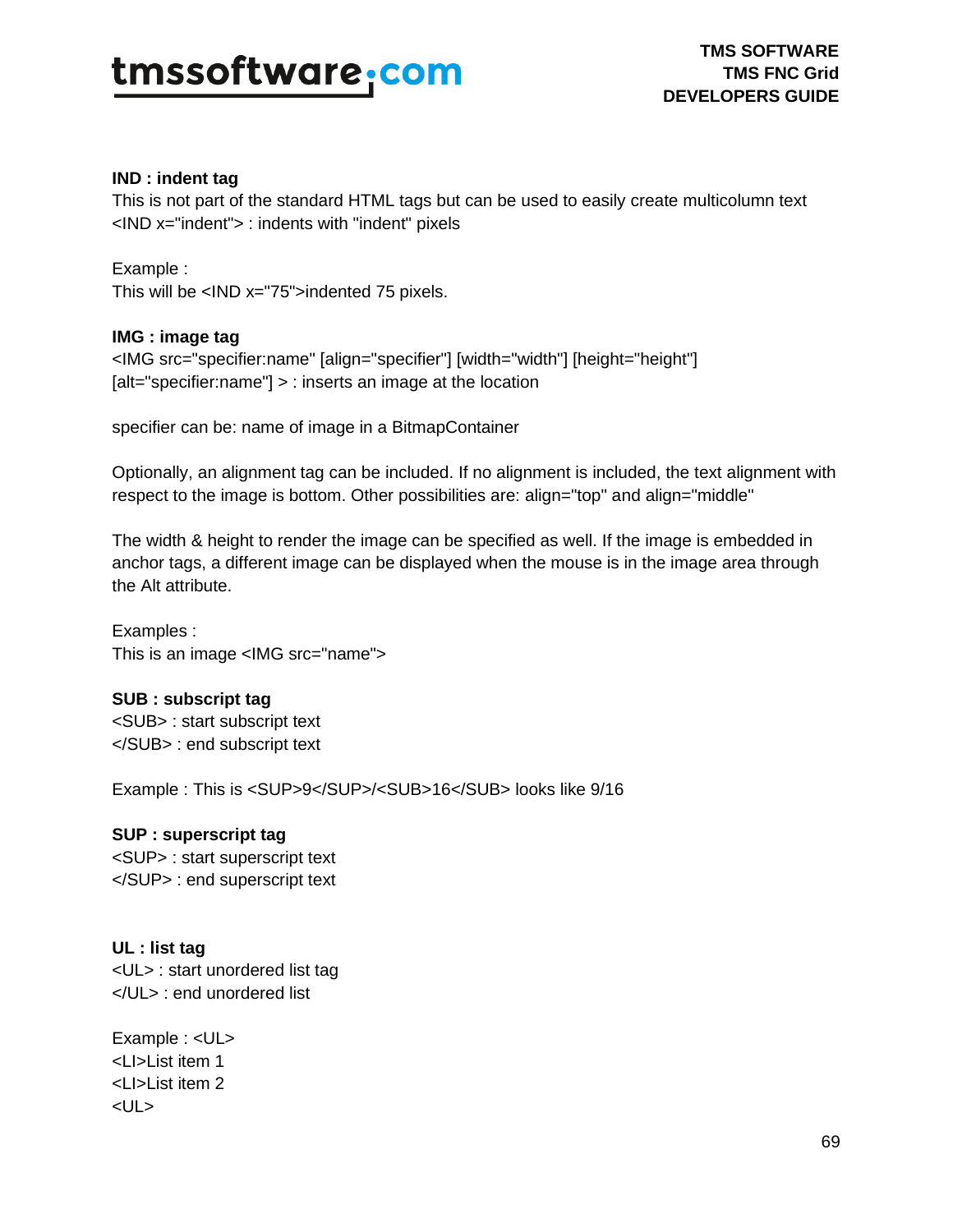**IND : indent tag**

This is not part of the standard HTML tags but can be used to easily create multicolumn text
<IND x="indent"> : indents with "indent" pixels

Example :
This will be <IND x="75">indented 75 pixels.

**IMG : image tag**

<IMG src="specifier:name" [align="specifier"] [width="width"] [height="height"] [alt="specifier:name"] > : inserts an image at the location

specifier can be: name of image in a BitmapContainer

Optionally, an alignment tag can be included. If no alignment is included, the text alignment with respect to the image is bottom. Other possibilities are: align="top" and align="middle"

The width & height to render the image can be specified as well. If the image is embedded in anchor tags, a different image can be displayed when the mouse is in the image area through the Alt attribute.

Examples :
This is an image <IMG src="name">

**SUB : subscript tag**

<SUB> : start subscript text
</SUB> : end subscript text

Example : This is <SUP>9</SUP>/<SUB>16</SUB> looks like 9/16

**SUP : superscript tag**

<SUP> : start superscript text
</SUP> : end superscript text

**UL : list tag**

<UL> : start unordered list tag
</UL> : end unordered list

Example : <UL>
<LI>List item 1
<LI>List item 2
<UL>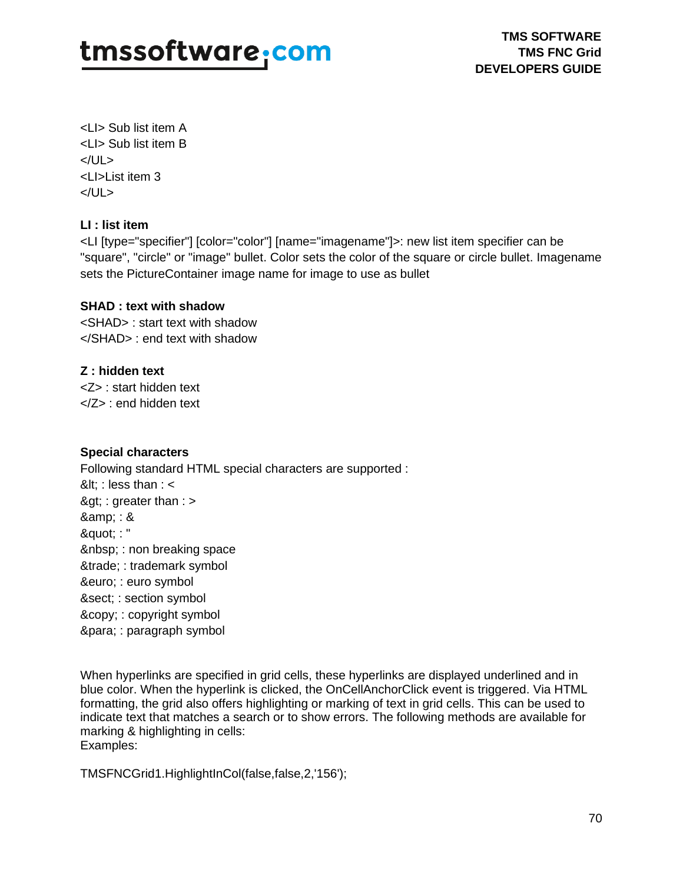<LI> Sub list item A
<LI> Sub list item B
</UL>
<LI>List item 3
</UL>

**LI : list item**

<LI [type="specifier"] [color="color"] [name="imagename"]>: new list item specifier can be "square", "circle" or "image" bullet. Color sets the color of the square or circle bullet. Imagename sets the PictureContainer image name for image to use as bullet

**SHAD : text with shadow**

<SHAD> : start text with shadow
</SHAD> : end text with shadow

**Z : hidden text**

<Z> : start hidden text
</Z> : end hidden text

**Special characters**

Following standard HTML special characters are supported :
&lt; : less than : <
&gt; : greater than : >
&amp; : &
&quot; : "
&nbsp; : non breaking space
&trade; : trademark symbol
&euro; : euro symbol
&sect; : section symbol
&copy; : copyright symbol
&para; : paragraph symbol

When hyperlinks are specified in grid cells, these hyperlinks are displayed underlined and in blue color. When the hyperlink is clicked, the OnCellAnchorClick event is triggered. Via HTML formatting, the grid also offers highlighting or marking of text in grid cells. This can be used to indicate text that matches a search or to show errors. The following methods are available for marking & highlighting in cells:
Examples:

```
TMSFNCGrid1.HighlightInCol(false,false,2,'156');
```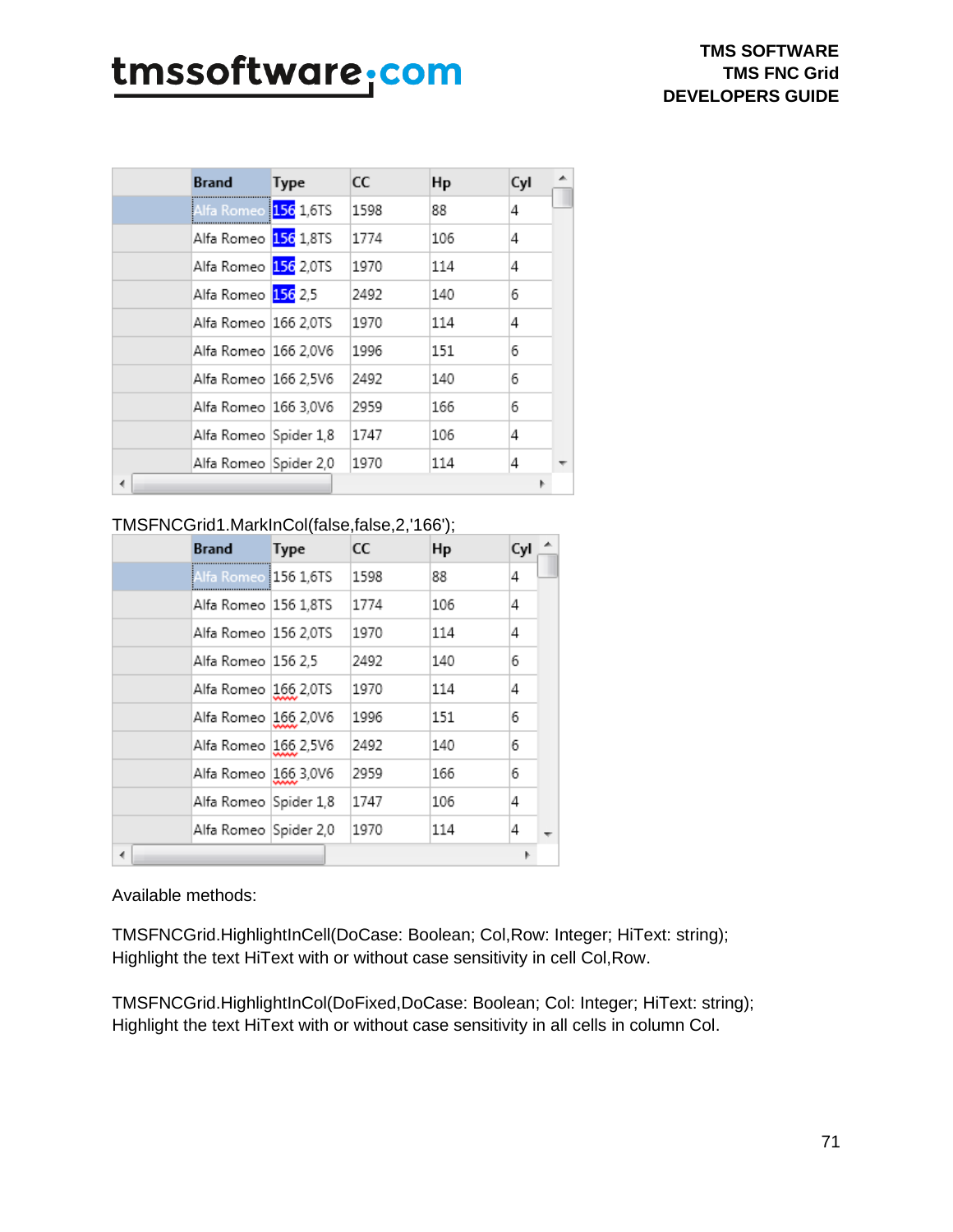| | Brand | Type | CC | Hp | Cyl |
|---|---|---|---|---|---|
| | Alfa Romeo | 156 1,6TS | 1598 | 88 | 4 |
| | Alfa Romeo | 156 1,8TS | 1774 | 106 | 4 |
| | Alfa Romeo | 156 2,0TS | 1970 | 114 | 4 |
| | Alfa Romeo | 156 2,5 | 2492 | 140 | 6 |
| | Alfa Romeo | 166 2,0TS | 1970 | 114 | 4 |
| | Alfa Romeo | 166 2,0V6 | 1996 | 151 | 6 |
| | Alfa Romeo | 166 2,5V6 | 2492 | 140 | 6 |
| | Alfa Romeo | 166 3,0V6 | 2959 | 166 | 6 |
| | Alfa Romeo | Spider 1,8 | 1747 | 106 | 4 |
| | Alfa Romeo | Spider 2,0 | 1970 | 114 | 4 |

TMSFNCGrid1.MarkInCol(false,false,2,'166');

| | Brand | Type | CC | Hp | Cyl |
|---|---|---|---|---|---|
| | Alfa Romeo | 156 1,6TS | 1598 | 88 | 4 |
| | Alfa Romeo | 156 1,8TS | 1774 | 106 | 4 |
| | Alfa Romeo | 156 2,0TS | 1970 | 114 | 4 |
| | Alfa Romeo | 156 2,5 | 2492 | 140 | 6 |
| | Alfa Romeo | 166 2,0TS | 1970 | 114 | 4 |
| | Alfa Romeo | 166 2,0V6 | 1996 | 151 | 6 |
| | Alfa Romeo | 166 2,5V6 | 2492 | 140 | 6 |
| | Alfa Romeo | 166 3,0V6 | 2959 | 166 | 6 |
| | Alfa Romeo | Spider 1,8 | 1747 | 106 | 4 |
| | Alfa Romeo | Spider 2,0 | 1970 | 114 | 4 |

Available methods:

TMSFNCGrid.HighlightInCell(DoCase: Boolean; Col,Row: Integer; HiText: string);
Highlight the text HiText with or without case sensitivity in cell Col,Row.

TMSFNCGrid.HighlightInCol(DoFixed,DoCase: Boolean; Col: Integer; HiText: string);
Highlight the text HiText with or without case sensitivity in all cells in column Col.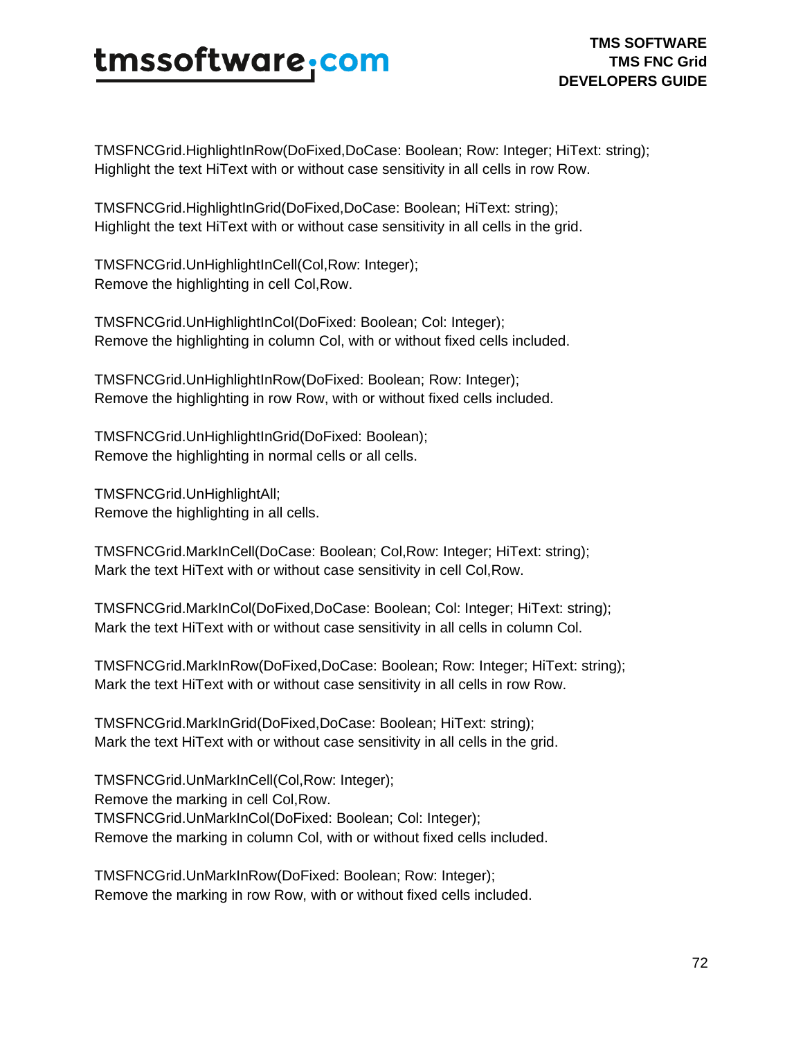TMSFNCGrid.HighlightInRow(DoFixed,DoCase: Boolean; Row: Integer; HiText: string);
Highlight the text HiText with or without case sensitivity in all cells in row Row.

TMSFNCGrid.HighlightInGrid(DoFixed,DoCase: Boolean; HiText: string);
Highlight the text HiText with or without case sensitivity in all cells in the grid.

TMSFNCGrid.UnHighlightInCell(Col,Row: Integer);
Remove the highlighting in cell Col,Row.

TMSFNCGrid.UnHighlightInCol(DoFixed: Boolean; Col: Integer);
Remove the highlighting in column Col, with or without fixed cells included.

TMSFNCGrid.UnHighlightInRow(DoFixed: Boolean; Row: Integer);
Remove the highlighting in row Row, with or without fixed cells included.

TMSFNCGrid.UnHighlightInGrid(DoFixed: Boolean);
Remove the highlighting in normal cells or all cells.

TMSFNCGrid.UnHighlightAll;
Remove the highlighting in all cells.

TMSFNCGrid.MarkInCell(DoCase: Boolean; Col,Row: Integer; HiText: string);
Mark the text HiText with or without case sensitivity in cell Col,Row.

TMSFNCGrid.MarkInCol(DoFixed,DoCase: Boolean; Col: Integer; HiText: string);
Mark the text HiText with or without case sensitivity in all cells in column Col.

TMSFNCGrid.MarkInRow(DoFixed,DoCase: Boolean; Row: Integer; HiText: string);
Mark the text HiText with or without case sensitivity in all cells in row Row.

TMSFNCGrid.MarkInGrid(DoFixed,DoCase: Boolean; HiText: string);
Mark the text HiText with or without case sensitivity in all cells in the grid.

TMSFNCGrid.UnMarkInCell(Col,Row: Integer);
Remove the marking in cell Col,Row.
TMSFNCGrid.UnMarkInCol(DoFixed: Boolean; Col: Integer);
Remove the marking in column Col, with or without fixed cells included.

TMSFNCGrid.UnMarkInRow(DoFixed: Boolean; Row: Integer);
Remove the marking in row Row, with or without fixed cells included.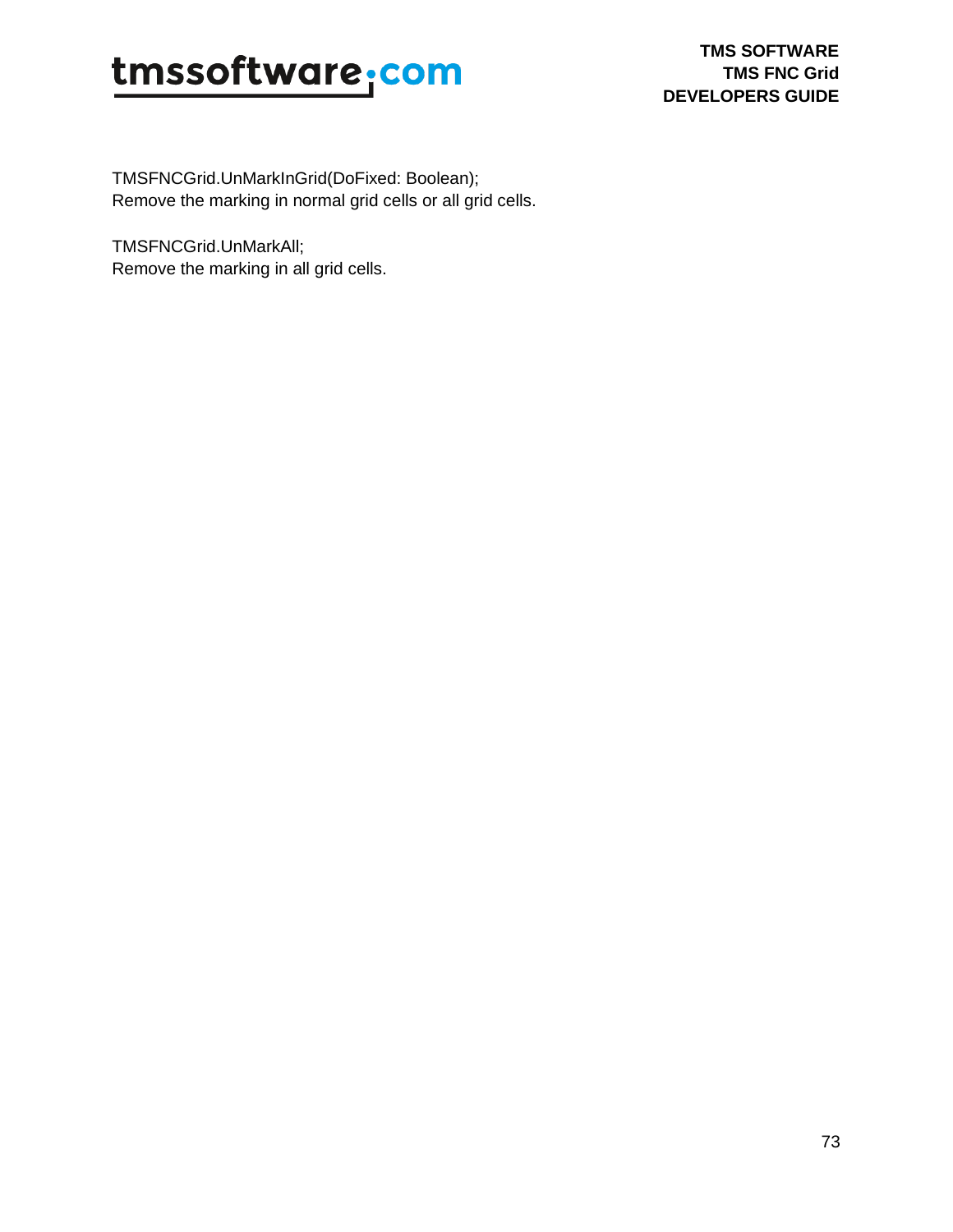TMSFNCGrid.UnMarkInGrid(DoFixed: Boolean);
Remove the marking in normal grid cells or all grid cells.

TMSFNCGrid.UnMarkAll;
Remove the marking in all grid cells.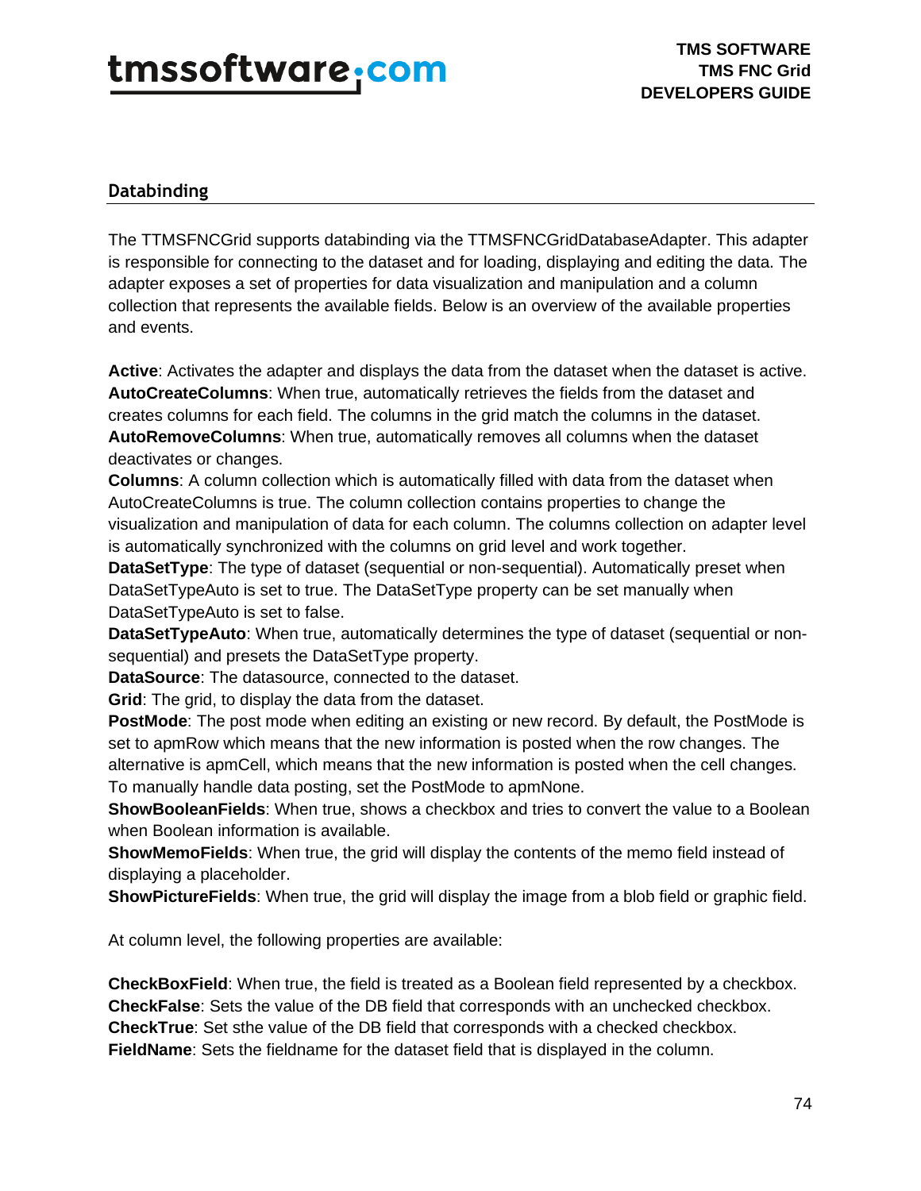## Databinding

The TTMSFNCGrid supports databinding via the TTMSFNCGridDatabaseAdapter. This adapter is responsible for connecting to the dataset and for loading, displaying and editing the data. The adapter exposes a set of properties for data visualization and manipulation and a column collection that represents the available fields. Below is an overview of the available properties and events.

**Active**: Activates the adapter and displays the data from the dataset when the dataset is active.
**AutoCreateColumns**: When true, automatically retrieves the fields from the dataset and creates columns for each field. The columns in the grid match the columns in the dataset.
**AutoRemoveColumns**: When true, automatically removes all columns when the dataset deactivates or changes.
**Columns**: A column collection which is automatically filled with data from the dataset when AutoCreateColumns is true. The column collection contains properties to change the visualization and manipulation of data for each column. The columns collection on adapter level is automatically synchronized with the columns on grid level and work together.
**DataSetType**: The type of dataset (sequential or non-sequential). Automatically preset when DataSetTypeAuto is set to true. The DataSetType property can be set manually when DataSetTypeAuto is set to false.
**DataSetTypeAuto**: When true, automatically determines the type of dataset (sequential or non-sequential) and presets the DataSetType property.
**DataSource**: The datasource, connected to the dataset.
**Grid**: The grid, to display the data from the dataset.
**PostMode**: The post mode when editing an existing or new record. By default, the PostMode is set to apmRow which means that the new information is posted when the row changes. The alternative is apmCell, which means that the new information is posted when the cell changes. To manually handle data posting, set the PostMode to apmNone.
**ShowBooleanFields**: When true, shows a checkbox and tries to convert the value to a Boolean when Boolean information is available.
**ShowMemoFields**: When true, the grid will display the contents of the memo field instead of displaying a placeholder.
**ShowPictureFields**: When true, the grid will display the image from a blob field or graphic field.

At column level, the following properties are available:

**CheckBoxField**: When true, the field is treated as a Boolean field represented by a checkbox.
**CheckFalse**: Sets the value of the DB field that corresponds with an unchecked checkbox.
**CheckTrue**: Set sthe value of the DB field that corresponds with a checked checkbox.
**FieldName**: Sets the fieldname for the dataset field that is displayed in the column.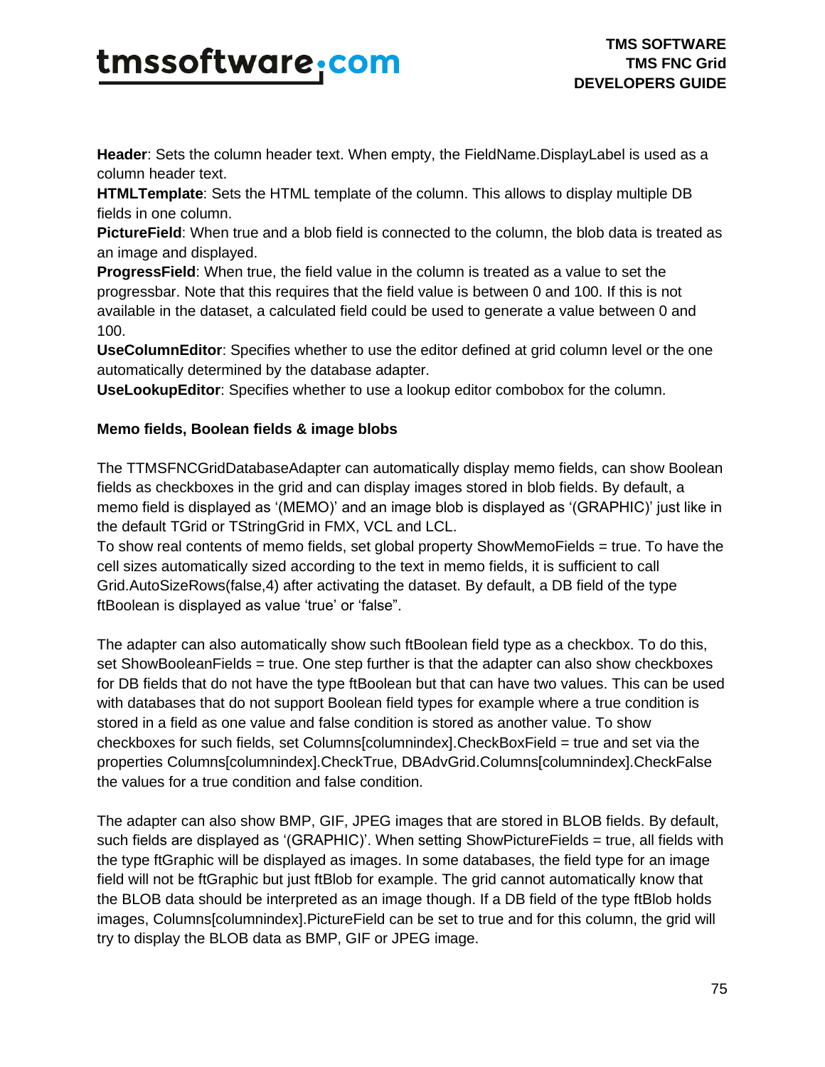**Header**: Sets the column header text. When empty, the FieldName.DisplayLabel is used as a column header text.
**HTMLTemplate**: Sets the HTML template of the column. This allows to display multiple DB fields in one column.
**PictureField**: When true and a blob field is connected to the column, the blob data is treated as an image and displayed.
**ProgressField**: When true, the field value in the column is treated as a value to set the progressbar. Note that this requires that the field value is between 0 and 100. If this is not available in the dataset, a calculated field could be used to generate a value between 0 and 100.
**UseColumnEditor**: Specifies whether to use the editor defined at grid column level or the one automatically determined by the database adapter.
**UseLookupEditor**: Specifies whether to use a lookup editor combobox for the column.

**Memo fields, Boolean fields & image blobs**

The TTMSFNCGridDatabaseAdapter can automatically display memo fields, can show Boolean fields as checkboxes in the grid and can display images stored in blob fields. By default, a memo field is displayed as '(MEMO)' and an image blob is displayed as '(GRAPHIC)' just like in the default TGrid or TStringGrid in FMX, VCL and LCL.
To show real contents of memo fields, set global property ShowMemoFields = true. To have the cell sizes automatically sized according to the text in memo fields, it is sufficient to call Grid.AutoSizeRows(false,4) after activating the dataset. By default, a DB field of the type ftBoolean is displayed as value 'true' or 'false".

The adapter can also automatically show such ftBoolean field type as a checkbox. To do this, set ShowBooleanFields = true. One step further is that the adapter can also show checkboxes for DB fields that do not have the type ftBoolean but that can have two values. This can be used with databases that do not support Boolean field types for example where a true condition is stored in a field as one value and false condition is stored as another value. To show checkboxes for such fields, set Columns[columnindex].CheckBoxField = true and set via the properties Columns[columnindex].CheckTrue, DBAdvGrid.Columns[columnindex].CheckFalse the values for a true condition and false condition.

The adapter can also show BMP, GIF, JPEG images that are stored in BLOB fields. By default, such fields are displayed as '(GRAPHIC)'. When setting ShowPictureFields = true, all fields with the type ftGraphic will be displayed as images. In some databases, the field type for an image field will not be ftGraphic but just ftBlob for example. The grid cannot automatically know that the BLOB data should be interpreted as an image though. If a DB field of the type ftBlob holds images, Columns[columnindex].PictureField can be set to true and for this column, the grid will try to display the BLOB data as BMP, GIF or JPEG image.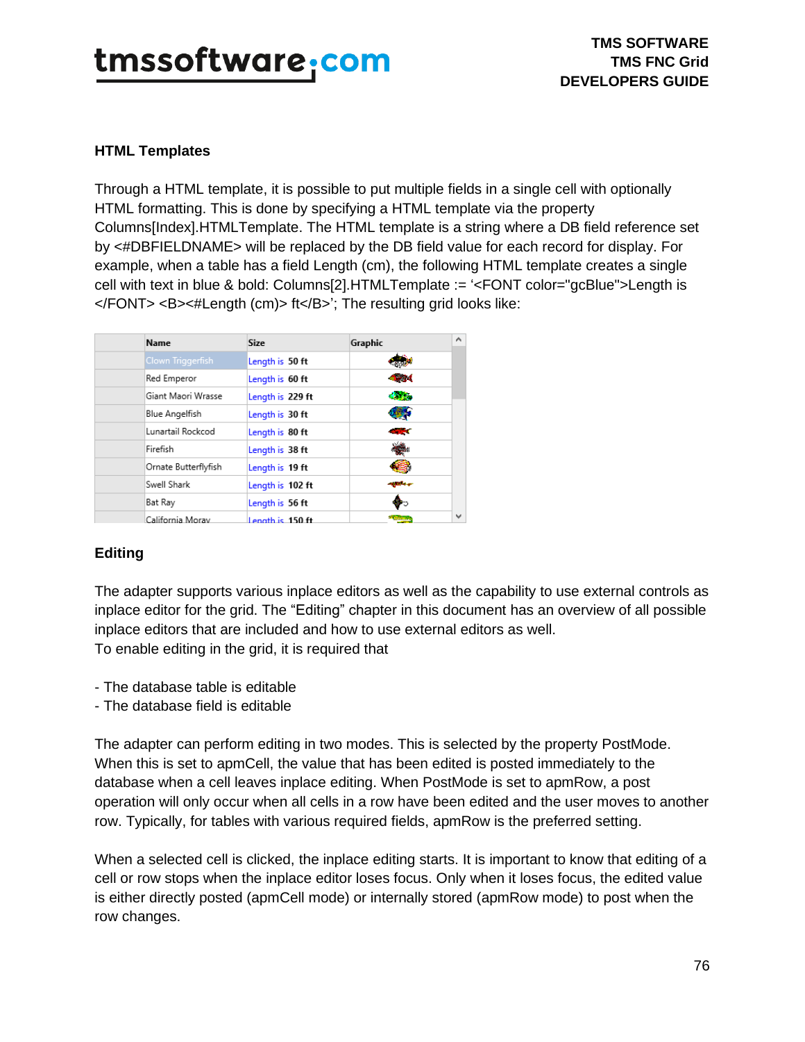## HTML Templates

Through a HTML template, it is possible to put multiple fields in a single cell with optionally HTML formatting. This is done by specifying a HTML template via the property Columns[Index].HTMLTemplate. The HTML template is a string where a DB field reference set by <#DBFIELDNAME> will be replaced by the DB field value for each record for display. For example, when a table has a field Length (cm), the following HTML template creates a single cell with text in blue & bold: Columns[2].HTMLTemplate := '<FONT color="gcBlue">Length is </FONT> <B><#Length (cm)> ft</B>'; The resulting grid looks like:

| | Name | Size | Graphic |
|---|---|---|---|
| | Clown Triggerfish | Length is **50 ft** | |
| | Red Emperor | Length is **60 ft** | |
| | Giant Maori Wrasse | Length is **229 ft** | |
| | Blue Angelfish | Length is **30 ft** | |
| | Lunartail Rockcod | Length is **80 ft** | |
| | Firefish | Length is **38 ft** | |
| | Ornate Butterflyfish | Length is **19 ft** | |
| | Swell Shark | Length is **102 ft** | |
| | Bat Ray | Length is **56 ft** | |
| | California Moray | Length is **150 ft** | |

## Editing

The adapter supports various inplace editors as well as the capability to use external controls as inplace editor for the grid. The "Editing" chapter in this document has an overview of all possible inplace editors that are included and how to use external editors as well.
To enable editing in the grid, it is required that

- The database table is editable
- The database field is editable

The adapter can perform editing in two modes. This is selected by the property PostMode. When this is set to apmCell, the value that has been edited is posted immediately to the database when a cell leaves inplace editing. When PostMode is set to apmRow, a post operation will only occur when all cells in a row have been edited and the user moves to another row. Typically, for tables with various required fields, apmRow is the preferred setting.

When a selected cell is clicked, the inplace editing starts. It is important to know that editing of a cell or row stops when the inplace editor loses focus. Only when it loses focus, the edited value is either directly posted (apmCell mode) or internally stored (apmRow mode) to post when the row changes.